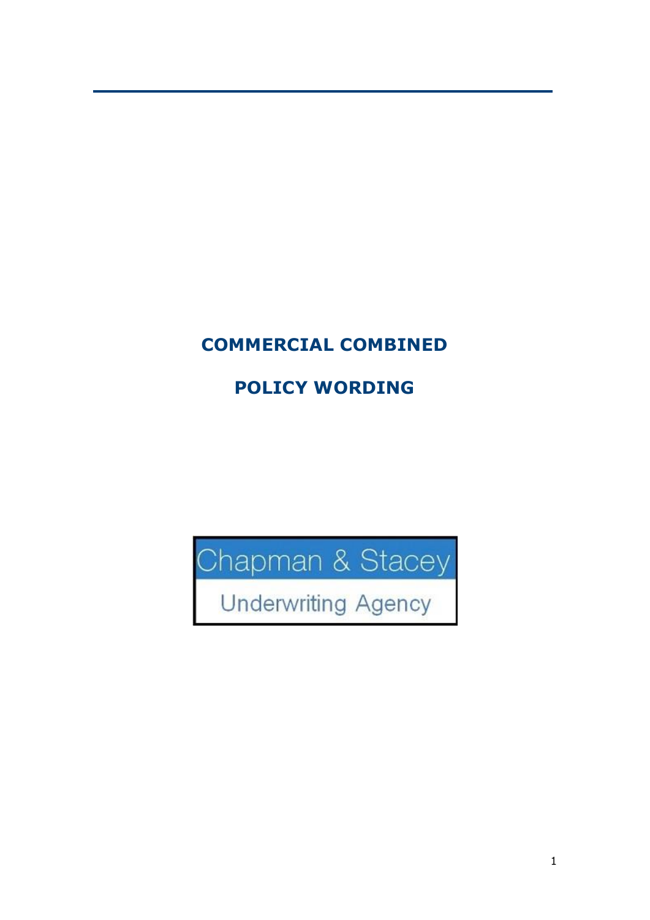# COMMERCIAL COMBINED

# POLICY WORDING

Chapman & Stacey

Underwriting Agency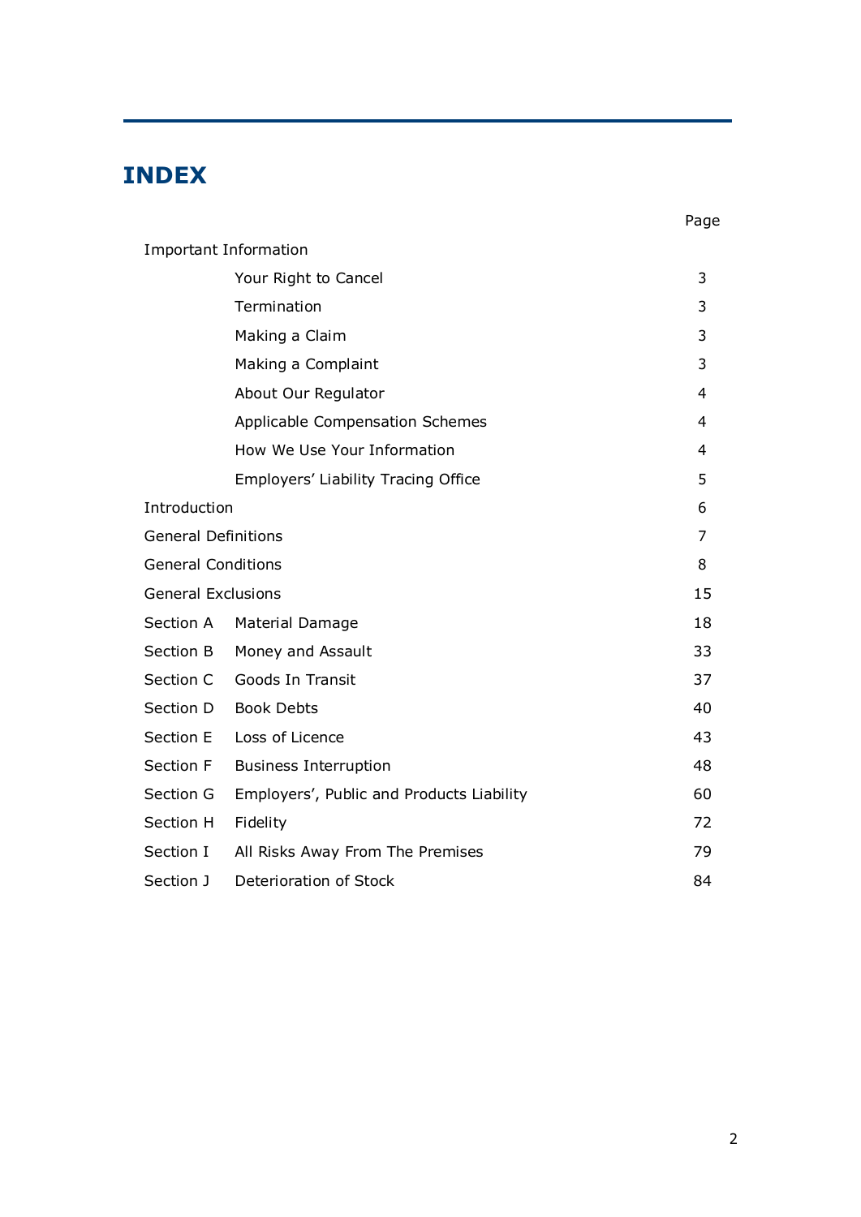# INDEX

| | | Page |
|---|---|---|
| Important Information | | |
| | Your Right to Cancel | 3 |
| | Termination | 3 |
| | Making a Claim | 3 |
| | Making a Complaint | 3 |
| | About Our Regulator | 4 |
| | Applicable Compensation Schemes | 4 |
| | How We Use Your Information | 4 |
| | Employers' Liability Tracing Office | 5 |
| Introduction | | 6 |
| General Definitions | | 7 |
| General Conditions | | 8 |
| General Exclusions | | 15 |
| Section A | Material Damage | 18 |
| Section B | Money and Assault | 33 |
| Section C | Goods In Transit | 37 |
| Section D | Book Debts | 40 |
| Section E | Loss of Licence | 43 |
| Section F | Business Interruption | 48 |
| Section G | Employers', Public and Products Liability | 60 |
| Section H | Fidelity | 72 |
| Section I | All Risks Away From The Premises | 79 |
| Section J | Deterioration of Stock | 84 |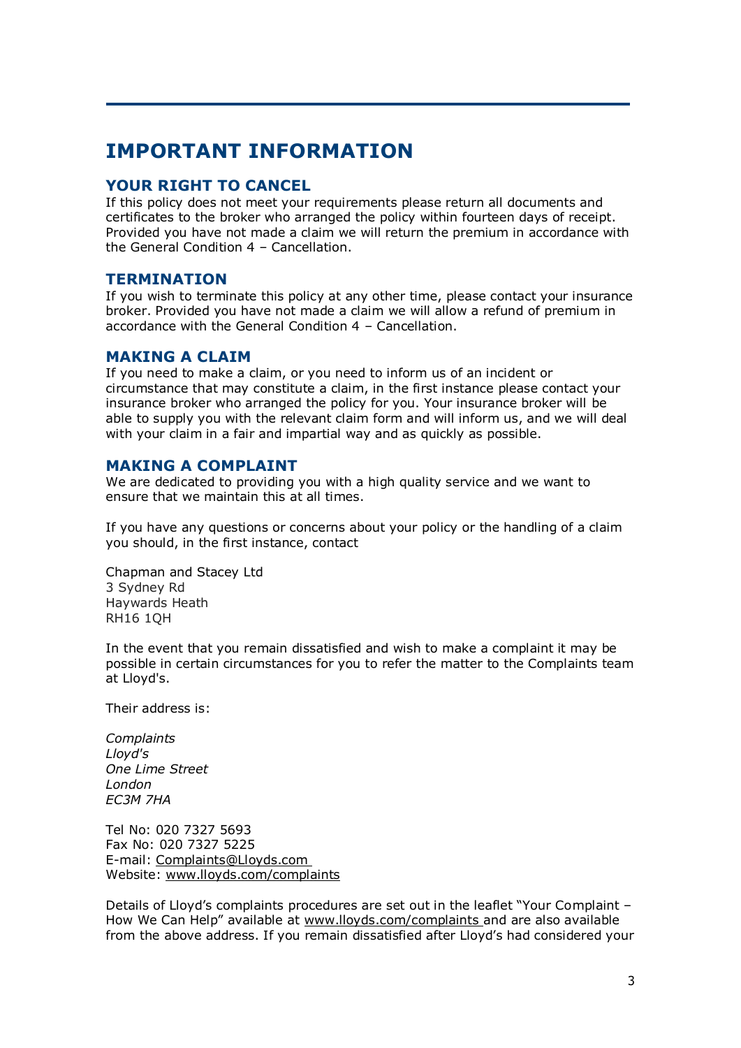# IMPORTANT INFORMATION

## YOUR RIGHT TO CANCEL

If this policy does not meet your requirements please return all documents and certificates to the broker who arranged the policy within fourteen days of receipt. Provided you have not made a claim we will return the premium in accordance with the General Condition 4 – Cancellation.

## TERMINATION

If you wish to terminate this policy at any other time, please contact your insurance broker. Provided you have not made a claim we will allow a refund of premium in accordance with the General Condition 4 – Cancellation.

## MAKING A CLAIM

If you need to make a claim, or you need to inform us of an incident or circumstance that may constitute a claim, in the first instance please contact your insurance broker who arranged the policy for you. Your insurance broker will be able to supply you with the relevant claim form and will inform us, and we will deal with your claim in a fair and impartial way and as quickly as possible.

## MAKING A COMPLAINT

We are dedicated to providing you with a high quality service and we want to ensure that we maintain this at all times.

If you have any questions or concerns about your policy or the handling of a claim you should, in the first instance, contact

Chapman and Stacey Ltd
3 Sydney Rd
Haywards Heath
RH16 1QH

In the event that you remain dissatisfied and wish to make a complaint it may be possible in certain circumstances for you to refer the matter to the Complaints team at Lloyd's.

Their address is:

*Complaints*
*Lloyd's*
*One Lime Street*
*London*
*EC3M 7HA*

Tel No: 020 7327 5693
Fax No: 020 7327 5225
E-mail: Complaints@Lloyds.com
Website: www.lloyds.com/complaints

Details of Lloyd's complaints procedures are set out in the leaflet "Your Complaint – How We Can Help" available at www.lloyds.com/complaints and are also available from the above address. If you remain dissatisfied after Lloyd's had considered your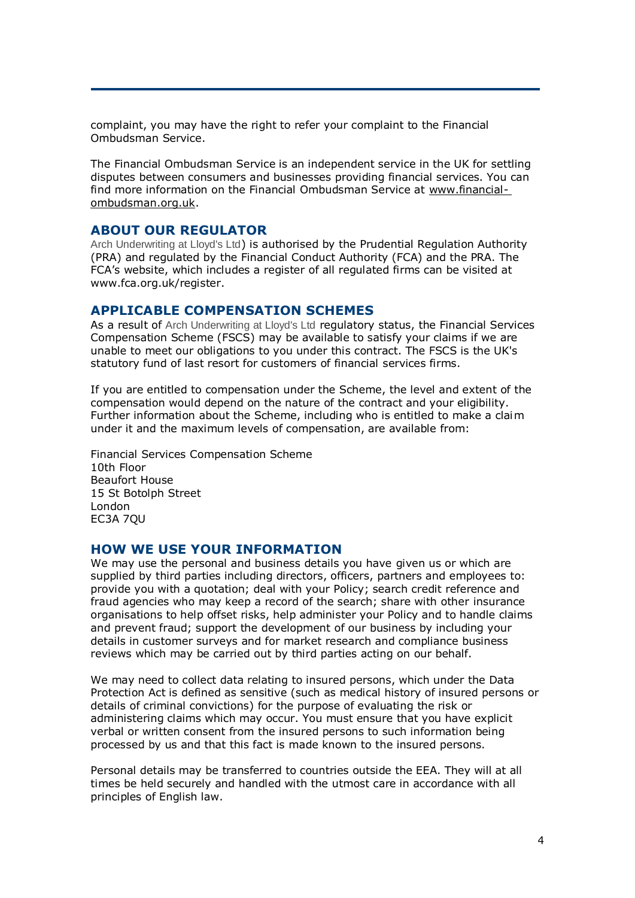complaint, you may have the right to refer your complaint to the Financial Ombudsman Service.

The Financial Ombudsman Service is an independent service in the UK for settling disputes between consumers and businesses providing financial services. You can find more information on the Financial Ombudsman Service at www.financial-ombudsman.org.uk.

## ABOUT OUR REGULATOR

Arch Underwriting at Lloyd's Ltd) is authorised by the Prudential Regulation Authority (PRA) and regulated by the Financial Conduct Authority (FCA) and the PRA. The FCA's website, which includes a register of all regulated firms can be visited at www.fca.org.uk/register.

## APPLICABLE COMPENSATION SCHEMES

As a result of Arch Underwriting at Lloyd's Ltd regulatory status, the Financial Services Compensation Scheme (FSCS) may be available to satisfy your claims if we are unable to meet our obligations to you under this contract. The FSCS is the UK's statutory fund of last resort for customers of financial services firms.

If you are entitled to compensation under the Scheme, the level and extent of the compensation would depend on the nature of the contract and your eligibility. Further information about the Scheme, including who is entitled to make a claim under it and the maximum levels of compensation, are available from:

Financial Services Compensation Scheme
10th Floor
Beaufort House
15 St Botolph Street
London
EC3A 7QU

## HOW WE USE YOUR INFORMATION

We may use the personal and business details you have given us or which are supplied by third parties including directors, officers, partners and employees to: provide you with a quotation; deal with your Policy; search credit reference and fraud agencies who may keep a record of the search; share with other insurance organisations to help offset risks, help administer your Policy and to handle claims and prevent fraud; support the development of our business by including your details in customer surveys and for market research and compliance business reviews which may be carried out by third parties acting on our behalf.

We may need to collect data relating to insured persons, which under the Data Protection Act is defined as sensitive (such as medical history of insured persons or details of criminal convictions) for the purpose of evaluating the risk or administering claims which may occur. You must ensure that you have explicit verbal or written consent from the insured persons to such information being processed by us and that this fact is made known to the insured persons.

Personal details may be transferred to countries outside the EEA. They will at all times be held securely and handled with the utmost care in accordance with all principles of English law.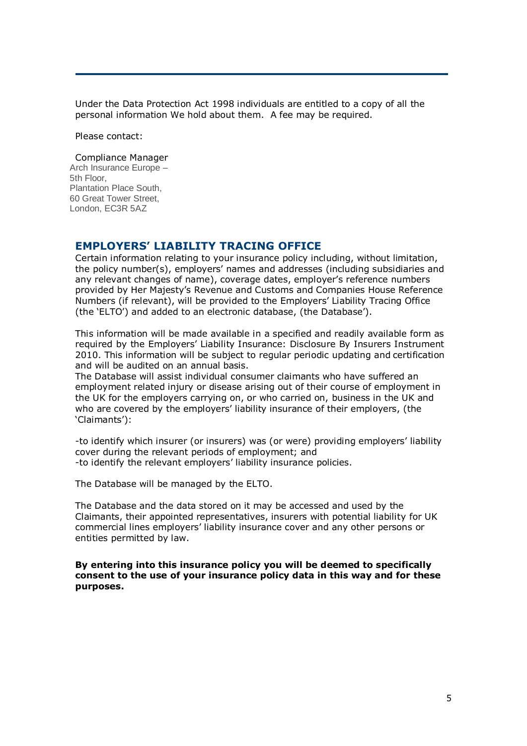Under the Data Protection Act 1998 individuals are entitled to a copy of all the personal information We hold about them. A fee may be required.

Please contact:

Compliance Manager  
Arch Insurance Europe –  
5th Floor,  
Plantation Place South,  
60 Great Tower Street,  
London, EC3R 5AZ

## EMPLOYERS' LIABILITY TRACING OFFICE

Certain information relating to your insurance policy including, without limitation, the policy number(s), employers' names and addresses (including subsidiaries and any relevant changes of name), coverage dates, employer's reference numbers provided by Her Majesty's Revenue and Customs and Companies House Reference Numbers (if relevant), will be provided to the Employers' Liability Tracing Office (the 'ELTO') and added to an electronic database, (the Database').

This information will be made available in a specified and readily available form as required by the Employers' Liability Insurance: Disclosure By Insurers Instrument 2010. This information will be subject to regular periodic updating and certification and will be audited on an annual basis.
The Database will assist individual consumer claimants who have suffered an employment related injury or disease arising out of their course of employment in the UK for the employers carrying on, or who carried on, business in the UK and who are covered by the employers' liability insurance of their employers, (the 'Claimants'):

-to identify which insurer (or insurers) was (or were) providing employers' liability cover during the relevant periods of employment; and
-to identify the relevant employers' liability insurance policies.

The Database will be managed by the ELTO.

The Database and the data stored on it may be accessed and used by the Claimants, their appointed representatives, insurers with potential liability for UK commercial lines employers' liability insurance cover and any other persons or entities permitted by law.

**By entering into this insurance policy you will be deemed to specifically consent to the use of your insurance policy data in this way and for these purposes.**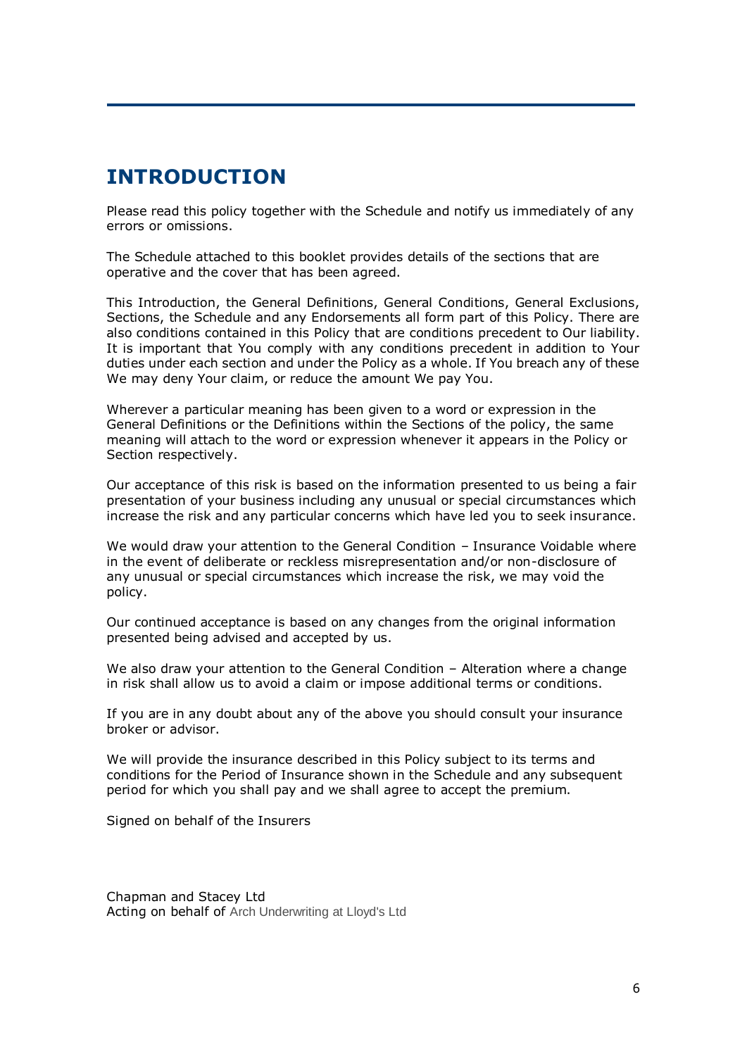# INTRODUCTION

Please read this policy together with the Schedule and notify us immediately of any errors or omissions.

The Schedule attached to this booklet provides details of the sections that are operative and the cover that has been agreed.

This Introduction, the General Definitions, General Conditions, General Exclusions, Sections, the Schedule and any Endorsements all form part of this Policy. There are also conditions contained in this Policy that are conditions precedent to Our liability. It is important that You comply with any conditions precedent in addition to Your duties under each section and under the Policy as a whole. If You breach any of these We may deny Your claim, or reduce the amount We pay You.

Wherever a particular meaning has been given to a word or expression in the General Definitions or the Definitions within the Sections of the policy, the same meaning will attach to the word or expression whenever it appears in the Policy or Section respectively.

Our acceptance of this risk is based on the information presented to us being a fair presentation of your business including any unusual or special circumstances which increase the risk and any particular concerns which have led you to seek insurance.

We would draw your attention to the General Condition – Insurance Voidable where in the event of deliberate or reckless misrepresentation and/or non-disclosure of any unusual or special circumstances which increase the risk, we may void the policy.

Our continued acceptance is based on any changes from the original information presented being advised and accepted by us.

We also draw your attention to the General Condition – Alteration where a change in risk shall allow us to avoid a claim or impose additional terms or conditions.

If you are in any doubt about any of the above you should consult your insurance broker or advisor.

We will provide the insurance described in this Policy subject to its terms and conditions for the Period of Insurance shown in the Schedule and any subsequent period for which you shall pay and we shall agree to accept the premium.

Signed on behalf of the Insurers

Chapman and Stacey Ltd
Acting on behalf of Arch Underwriting at Lloyd's Ltd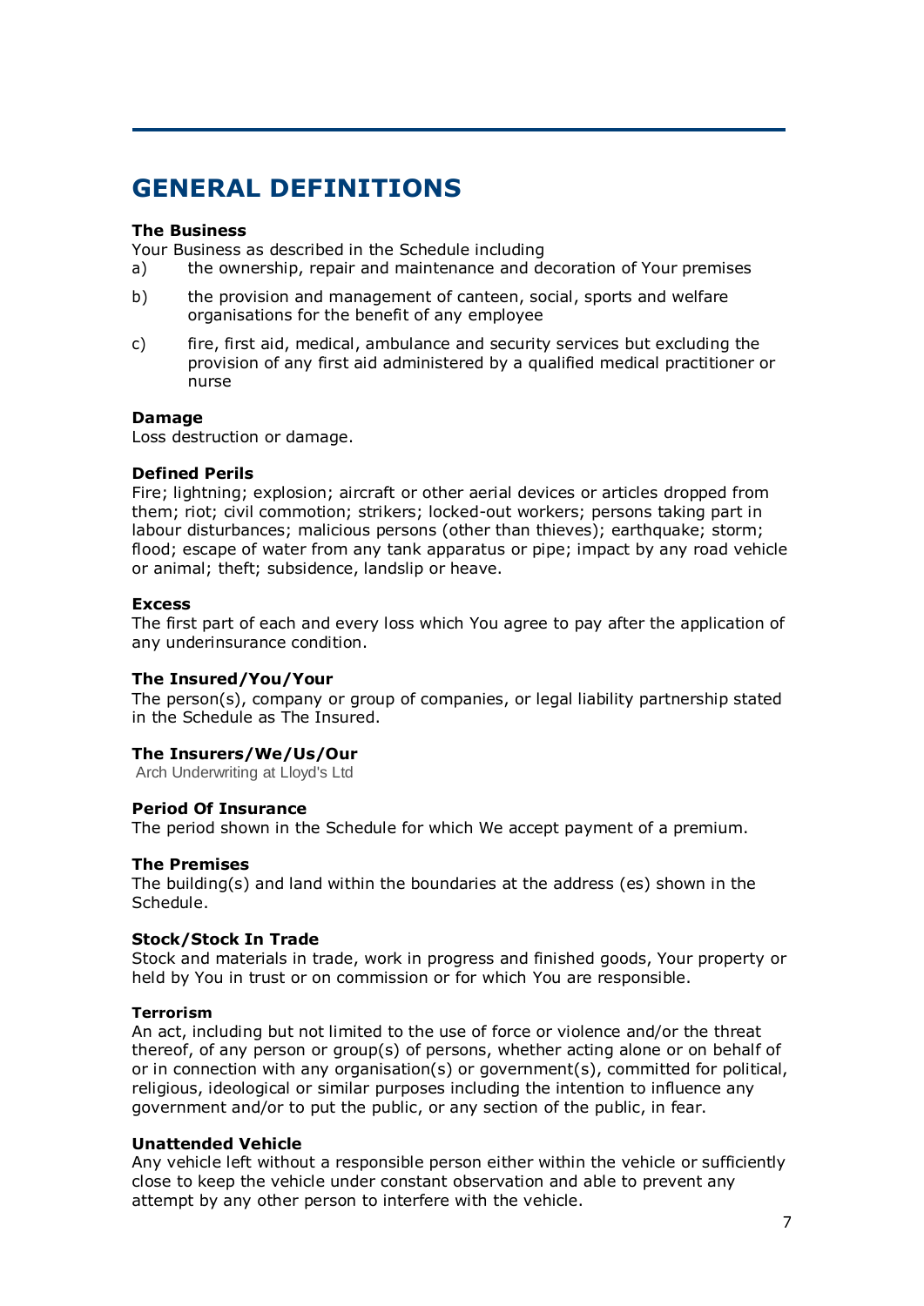# GENERAL DEFINITIONS

**The Business**

Your Business as described in the Schedule including

a) the ownership, repair and maintenance and decoration of Your premises

b) the provision and management of canteen, social, sports and welfare organisations for the benefit of any employee

c) fire, first aid, medical, ambulance and security services but excluding the provision of any first aid administered by a qualified medical practitioner or nurse

**Damage**

Loss destruction or damage.

**Defined Perils**

Fire; lightning; explosion; aircraft or other aerial devices or articles dropped from them; riot; civil commotion; strikers; locked-out workers; persons taking part in labour disturbances; malicious persons (other than thieves); earthquake; storm; flood; escape of water from any tank apparatus or pipe; impact by any road vehicle or animal; theft; subsidence, landslip or heave.

**Excess**

The first part of each and every loss which You agree to pay after the application of any underinsurance condition.

**The Insured/You/Your**

The person(s), company or group of companies, or legal liability partnership stated in the Schedule as The Insured.

**The Insurers/We/Us/Our**

Arch Underwriting at Lloyd's Ltd

**Period Of Insurance**

The period shown in the Schedule for which We accept payment of a premium.

**The Premises**

The building(s) and land within the boundaries at the address (es) shown in the Schedule.

**Stock/Stock In Trade**

Stock and materials in trade, work in progress and finished goods, Your property or held by You in trust or on commission or for which You are responsible.

**Terrorism**

An act, including but not limited to the use of force or violence and/or the threat thereof, of any person or group(s) of persons, whether acting alone or on behalf of or in connection with any organisation(s) or government(s), committed for political, religious, ideological or similar purposes including the intention to influence any government and/or to put the public, or any section of the public, in fear.

**Unattended Vehicle**

Any vehicle left without a responsible person either within the vehicle or sufficiently close to keep the vehicle under constant observation and able to prevent any attempt by any other person to interfere with the vehicle.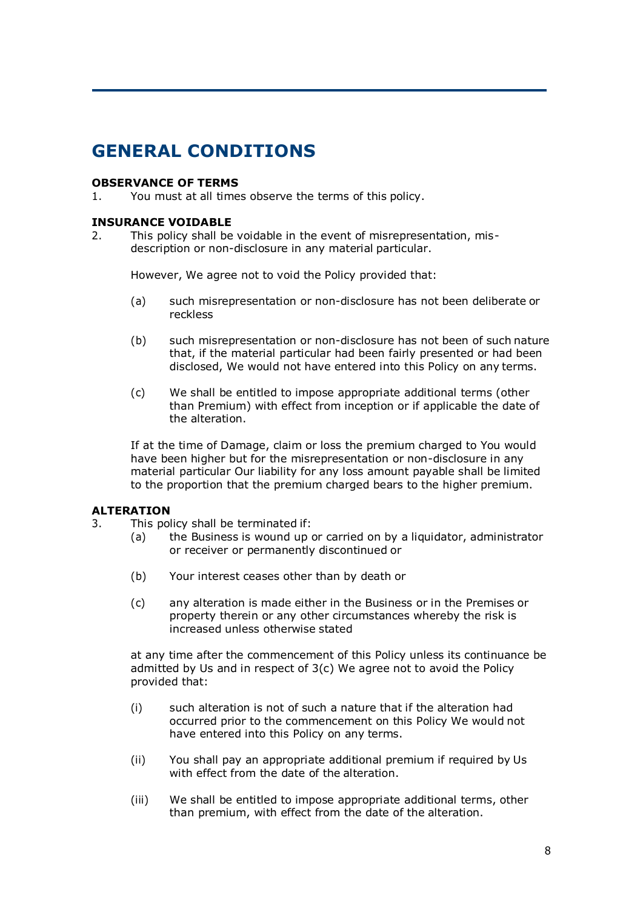# GENERAL CONDITIONS

**OBSERVANCE OF TERMS**

1. You must at all times observe the terms of this policy.

**INSURANCE VOIDABLE**

2. This policy shall be voidable in the event of misrepresentation, mis-description or non-disclosure in any material particular.

   However, We agree not to void the Policy provided that:

   (a) such misrepresentation or non-disclosure has not been deliberate or reckless

   (b) such misrepresentation or non-disclosure has not been of such nature that, if the material particular had been fairly presented or had been disclosed, We would not have entered into this Policy on any terms.

   (c) We shall be entitled to impose appropriate additional terms (other than Premium) with effect from inception or if applicable the date of the alteration.

   If at the time of Damage, claim or loss the premium charged to You would have been higher but for the misrepresentation or non-disclosure in any material particular Our liability for any loss amount payable shall be limited to the proportion that the premium charged bears to the higher premium.

**ALTERATION**

3. This policy shall be terminated if:

   (a) the Business is wound up or carried on by a liquidator, administrator or receiver or permanently discontinued or

   (b) Your interest ceases other than by death or

   (c) any alteration is made either in the Business or in the Premises or property therein or any other circumstances whereby the risk is increased unless otherwise stated

   at any time after the commencement of this Policy unless its continuance be admitted by Us and in respect of 3(c) We agree not to avoid the Policy provided that:

   (i) such alteration is not of such a nature that if the alteration had occurred prior to the commencement on this Policy We would not have entered into this Policy on any terms.

   (ii) You shall pay an appropriate additional premium if required by Us with effect from the date of the alteration.

   (iii) We shall be entitled to impose appropriate additional terms, other than premium, with effect from the date of the alteration.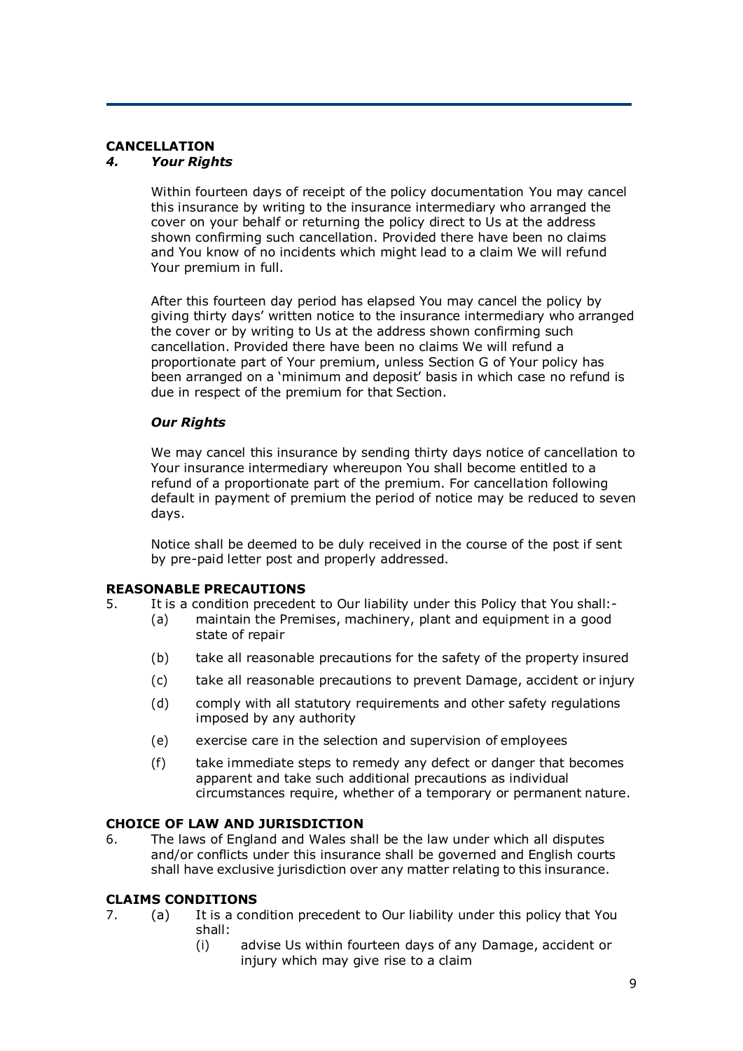## CANCELLATION

### *4. Your Rights*

Within fourteen days of receipt of the policy documentation You may cancel this insurance by writing to the insurance intermediary who arranged the cover on your behalf or returning the policy direct to Us at the address shown confirming such cancellation. Provided there have been no claims and You know of no incidents which might lead to a claim We will refund Your premium in full.

After this fourteen day period has elapsed You may cancel the policy by giving thirty days' written notice to the insurance intermediary who arranged the cover or by writing to Us at the address shown confirming such cancellation. Provided there have been no claims We will refund a proportionate part of Your premium, unless Section G of Your policy has been arranged on a 'minimum and deposit' basis in which case no refund is due in respect of the premium for that Section.

***Our Rights***

We may cancel this insurance by sending thirty days notice of cancellation to Your insurance intermediary whereupon You shall become entitled to a refund of a proportionate part of the premium. For cancellation following default in payment of premium the period of notice may be reduced to seven days.

Notice shall be deemed to be duly received in the course of the post if sent by pre-paid letter post and properly addressed.

## REASONABLE PRECAUTIONS

5. It is a condition precedent to Our liability under this Policy that You shall:-
   - (a) maintain the Premises, machinery, plant and equipment in a good state of repair
   - (b) take all reasonable precautions for the safety of the property insured
   - (c) take all reasonable precautions to prevent Damage, accident or injury
   - (d) comply with all statutory requirements and other safety regulations imposed by any authority
   - (e) exercise care in the selection and supervision of employees
   - (f) take immediate steps to remedy any defect or danger that becomes apparent and take such additional precautions as individual circumstances require, whether of a temporary or permanent nature.

## CHOICE OF LAW AND JURISDICTION

6. The laws of England and Wales shall be the law under which all disputes and/or conflicts under this insurance shall be governed and English courts shall have exclusive jurisdiction over any matter relating to this insurance.

## CLAIMS CONDITIONS

7. (a) It is a condition precedent to Our liability under this policy that You shall:
   - (i) advise Us within fourteen days of any Damage, accident or injury which may give rise to a claim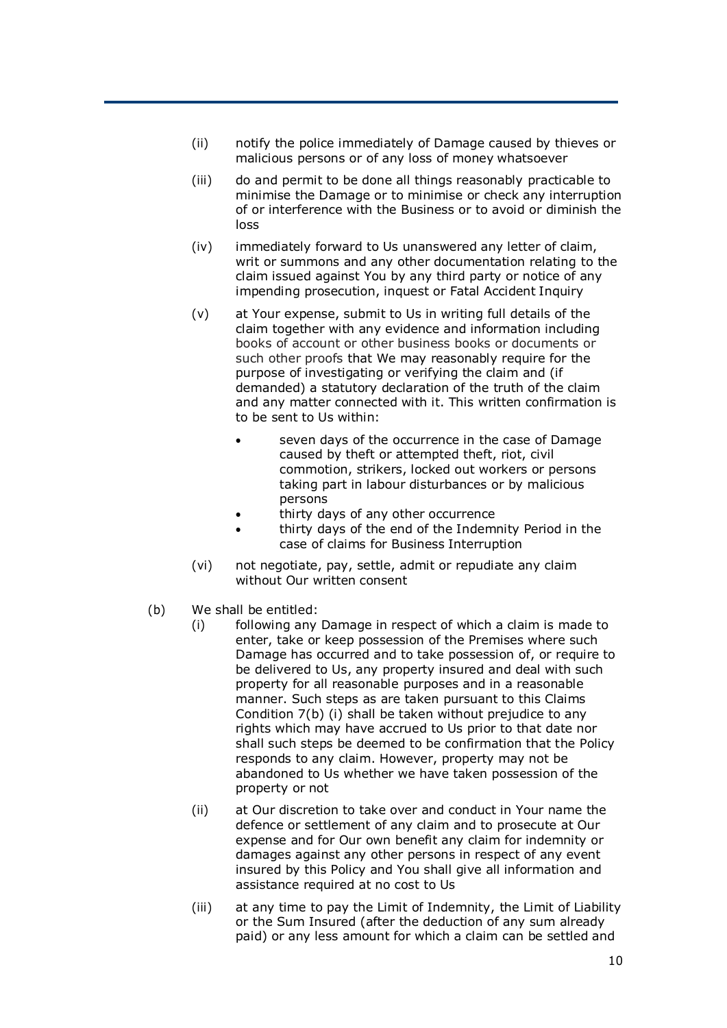- (ii) notify the police immediately of Damage caused by thieves or malicious persons or of any loss of money whatsoever
- (iii) do and permit to be done all things reasonably practicable to minimise the Damage or to minimise or check any interruption of or interference with the Business or to avoid or diminish the loss
- (iv) immediately forward to Us unanswered any letter of claim, writ or summons and any other documentation relating to the claim issued against You by any third party or notice of any impending prosecution, inquest or Fatal Accident Inquiry
- (v) at Your expense, submit to Us in writing full details of the claim together with any evidence and information including books of account or other business books or documents or such other proofs that We may reasonably require for the purpose of investigating or verifying the claim and (if demanded) a statutory declaration of the truth of the claim and any matter connected with it. This written confirmation is to be sent to Us within:
    - seven days of the occurrence in the case of Damage caused by theft or attempted theft, riot, civil commotion, strikers, locked out workers or persons taking part in labour disturbances or by malicious persons
    - thirty days of any other occurrence
    - thirty days of the end of the Indemnity Period in the case of claims for Business Interruption
- (vi) not negotiate, pay, settle, admit or repudiate any claim without Our written consent

(b) We shall be entitled:

- (i) following any Damage in respect of which a claim is made to enter, take or keep possession of the Premises where such Damage has occurred and to take possession of, or require to be delivered to Us, any property insured and deal with such property for all reasonable purposes and in a reasonable manner. Such steps as are taken pursuant to this Claims Condition 7(b) (i) shall be taken without prejudice to any rights which may have accrued to Us prior to that date nor shall such steps be deemed to be confirmation that the Policy responds to any claim. However, property may not be abandoned to Us whether we have taken possession of the property or not
- (ii) at Our discretion to take over and conduct in Your name the defence or settlement of any claim and to prosecute at Our expense and for Our own benefit any claim for indemnity or damages against any other persons in respect of any event insured by this Policy and You shall give all information and assistance required at no cost to Us
- (iii) at any time to pay the Limit of Indemnity, the Limit of Liability or the Sum Insured (after the deduction of any sum already paid) or any less amount for which a claim can be settled and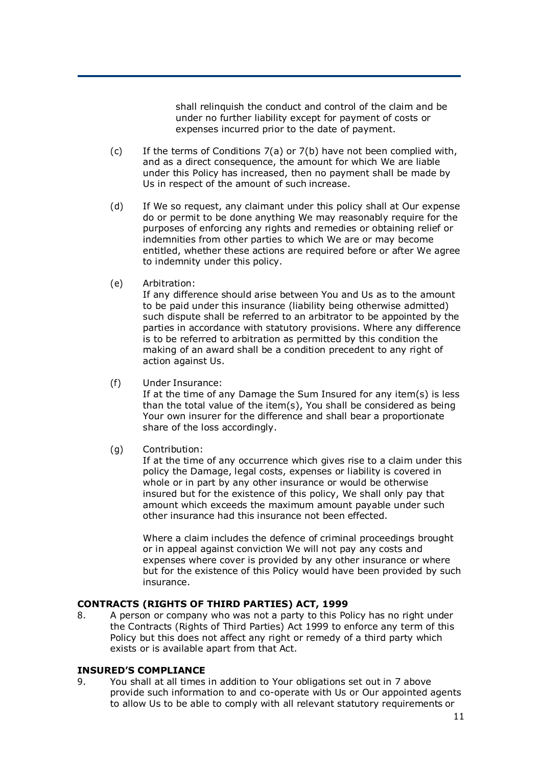shall relinquish the conduct and control of the claim and be under no further liability except for payment of costs or expenses incurred prior to the date of payment.

(c) If the terms of Conditions 7(a) or 7(b) have not been complied with, and as a direct consequence, the amount for which We are liable under this Policy has increased, then no payment shall be made by Us in respect of the amount of such increase.

(d) If We so request, any claimant under this policy shall at Our expense do or permit to be done anything We may reasonably require for the purposes of enforcing any rights and remedies or obtaining relief or indemnities from other parties to which We are or may become entitled, whether these actions are required before or after We agree to indemnity under this policy.

(e) Arbitration:
If any difference should arise between You and Us as to the amount to be paid under this insurance (liability being otherwise admitted) such dispute shall be referred to an arbitrator to be appointed by the parties in accordance with statutory provisions. Where any difference is to be referred to arbitration as permitted by this condition the making of an award shall be a condition precedent to any right of action against Us.

(f) Under Insurance:
If at the time of any Damage the Sum Insured for any item(s) is less than the total value of the item(s), You shall be considered as being Your own insurer for the difference and shall bear a proportionate share of the loss accordingly.

(g) Contribution:
If at the time of any occurrence which gives rise to a claim under this policy the Damage, legal costs, expenses or liability is covered in whole or in part by any other insurance or would be otherwise insured but for the existence of this policy, We shall only pay that amount which exceeds the maximum amount payable under such other insurance had this insurance not been effected.

Where a claim includes the defence of criminal proceedings brought or in appeal against conviction We will not pay any costs and expenses where cover is provided by any other insurance or where but for the existence of this Policy would have been provided by such insurance.

**CONTRACTS (RIGHTS OF THIRD PARTIES) ACT, 1999**

8. A person or company who was not a party to this Policy has no right under the Contracts (Rights of Third Parties) Act 1999 to enforce any term of this Policy but this does not affect any right or remedy of a third party which exists or is available apart from that Act.

**INSURED'S COMPLIANCE**

9. You shall at all times in addition to Your obligations set out in 7 above provide such information to and co-operate with Us or Our appointed agents to allow Us to be able to comply with all relevant statutory requirements or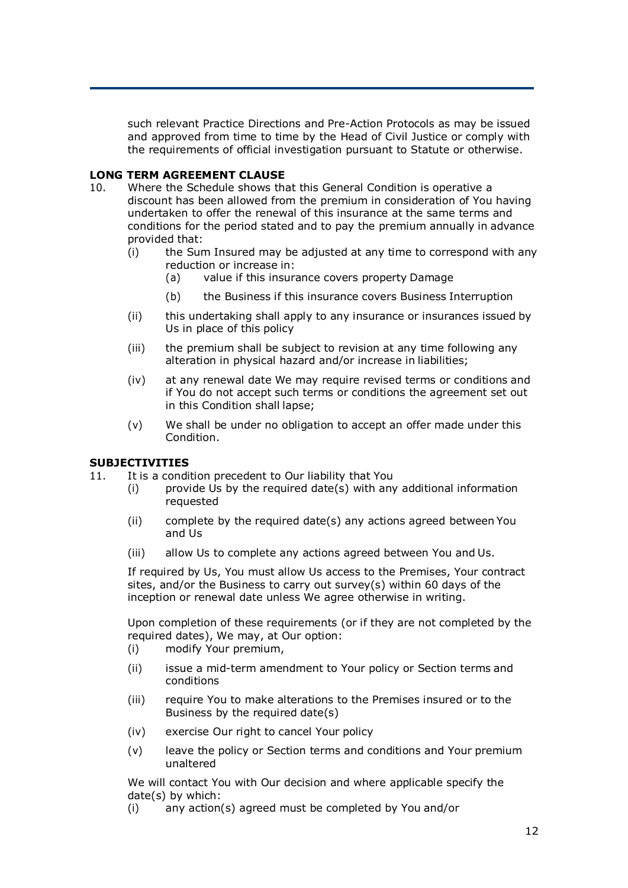such relevant Practice Directions and Pre-Action Protocols as may be issued and approved from time to time by the Head of Civil Justice or comply with the requirements of official investigation pursuant to Statute or otherwise.

**LONG TERM AGREEMENT CLAUSE**

10. Where the Schedule shows that this General Condition is operative a discount has been allowed from the premium in consideration of You having undertaken to offer the renewal of this insurance at the same terms and conditions for the period stated and to pay the premium annually in advance provided that:
    (i) the Sum Insured may be adjusted at any time to correspond with any reduction or increase in:
        (a) value if this insurance covers property Damage
        (b) the Business if this insurance covers Business Interruption
    (ii) this undertaking shall apply to any insurance or insurances issued by Us in place of this policy
    (iii) the premium shall be subject to revision at any time following any alteration in physical hazard and/or increase in liabilities;
    (iv) at any renewal date We may require revised terms or conditions and if You do not accept such terms or conditions the agreement set out in this Condition shall lapse;
    (v) We shall be under no obligation to accept an offer made under this Condition.

**SUBJECTIVITIES**

11. It is a condition precedent to Our liability that You
    (i) provide Us by the required date(s) with any additional information requested
    (ii) complete by the required date(s) any actions agreed between You and Us
    (iii) allow Us to complete any actions agreed between You and Us.

    If required by Us, You must allow Us access to the Premises, Your contract sites, and/or the Business to carry out survey(s) within 60 days of the inception or renewal date unless We agree otherwise in writing.

    Upon completion of these requirements (or if they are not completed by the required dates), We may, at Our option:
    (i) modify Your premium,
    (ii) issue a mid-term amendment to Your policy or Section terms and conditions
    (iii) require You to make alterations to the Premises insured or to the Business by the required date(s)
    (iv) exercise Our right to cancel Your policy
    (v) leave the policy or Section terms and conditions and Your premium unaltered

    We will contact You with Our decision and where applicable specify the date(s) by which:
    (i) any action(s) agreed must be completed by You and/or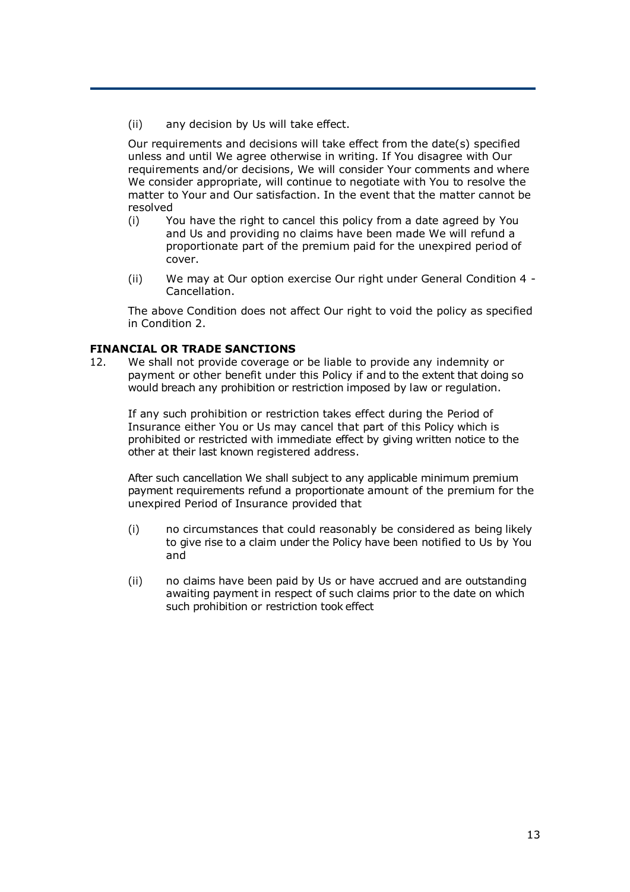(ii) any decision by Us will take effect.

Our requirements and decisions will take effect from the date(s) specified unless and until We agree otherwise in writing. If You disagree with Our requirements and/or decisions, We will consider Your comments and where We consider appropriate, will continue to negotiate with You to resolve the matter to Your and Our satisfaction. In the event that the matter cannot be resolved

(i) You have the right to cancel this policy from a date agreed by You and Us and providing no claims have been made We will refund a proportionate part of the premium paid for the unexpired period of cover.

(ii) We may at Our option exercise Our right under General Condition 4 - Cancellation.

The above Condition does not affect Our right to void the policy as specified in Condition 2.

**FINANCIAL OR TRADE SANCTIONS**

12. We shall not provide coverage or be liable to provide any indemnity or payment or other benefit under this Policy if and to the extent that doing so would breach any prohibition or restriction imposed by law or regulation.

If any such prohibition or restriction takes effect during the Period of Insurance either You or Us may cancel that part of this Policy which is prohibited or restricted with immediate effect by giving written notice to the other at their last known registered address.

After such cancellation We shall subject to any applicable minimum premium payment requirements refund a proportionate amount of the premium for the unexpired Period of Insurance provided that

(i) no circumstances that could reasonably be considered as being likely to give rise to a claim under the Policy have been notified to Us by You and

(ii) no claims have been paid by Us or have accrued and are outstanding awaiting payment in respect of such claims prior to the date on which such prohibition or restriction took effect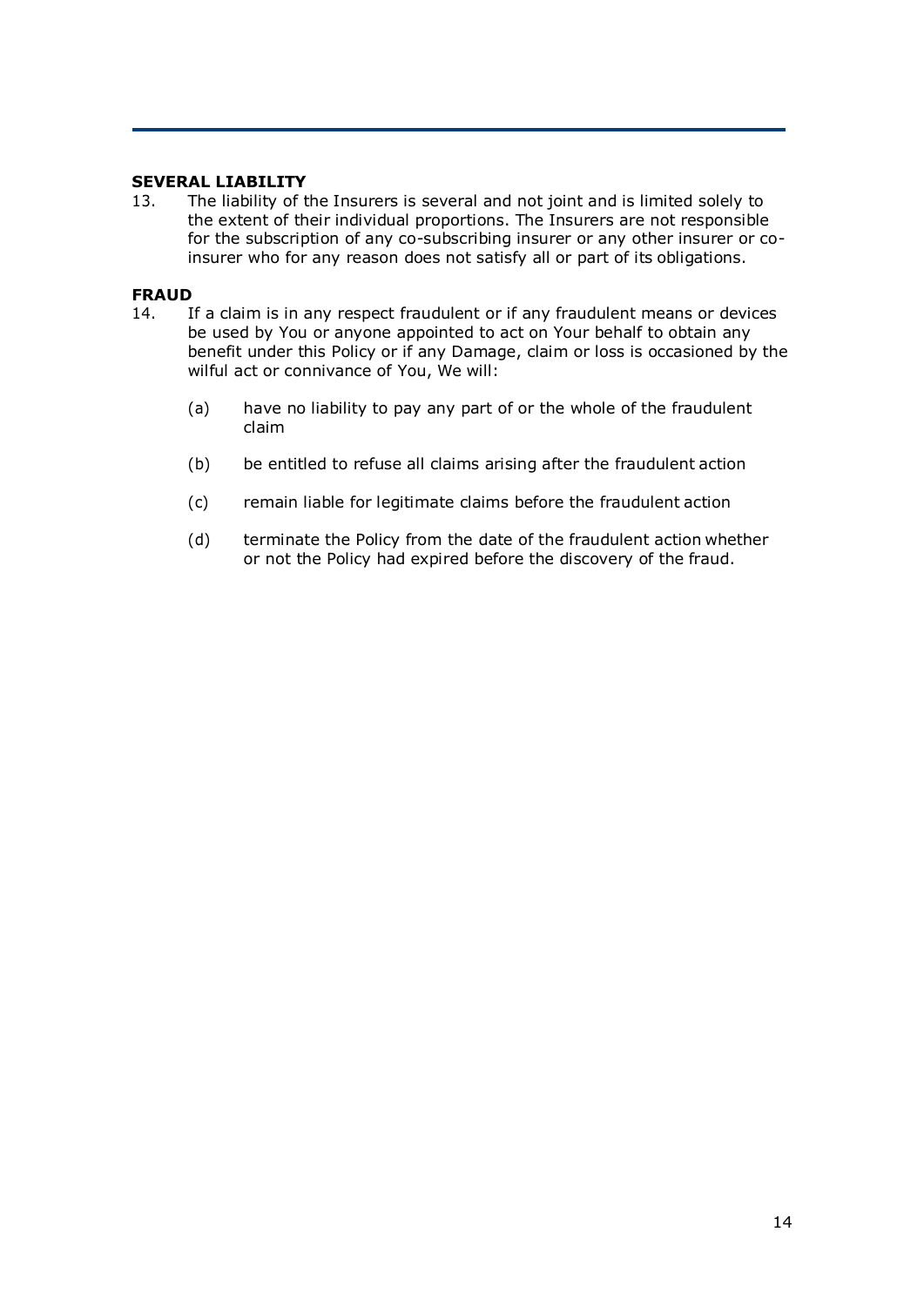**SEVERAL LIABILITY**

13. The liability of the Insurers is several and not joint and is limited solely to the extent of their individual proportions. The Insurers are not responsible for the subscription of any co-subscribing insurer or any other insurer or co-insurer who for any reason does not satisfy all or part of its obligations.

**FRAUD**

14. If a claim is in any respect fraudulent or if any fraudulent means or devices be used by You or anyone appointed to act on Your behalf to obtain any benefit under this Policy or if any Damage, claim or loss is occasioned by the wilful act or connivance of You, We will:

    (a) have no liability to pay any part of or the whole of the fraudulent claim

    (b) be entitled to refuse all claims arising after the fraudulent action

    (c) remain liable for legitimate claims before the fraudulent action

    (d) terminate the Policy from the date of the fraudulent action whether or not the Policy had expired before the discovery of the fraud.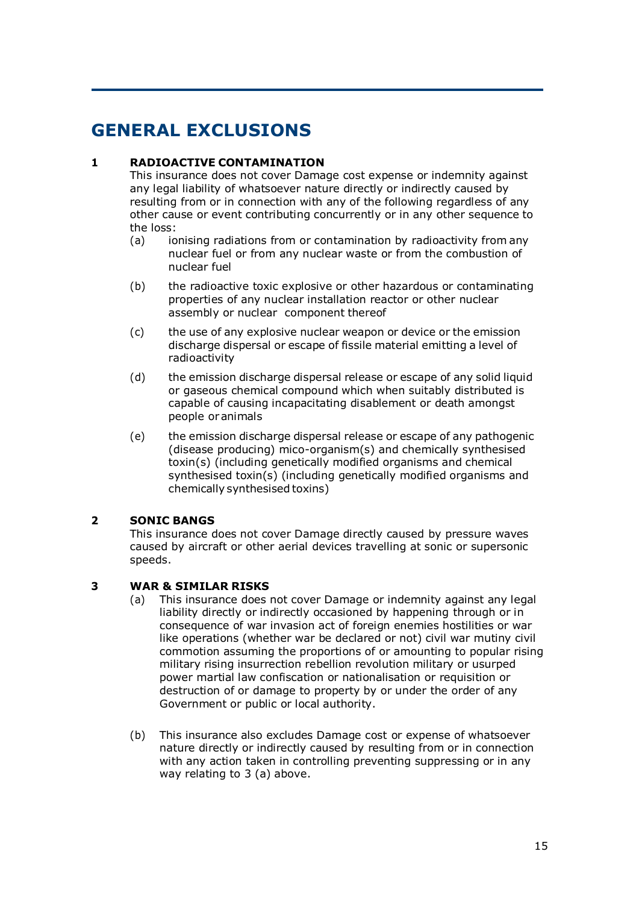# GENERAL EXCLUSIONS

### 1 RADIOACTIVE CONTAMINATION

This insurance does not cover Damage cost expense or indemnity against any legal liability of whatsoever nature directly or indirectly caused by resulting from or in connection with any of the following regardless of any other cause or event contributing concurrently or in any other sequence to the loss:

(a) ionising radiations from or contamination by radioactivity from any nuclear fuel or from any nuclear waste or from the combustion of nuclear fuel

(b) the radioactive toxic explosive or other hazardous or contaminating properties of any nuclear installation reactor or other nuclear assembly or nuclear component thereof

(c) the use of any explosive nuclear weapon or device or the emission discharge dispersal or escape of fissile material emitting a level of radioactivity

(d) the emission discharge dispersal release or escape of any solid liquid or gaseous chemical compound which when suitably distributed is capable of causing incapacitating disablement or death amongst people or animals

(e) the emission discharge dispersal release or escape of any pathogenic (disease producing) mico-organism(s) and chemically synthesised toxin(s) (including genetically modified organisms and chemical synthesised toxin(s) (including genetically modified organisms and chemically synthesised toxins)

### 2 SONIC BANGS

This insurance does not cover Damage directly caused by pressure waves caused by aircraft or other aerial devices travelling at sonic or supersonic speeds.

### 3 WAR & SIMILAR RISKS

(a) This insurance does not cover Damage or indemnity against any legal liability directly or indirectly occasioned by happening through or in consequence of war invasion act of foreign enemies hostilities or war like operations (whether war be declared or not) civil war mutiny civil commotion assuming the proportions of or amounting to popular rising military rising insurrection rebellion revolution military or usurped power martial law confiscation or nationalisation or requisition or destruction of or damage to property by or under the order of any Government or public or local authority.

(b) This insurance also excludes Damage cost or expense of whatsoever nature directly or indirectly caused by resulting from or in connection with any action taken in controlling preventing suppressing or in any way relating to 3 (a) above.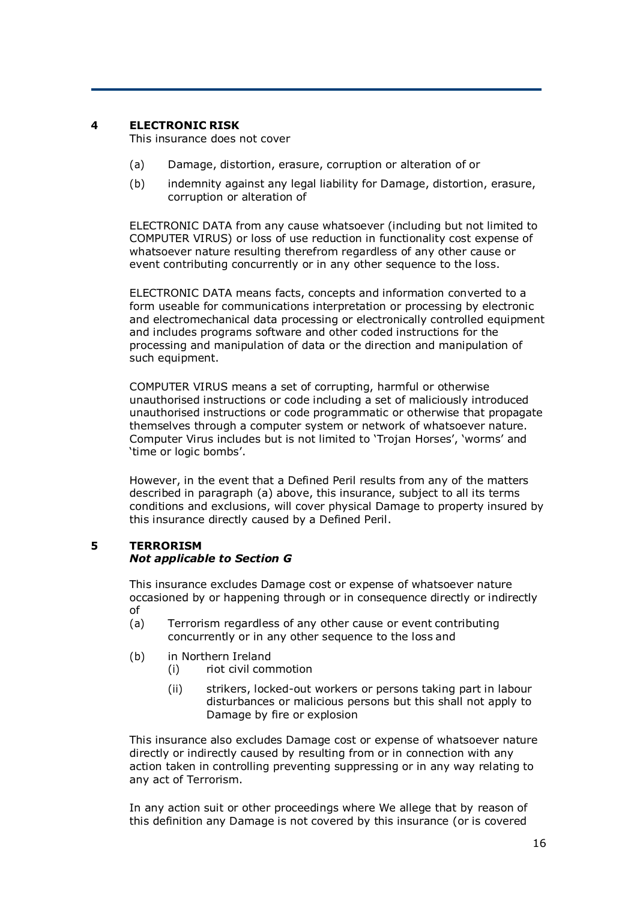## 4 ELECTRONIC RISK

This insurance does not cover

(a) Damage, distortion, erasure, corruption or alteration of or

(b) indemnity against any legal liability for Damage, distortion, erasure, corruption or alteration of

ELECTRONIC DATA from any cause whatsoever (including but not limited to COMPUTER VIRUS) or loss of use reduction in functionality cost expense of whatsoever nature resulting therefrom regardless of any other cause or event contributing concurrently or in any other sequence to the loss.

ELECTRONIC DATA means facts, concepts and information converted to a form useable for communications interpretation or processing by electronic and electromechanical data processing or electronically controlled equipment and includes programs software and other coded instructions for the processing and manipulation of data or the direction and manipulation of such equipment.

COMPUTER VIRUS means a set of corrupting, harmful or otherwise unauthorised instructions or code including a set of maliciously introduced unauthorised instructions or code programmatic or otherwise that propagate themselves through a computer system or network of whatsoever nature. Computer Virus includes but is not limited to 'Trojan Horses', 'worms' and 'time or logic bombs'.

However, in the event that a Defined Peril results from any of the matters described in paragraph (a) above, this insurance, subject to all its terms conditions and exclusions, will cover physical Damage to property insured by this insurance directly caused by a Defined Peril.

## 5 TERRORISM

***Not applicable to Section G***

This insurance excludes Damage cost or expense of whatsoever nature occasioned by or happening through or in consequence directly or indirectly of

(a) Terrorism regardless of any other cause or event contributing concurrently or in any other sequence to the loss and

(b) in Northern Ireland
   - (i) riot civil commotion
   - (ii) strikers, locked-out workers or persons taking part in labour disturbances or malicious persons but this shall not apply to Damage by fire or explosion

This insurance also excludes Damage cost or expense of whatsoever nature directly or indirectly caused by resulting from or in connection with any action taken in controlling preventing suppressing or in any way relating to any act of Terrorism.

In any action suit or other proceedings where We allege that by reason of this definition any Damage is not covered by this insurance (or is covered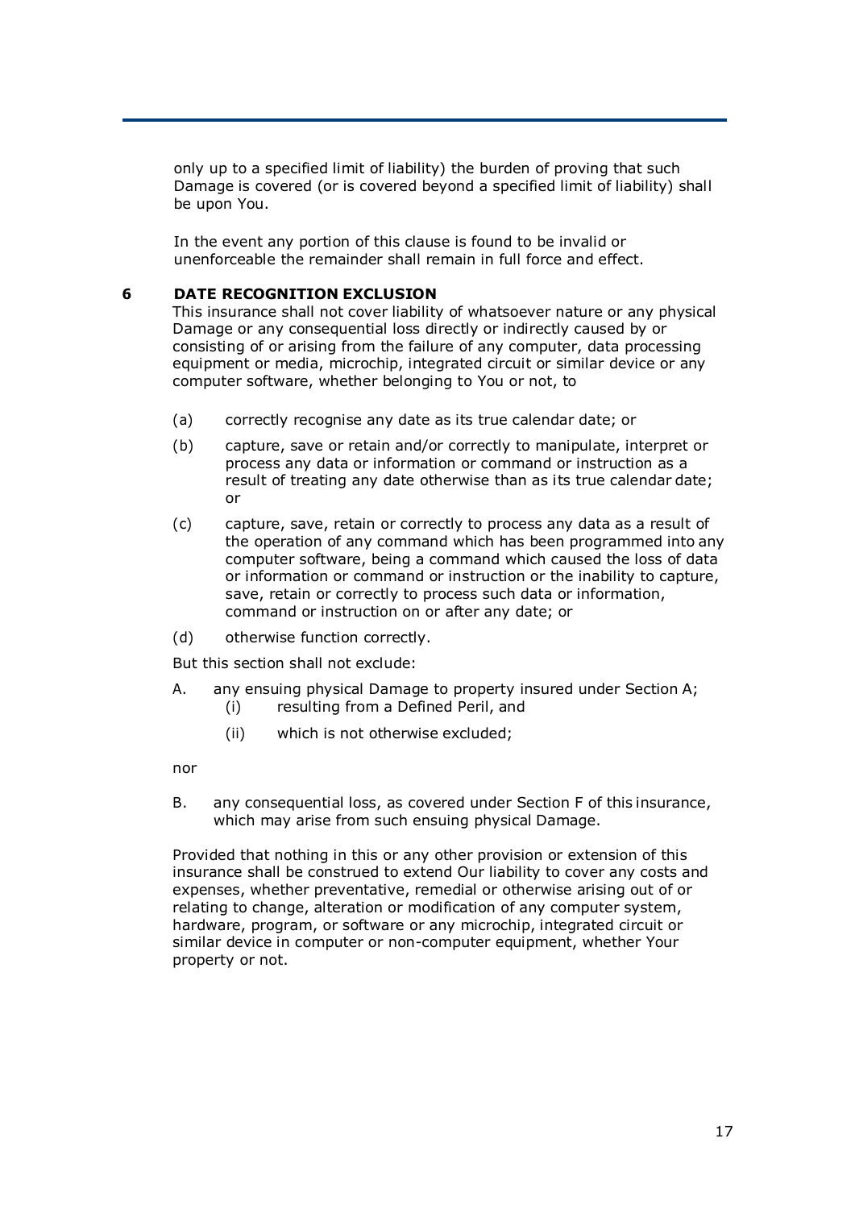only up to a specified limit of liability) the burden of proving that such Damage is covered (or is covered beyond a specified limit of liability) shall be upon You.

In the event any portion of this clause is found to be invalid or unenforceable the remainder shall remain in full force and effect.

## 6 DATE RECOGNITION EXCLUSION

This insurance shall not cover liability of whatsoever nature or any physical Damage or any consequential loss directly or indirectly caused by or consisting of or arising from the failure of any computer, data processing equipment or media, microchip, integrated circuit or similar device or any computer software, whether belonging to You or not, to

(a) correctly recognise any date as its true calendar date; or

(b) capture, save or retain and/or correctly to manipulate, interpret or process any data or information or command or instruction as a result of treating any date otherwise than as its true calendar date; or

(c) capture, save, retain or correctly to process any data as a result of the operation of any command which has been programmed into any computer software, being a command which caused the loss of data or information or command or instruction or the inability to capture, save, retain or correctly to process such data or information, command or instruction on or after any date; or

(d) otherwise function correctly.

But this section shall not exclude:

A. any ensuing physical Damage to property insured under Section A;
   (i) resulting from a Defined Peril, and
   (ii) which is not otherwise excluded;

nor

B. any consequential loss, as covered under Section F of this insurance, which may arise from such ensuing physical Damage.

Provided that nothing in this or any other provision or extension of this insurance shall be construed to extend Our liability to cover any costs and expenses, whether preventative, remedial or otherwise arising out of or relating to change, alteration or modification of any computer system, hardware, program, or software or any microchip, integrated circuit or similar device in computer or non-computer equipment, whether Your property or not.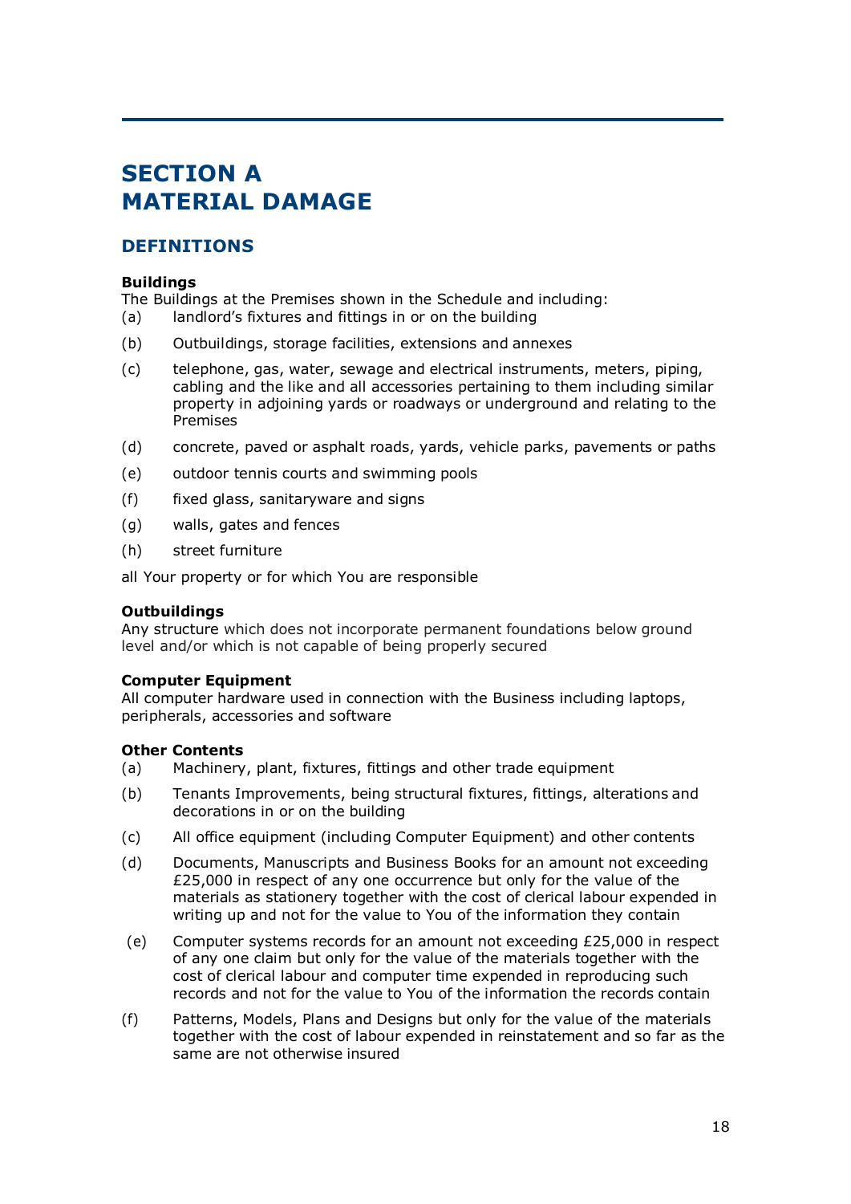# SECTION A
# MATERIAL DAMAGE

## DEFINITIONS

**Buildings**
The Buildings at the Premises shown in the Schedule and including:

(a) landlord's fixtures and fittings in or on the building

(b) Outbuildings, storage facilities, extensions and annexes

(c) telephone, gas, water, sewage and electrical instruments, meters, piping, cabling and the like and all accessories pertaining to them including similar property in adjoining yards or roadways or underground and relating to the Premises

(d) concrete, paved or asphalt roads, yards, vehicle parks, pavements or paths

(e) outdoor tennis courts and swimming pools

(f) fixed glass, sanitaryware and signs

(g) walls, gates and fences

(h) street furniture

all Your property or for which You are responsible

**Outbuildings**
Any structure which does not incorporate permanent foundations below ground level and/or which is not capable of being properly secured

**Computer Equipment**
All computer hardware used in connection with the Business including laptops, peripherals, accessories and software

**Other Contents**

(a) Machinery, plant, fixtures, fittings and other trade equipment

(b) Tenants Improvements, being structural fixtures, fittings, alterations and decorations in or on the building

(c) All office equipment (including Computer Equipment) and other contents

(d) Documents, Manuscripts and Business Books for an amount not exceeding £25,000 in respect of any one occurrence but only for the value of the materials as stationery together with the cost of clerical labour expended in writing up and not for the value to You of the information they contain

(e) Computer systems records for an amount not exceeding £25,000 in respect of any one claim but only for the value of the materials together with the cost of clerical labour and computer time expended in reproducing such records and not for the value to You of the information the records contain

(f) Patterns, Models, Plans and Designs but only for the value of the materials together with the cost of labour expended in reinstatement and so far as the same are not otherwise insured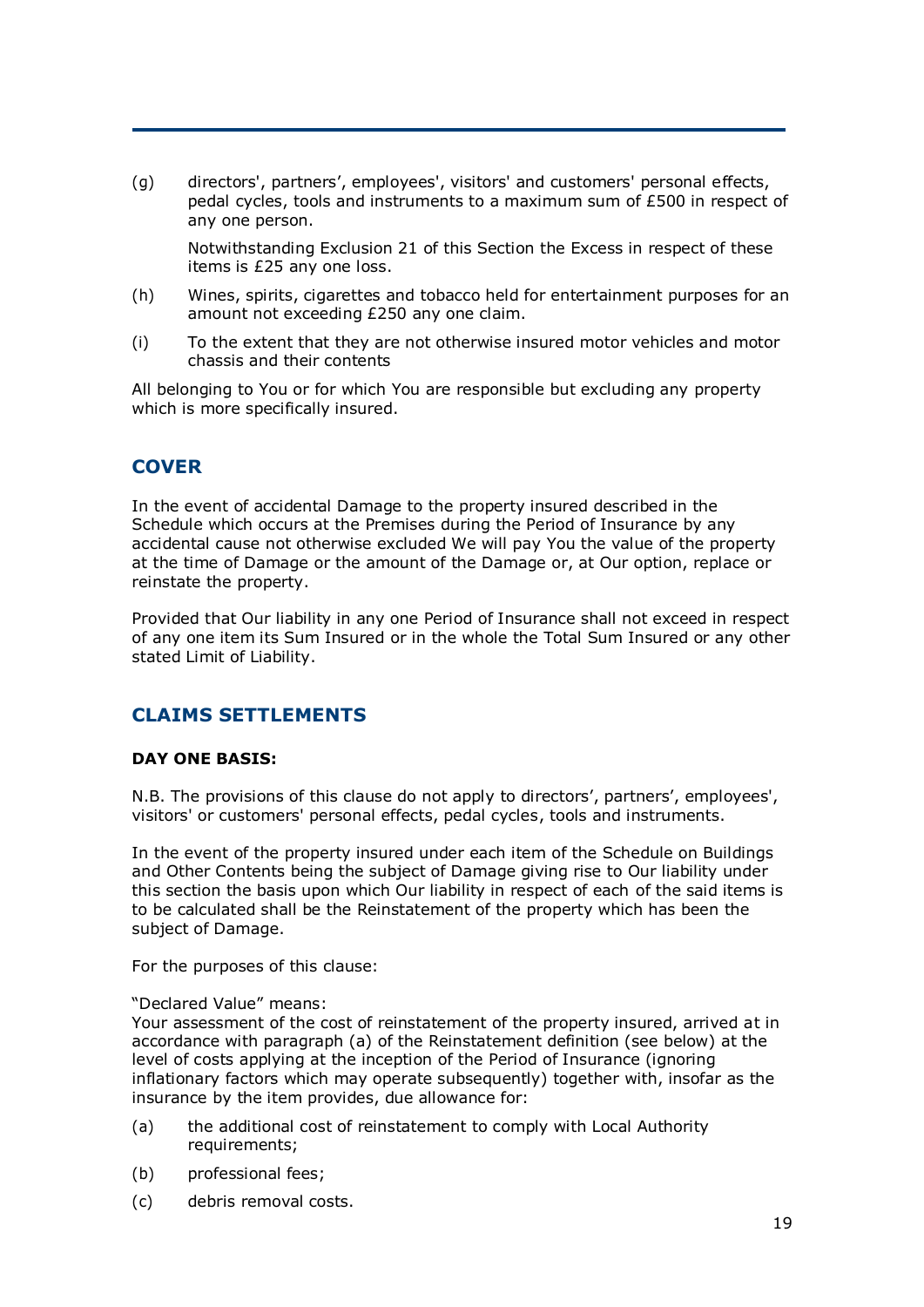(g) directors', partners', employees', visitors' and customers' personal effects, pedal cycles, tools and instruments to a maximum sum of £500 in respect of any one person.

Notwithstanding Exclusion 21 of this Section the Excess in respect of these items is £25 any one loss.

(h) Wines, spirits, cigarettes and tobacco held for entertainment purposes for an amount not exceeding £250 any one claim.

(i) To the extent that they are not otherwise insured motor vehicles and motor chassis and their contents

All belonging to You or for which You are responsible but excluding any property which is more specifically insured.

## COVER

In the event of accidental Damage to the property insured described in the Schedule which occurs at the Premises during the Period of Insurance by any accidental cause not otherwise excluded We will pay You the value of the property at the time of Damage or the amount of the Damage or, at Our option, replace or reinstate the property.

Provided that Our liability in any one Period of Insurance shall not exceed in respect of any one item its Sum Insured or in the whole the Total Sum Insured or any other stated Limit of Liability.

## CLAIMS SETTLEMENTS

**DAY ONE BASIS:**

N.B. The provisions of this clause do not apply to directors', partners', employees', visitors' or customers' personal effects, pedal cycles, tools and instruments.

In the event of the property insured under each item of the Schedule on Buildings and Other Contents being the subject of Damage giving rise to Our liability under this section the basis upon which Our liability in respect of each of the said items is to be calculated shall be the Reinstatement of the property which has been the subject of Damage.

For the purposes of this clause:

"Declared Value" means:
Your assessment of the cost of reinstatement of the property insured, arrived at in accordance with paragraph (a) of the Reinstatement definition (see below) at the level of costs applying at the inception of the Period of Insurance (ignoring inflationary factors which may operate subsequently) together with, insofar as the insurance by the item provides, due allowance for:

(a) the additional cost of reinstatement to comply with Local Authority requirements;

(b) professional fees;

(c) debris removal costs.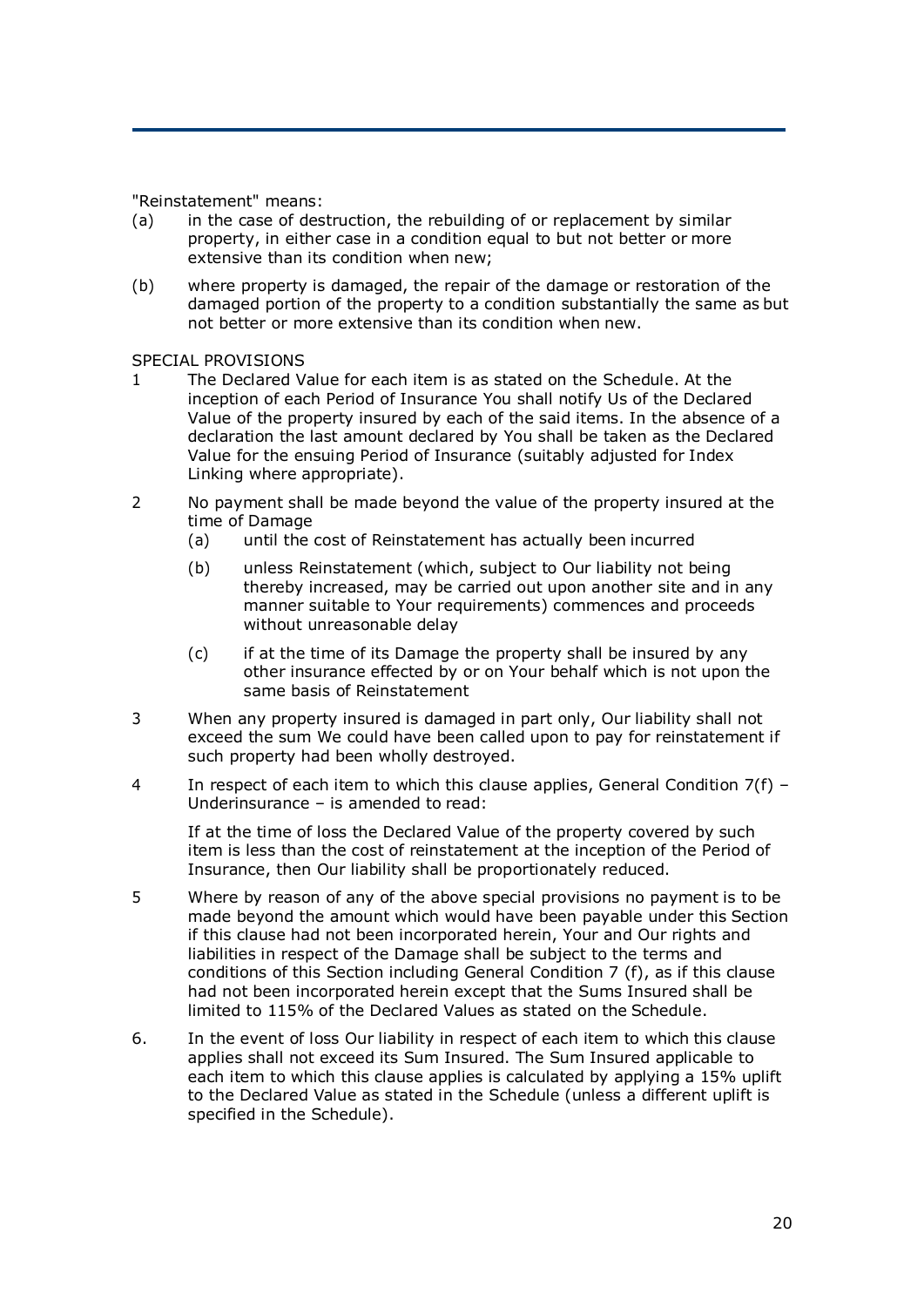"Reinstatement" means:

(a) in the case of destruction, the rebuilding of or replacement by similar property, in either case in a condition equal to but not better or more extensive than its condition when new;

(b) where property is damaged, the repair of the damage or restoration of the damaged portion of the property to a condition substantially the same as but not better or more extensive than its condition when new.

SPECIAL PROVISIONS

1 The Declared Value for each item is as stated on the Schedule. At the inception of each Period of Insurance You shall notify Us of the Declared Value of the property insured by each of the said items. In the absence of a declaration the last amount declared by You shall be taken as the Declared Value for the ensuing Period of Insurance (suitably adjusted for Index Linking where appropriate).

2 No payment shall be made beyond the value of the property insured at the time of Damage

   (a) until the cost of Reinstatement has actually been incurred

   (b) unless Reinstatement (which, subject to Our liability not being thereby increased, may be carried out upon another site and in any manner suitable to Your requirements) commences and proceeds without unreasonable delay

   (c) if at the time of its Damage the property shall be insured by any other insurance effected by or on Your behalf which is not upon the same basis of Reinstatement

3 When any property insured is damaged in part only, Our liability shall not exceed the sum We could have been called upon to pay for reinstatement if such property had been wholly destroyed.

4 In respect of each item to which this clause applies, General Condition 7(f) – Underinsurance – is amended to read:

   If at the time of loss the Declared Value of the property covered by such item is less than the cost of reinstatement at the inception of the Period of Insurance, then Our liability shall be proportionately reduced.

5 Where by reason of any of the above special provisions no payment is to be made beyond the amount which would have been payable under this Section if this clause had not been incorporated herein, Your and Our rights and liabilities in respect of the Damage shall be subject to the terms and conditions of this Section including General Condition 7 (f), as if this clause had not been incorporated herein except that the Sums Insured shall be limited to 115% of the Declared Values as stated on the Schedule.

6. In the event of loss Our liability in respect of each item to which this clause applies shall not exceed its Sum Insured. The Sum Insured applicable to each item to which this clause applies is calculated by applying a 15% uplift to the Declared Value as stated in the Schedule (unless a different uplift is specified in the Schedule).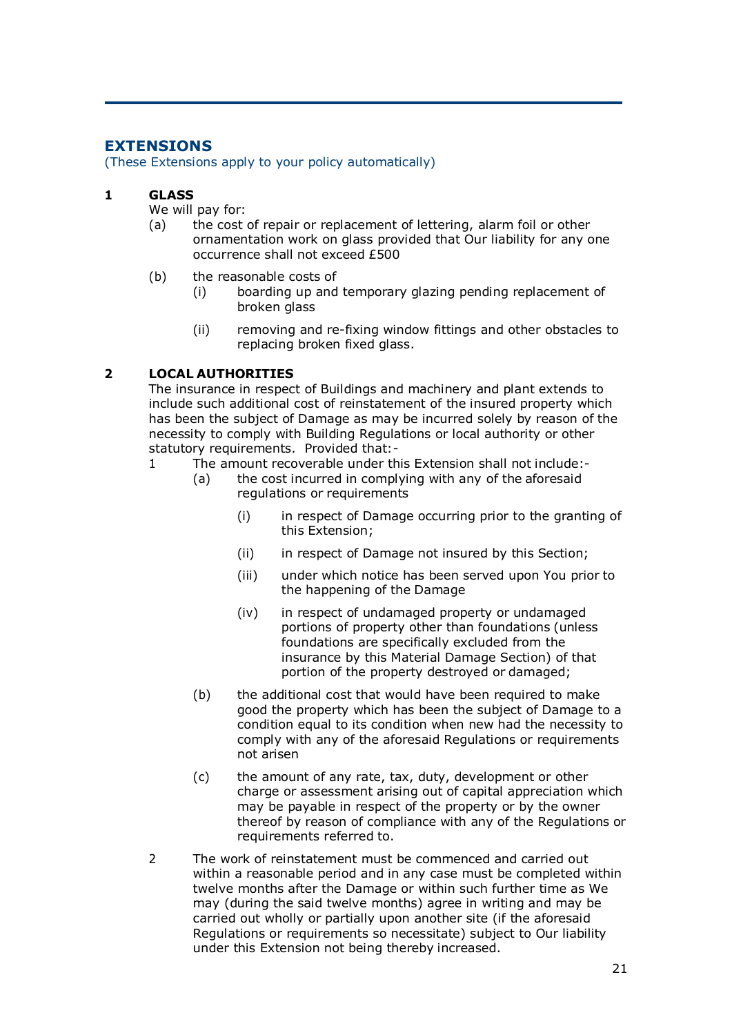## EXTENSIONS

(These Extensions apply to your policy automatically)

### 1 GLASS

We will pay for:

(a) the cost of repair or replacement of lettering, alarm foil or other ornamentation work on glass provided that Our liability for any one occurrence shall not exceed £500

(b) the reasonable costs of

- (i) boarding up and temporary glazing pending replacement of broken glass
- (ii) removing and re-fixing window fittings and other obstacles to replacing broken fixed glass.

### 2 LOCAL AUTHORITIES

The insurance in respect of Buildings and machinery and plant extends to include such additional cost of reinstatement of the insured property which has been the subject of Damage as may be incurred solely by reason of the necessity to comply with Building Regulations or local authority or other statutory requirements. Provided that:-

1 The amount recoverable under this Extension shall not include:-

- (a) the cost incurred in complying with any of the aforesaid regulations or requirements
  - (i) in respect of Damage occurring prior to the granting of this Extension;
  - (ii) in respect of Damage not insured by this Section;
  - (iii) under which notice has been served upon You prior to the happening of the Damage
  - (iv) in respect of undamaged property or undamaged portions of property other than foundations (unless foundations are specifically excluded from the insurance by this Material Damage Section) of that portion of the property destroyed or damaged;
- (b) the additional cost that would have been required to make good the property which has been the subject of Damage to a condition equal to its condition when new had the necessity to comply with any of the aforesaid Regulations or requirements not arisen
- (c) the amount of any rate, tax, duty, development or other charge or assessment arising out of capital appreciation which may be payable in respect of the property or by the owner thereof by reason of compliance with any of the Regulations or requirements referred to.

2 The work of reinstatement must be commenced and carried out within a reasonable period and in any case must be completed within twelve months after the Damage or within such further time as We may (during the said twelve months) agree in writing and may be carried out wholly or partially upon another site (if the aforesaid Regulations or requirements so necessitate) subject to Our liability under this Extension not being thereby increased.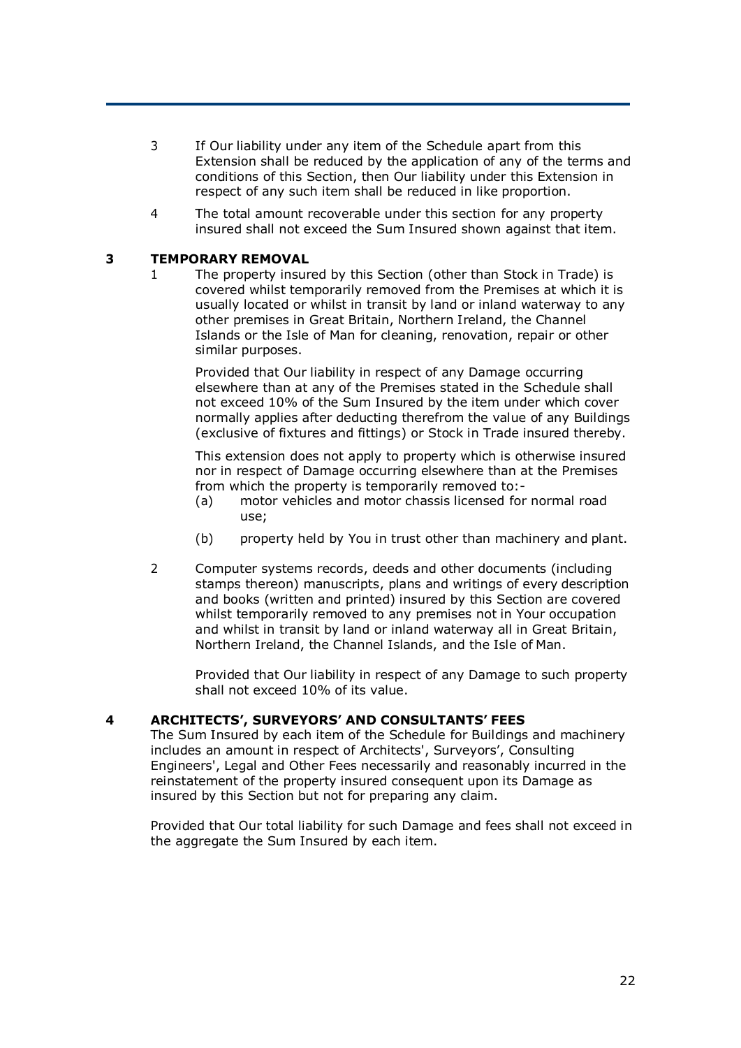3 If Our liability under any item of the Schedule apart from this Extension shall be reduced by the application of any of the terms and conditions of this Section, then Our liability under this Extension in respect of any such item shall be reduced in like proportion.

4 The total amount recoverable under this section for any property insured shall not exceed the Sum Insured shown against that item.

### 3 TEMPORARY REMOVAL

1 The property insured by this Section (other than Stock in Trade) is covered whilst temporarily removed from the Premises at which it is usually located or whilst in transit by land or inland waterway to any other premises in Great Britain, Northern Ireland, the Channel Islands or the Isle of Man for cleaning, renovation, repair or other similar purposes.

Provided that Our liability in respect of any Damage occurring elsewhere than at any of the Premises stated in the Schedule shall not exceed 10% of the Sum Insured by the item under which cover normally applies after deducting therefrom the value of any Buildings (exclusive of fixtures and fittings) or Stock in Trade insured thereby.

This extension does not apply to property which is otherwise insured nor in respect of Damage occurring elsewhere than at the Premises from which the property is temporarily removed to:-

(a) motor vehicles and motor chassis licensed for normal road use;

(b) property held by You in trust other than machinery and plant.

2 Computer systems records, deeds and other documents (including stamps thereon) manuscripts, plans and writings of every description and books (written and printed) insured by this Section are covered whilst temporarily removed to any premises not in Your occupation and whilst in transit by land or inland waterway all in Great Britain, Northern Ireland, the Channel Islands, and the Isle of Man.

Provided that Our liability in respect of any Damage to such property shall not exceed 10% of its value.

### 4 ARCHITECTS', SURVEYORS' AND CONSULTANTS' FEES

The Sum Insured by each item of the Schedule for Buildings and machinery includes an amount in respect of Architects', Surveyors', Consulting Engineers', Legal and Other Fees necessarily and reasonably incurred in the reinstatement of the property insured consequent upon its Damage as insured by this Section but not for preparing any claim.

Provided that Our total liability for such Damage and fees shall not exceed in the aggregate the Sum Insured by each item.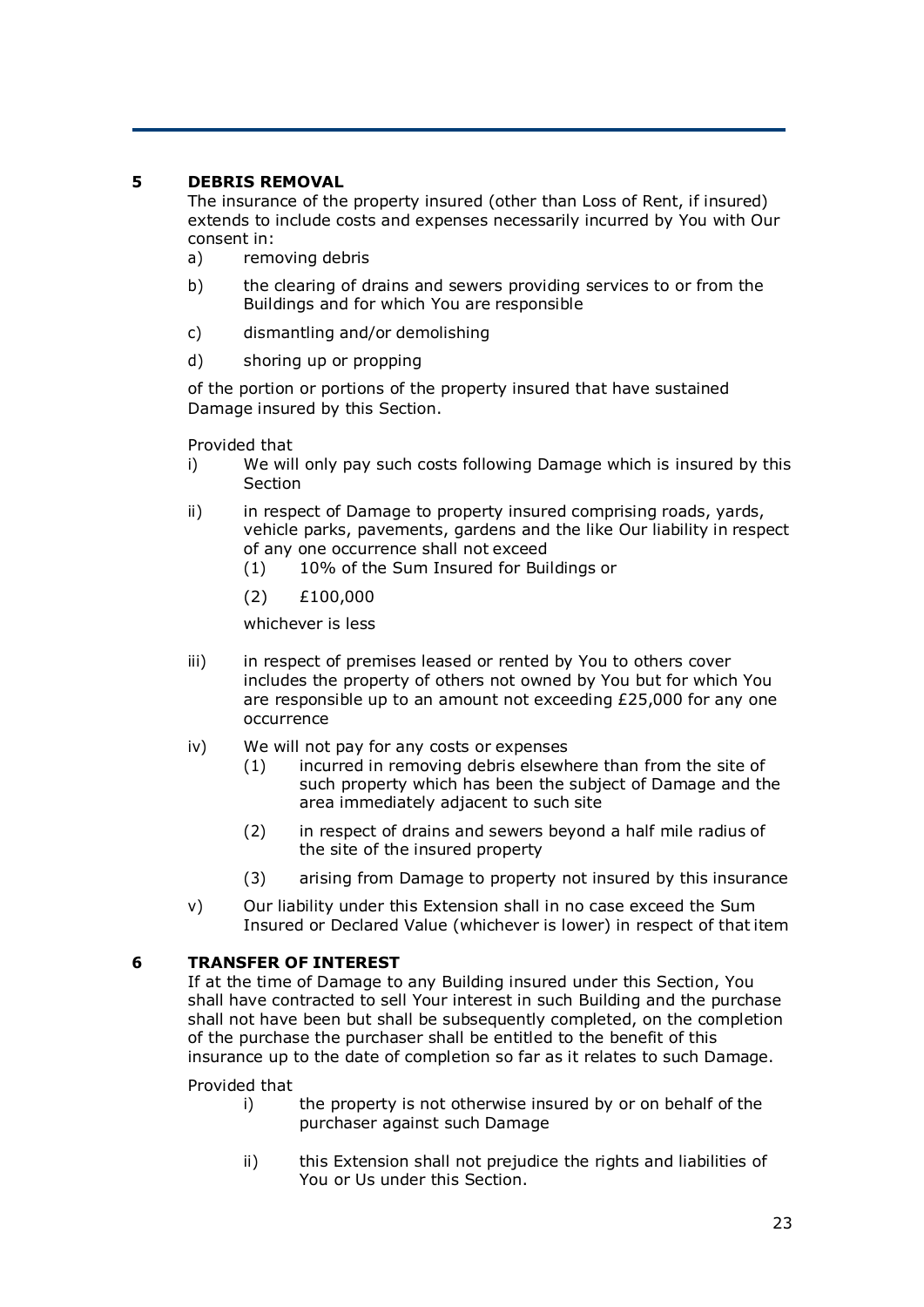## 5 DEBRIS REMOVAL

The insurance of the property insured (other than Loss of Rent, if insured) extends to include costs and expenses necessarily incurred by You with Our consent in:

a) removing debris

b) the clearing of drains and sewers providing services to or from the Buildings and for which You are responsible

c) dismantling and/or demolishing

d) shoring up or propping

of the portion or portions of the property insured that have sustained Damage insured by this Section.

Provided that

i) We will only pay such costs following Damage which is insured by this Section

ii) in respect of Damage to property insured comprising roads, yards, vehicle parks, pavements, gardens and the like Our liability in respect of any one occurrence shall not exceed
   (1) 10% of the Sum Insured for Buildings or
   (2) £100,000

   whichever is less

iii) in respect of premises leased or rented by You to others cover includes the property of others not owned by You but for which You are responsible up to an amount not exceeding £25,000 for any one occurrence

iv) We will not pay for any costs or expenses
   (1) incurred in removing debris elsewhere than from the site of such property which has been the subject of Damage and the area immediately adjacent to such site
   (2) in respect of drains and sewers beyond a half mile radius of the site of the insured property
   (3) arising from Damage to property not insured by this insurance

v) Our liability under this Extension shall in no case exceed the Sum Insured or Declared Value (whichever is lower) in respect of that item

## 6 TRANSFER OF INTEREST

If at the time of Damage to any Building insured under this Section, You shall have contracted to sell Your interest in such Building and the purchase shall not have been but shall be subsequently completed, on the completion of the purchase the purchaser shall be entitled to the benefit of this insurance up to the date of completion so far as it relates to such Damage.

Provided that

i) the property is not otherwise insured by or on behalf of the purchaser against such Damage

ii) this Extension shall not prejudice the rights and liabilities of You or Us under this Section.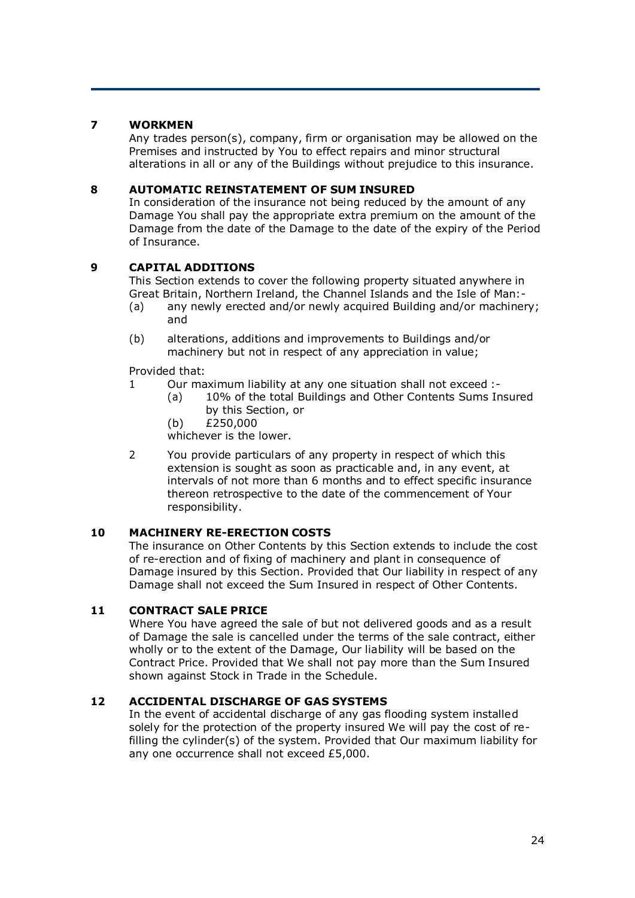**7 WORKMEN**

Any trades person(s), company, firm or organisation may be allowed on the Premises and instructed by You to effect repairs and minor structural alterations in all or any of the Buildings without prejudice to this insurance.

**8 AUTOMATIC REINSTATEMENT OF SUM INSURED**

In consideration of the insurance not being reduced by the amount of any Damage You shall pay the appropriate extra premium on the amount of the Damage from the date of the Damage to the date of the expiry of the Period of Insurance.

**9 CAPITAL ADDITIONS**

This Section extends to cover the following property situated anywhere in Great Britain, Northern Ireland, the Channel Islands and the Isle of Man:-

(a) any newly erected and/or newly acquired Building and/or machinery; and

(b) alterations, additions and improvements to Buildings and/or machinery but not in respect of any appreciation in value;

Provided that:

1 Our maximum liability at any one situation shall not exceed :-
   (a) 10% of the total Buildings and Other Contents Sums Insured by this Section, or
   (b) £250,000
   
   whichever is the lower.

2 You provide particulars of any property in respect of which this extension is sought as soon as practicable and, in any event, at intervals of not more than 6 months and to effect specific insurance thereon retrospective to the date of the commencement of Your responsibility.

**10 MACHINERY RE-ERECTION COSTS**

The insurance on Other Contents by this Section extends to include the cost of re-erection and of fixing of machinery and plant in consequence of Damage insured by this Section. Provided that Our liability in respect of any Damage shall not exceed the Sum Insured in respect of Other Contents.

**11 CONTRACT SALE PRICE**

Where You have agreed the sale of but not delivered goods and as a result of Damage the sale is cancelled under the terms of the sale contract, either wholly or to the extent of the Damage, Our liability will be based on the Contract Price. Provided that We shall not pay more than the Sum Insured shown against Stock in Trade in the Schedule.

**12 ACCIDENTAL DISCHARGE OF GAS SYSTEMS**

In the event of accidental discharge of any gas flooding system installed solely for the protection of the property insured We will pay the cost of re-filling the cylinder(s) of the system. Provided that Our maximum liability for any one occurrence shall not exceed £5,000.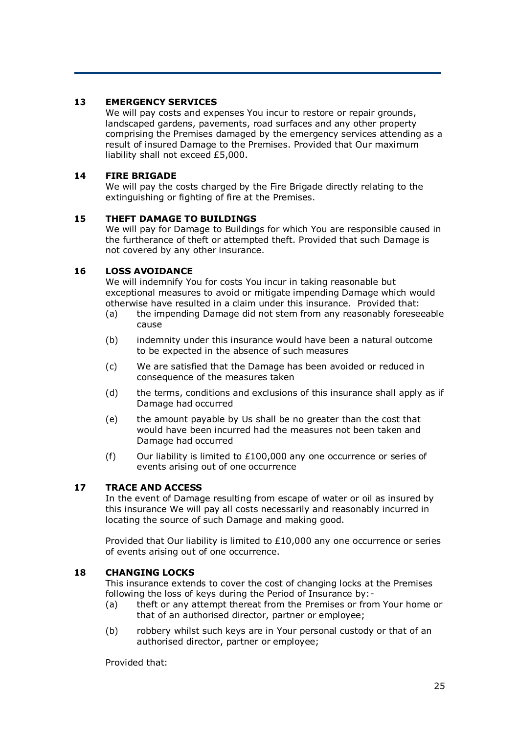**13 EMERGENCY SERVICES**

We will pay costs and expenses You incur to restore or repair grounds, landscaped gardens, pavements, road surfaces and any other property comprising the Premises damaged by the emergency services attending as a result of insured Damage to the Premises. Provided that Our maximum liability shall not exceed £5,000.

**14 FIRE BRIGADE**

We will pay the costs charged by the Fire Brigade directly relating to the extinguishing or fighting of fire at the Premises.

**15 THEFT DAMAGE TO BUILDINGS**

We will pay for Damage to Buildings for which You are responsible caused in the furtherance of theft or attempted theft. Provided that such Damage is not covered by any other insurance.

**16 LOSS AVOIDANCE**

We will indemnify You for costs You incur in taking reasonable but exceptional measures to avoid or mitigate impending Damage which would otherwise have resulted in a claim under this insurance. Provided that:

(a) the impending Damage did not stem from any reasonably foreseeable cause

(b) indemnity under this insurance would have been a natural outcome to be expected in the absence of such measures

(c) We are satisfied that the Damage has been avoided or reduced in consequence of the measures taken

(d) the terms, conditions and exclusions of this insurance shall apply as if Damage had occurred

(e) the amount payable by Us shall be no greater than the cost that would have been incurred had the measures not been taken and Damage had occurred

(f) Our liability is limited to £100,000 any one occurrence or series of events arising out of one occurrence

**17 TRACE AND ACCESS**

In the event of Damage resulting from escape of water or oil as insured by this insurance We will pay all costs necessarily and reasonably incurred in locating the source of such Damage and making good.

Provided that Our liability is limited to £10,000 any one occurrence or series of events arising out of one occurrence.

**18 CHANGING LOCKS**

This insurance extends to cover the cost of changing locks at the Premises following the loss of keys during the Period of Insurance by:-

(a) theft or any attempt thereat from the Premises or from Your home or that of an authorised director, partner or employee;

(b) robbery whilst such keys are in Your personal custody or that of an authorised director, partner or employee;

Provided that: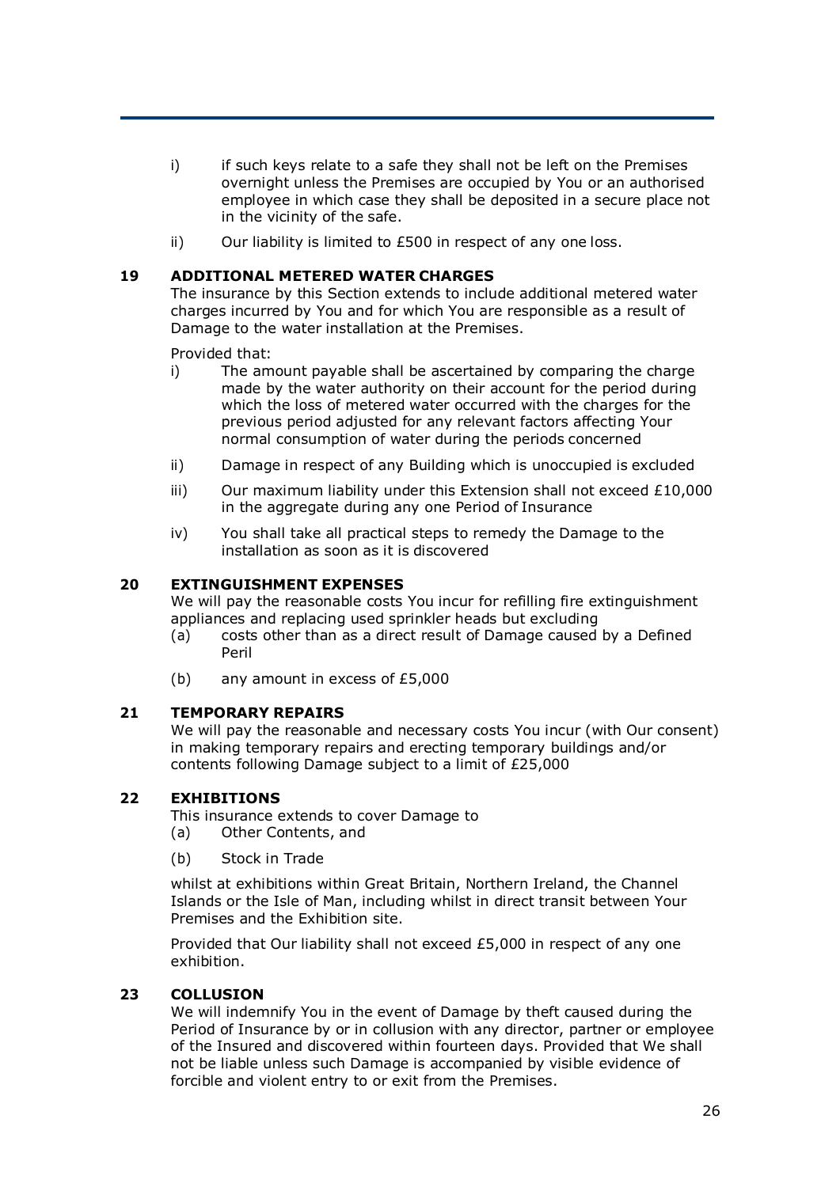i) if such keys relate to a safe they shall not be left on the Premises overnight unless the Premises are occupied by You or an authorised employee in which case they shall be deposited in a secure place not in the vicinity of the safe.

ii) Our liability is limited to £500 in respect of any one loss.

## 19 ADDITIONAL METERED WATER CHARGES

The insurance by this Section extends to include additional metered water charges incurred by You and for which You are responsible as a result of Damage to the water installation at the Premises.

Provided that:

i) The amount payable shall be ascertained by comparing the charge made by the water authority on their account for the period during which the loss of metered water occurred with the charges for the previous period adjusted for any relevant factors affecting Your normal consumption of water during the periods concerned

ii) Damage in respect of any Building which is unoccupied is excluded

iii) Our maximum liability under this Extension shall not exceed £10,000 in the aggregate during any one Period of Insurance

iv) You shall take all practical steps to remedy the Damage to the installation as soon as it is discovered

## 20 EXTINGUISHMENT EXPENSES

We will pay the reasonable costs You incur for refilling fire extinguishment appliances and replacing used sprinkler heads but excluding

(a) costs other than as a direct result of Damage caused by a Defined Peril

(b) any amount in excess of £5,000

## 21 TEMPORARY REPAIRS

We will pay the reasonable and necessary costs You incur (with Our consent) in making temporary repairs and erecting temporary buildings and/or contents following Damage subject to a limit of £25,000

## 22 EXHIBITIONS

This insurance extends to cover Damage to

(a) Other Contents, and

(b) Stock in Trade

whilst at exhibitions within Great Britain, Northern Ireland, the Channel Islands or the Isle of Man, including whilst in direct transit between Your Premises and the Exhibition site.

Provided that Our liability shall not exceed £5,000 in respect of any one exhibition.

## 23 COLLUSION

We will indemnify You in the event of Damage by theft caused during the Period of Insurance by or in collusion with any director, partner or employee of the Insured and discovered within fourteen days. Provided that We shall not be liable unless such Damage is accompanied by visible evidence of forcible and violent entry to or exit from the Premises.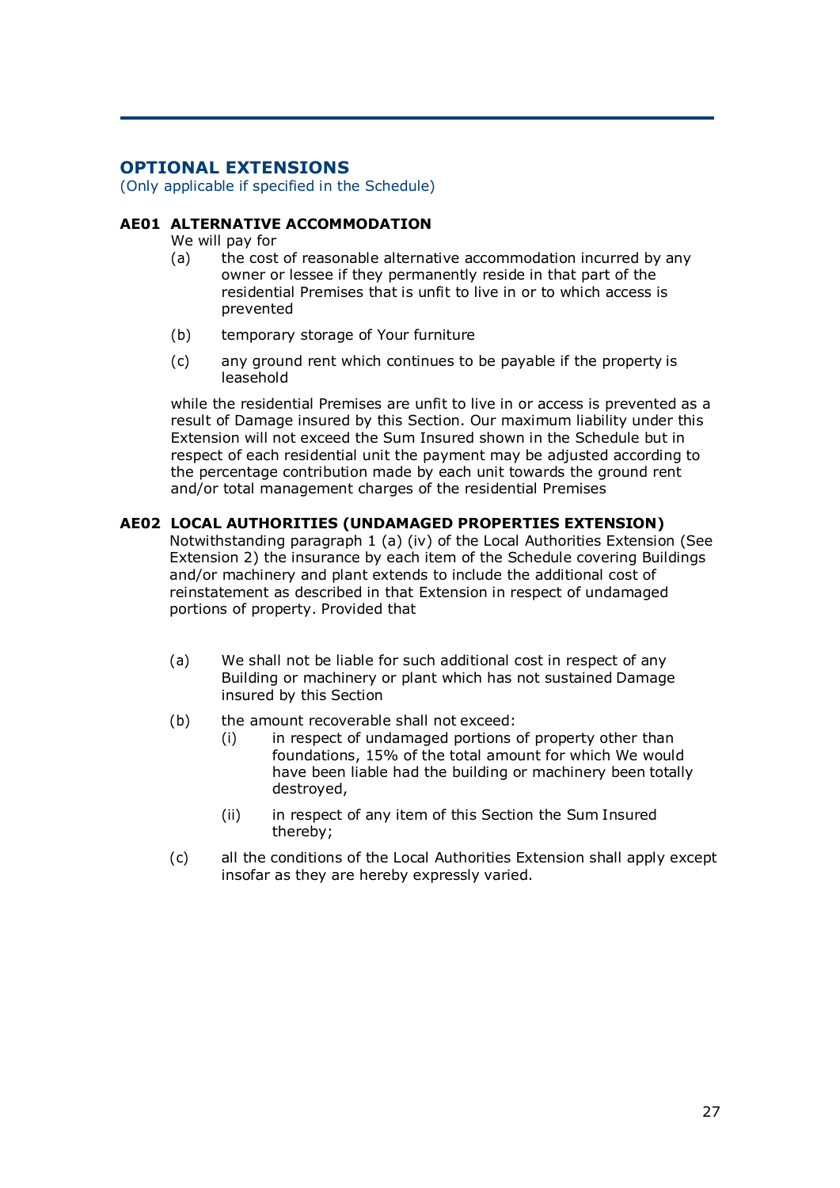## OPTIONAL EXTENSIONS

(Only applicable if specified in the Schedule)

### AE01 ALTERNATIVE ACCOMMODATION

We will pay for

(a) the cost of reasonable alternative accommodation incurred by any owner or lessee if they permanently reside in that part of the residential Premises that is unfit to live in or to which access is prevented

(b) temporary storage of Your furniture

(c) any ground rent which continues to be payable if the property is leasehold

while the residential Premises are unfit to live in or access is prevented as a result of Damage insured by this Section. Our maximum liability under this Extension will not exceed the Sum Insured shown in the Schedule but in respect of each residential unit the payment may be adjusted according to the percentage contribution made by each unit towards the ground rent and/or total management charges of the residential Premises

### AE02 LOCAL AUTHORITIES (UNDAMAGED PROPERTIES EXTENSION)

Notwithstanding paragraph 1 (a) (iv) of the Local Authorities Extension (See Extension 2) the insurance by each item of the Schedule covering Buildings and/or machinery and plant extends to include the additional cost of reinstatement as described in that Extension in respect of undamaged portions of property. Provided that

(a) We shall not be liable for such additional cost in respect of any Building or machinery or plant which has not sustained Damage insured by this Section

(b) the amount recoverable shall not exceed:

  (i) in respect of undamaged portions of property other than foundations, 15% of the total amount for which We would have been liable had the building or machinery been totally destroyed,

  (ii) in respect of any item of this Section the Sum Insured thereby;

(c) all the conditions of the Local Authorities Extension shall apply except insofar as they are hereby expressly varied.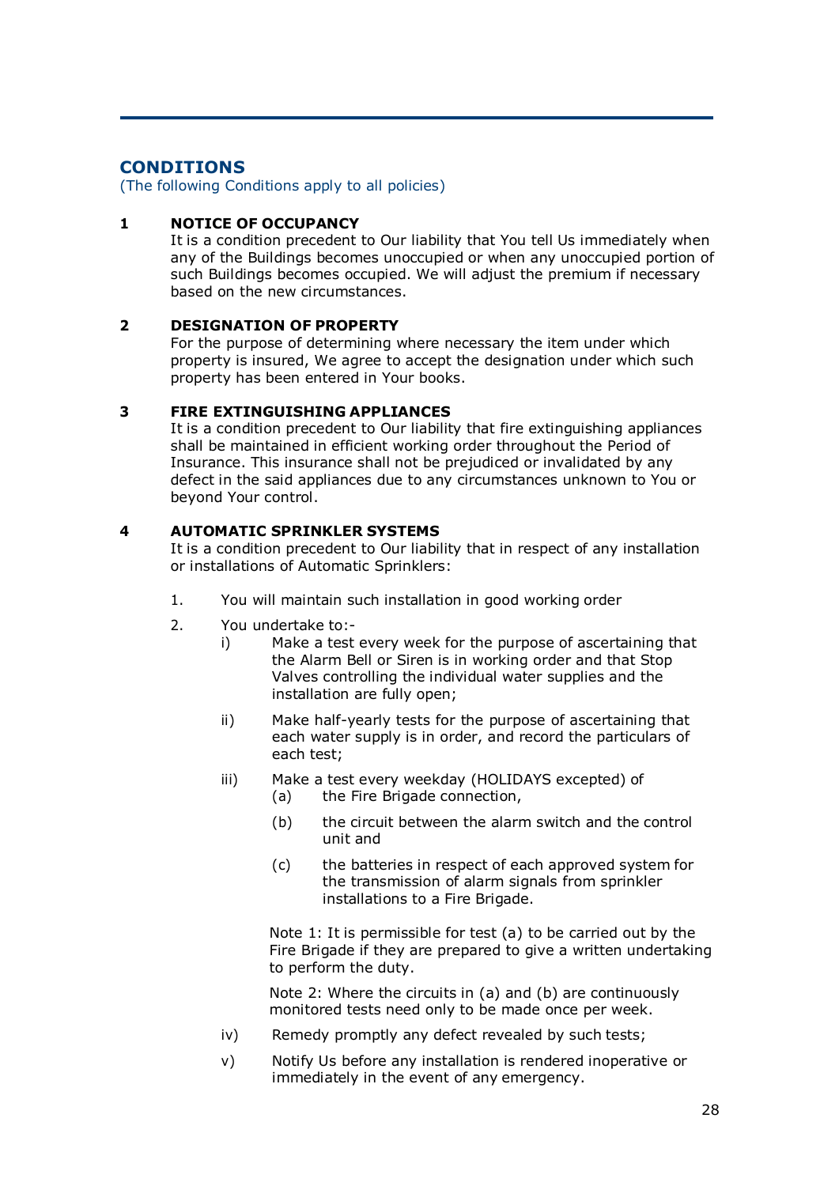## CONDITIONS

(The following Conditions apply to all policies)

### 1 NOTICE OF OCCUPANCY

It is a condition precedent to Our liability that You tell Us immediately when any of the Buildings becomes unoccupied or when any unoccupied portion of such Buildings becomes occupied. We will adjust the premium if necessary based on the new circumstances.

### 2 DESIGNATION OF PROPERTY

For the purpose of determining where necessary the item under which property is insured, We agree to accept the designation under which such property has been entered in Your books.

### 3 FIRE EXTINGUISHING APPLIANCES

It is a condition precedent to Our liability that fire extinguishing appliances shall be maintained in efficient working order throughout the Period of Insurance. This insurance shall not be prejudiced or invalidated by any defect in the said appliances due to any circumstances unknown to You or beyond Your control.

### 4 AUTOMATIC SPRINKLER SYSTEMS

It is a condition precedent to Our liability that in respect of any installation or installations of Automatic Sprinklers:

1. You will maintain such installation in good working order
2. You undertake to:-
   - i) Make a test every week for the purpose of ascertaining that the Alarm Bell or Siren is in working order and that Stop Valves controlling the individual water supplies and the installation are fully open;
   - ii) Make half-yearly tests for the purpose of ascertaining that each water supply is in order, and record the particulars of each test;
   - iii) Make a test every weekday (HOLIDAYS excepted) of
     - (a) the Fire Brigade connection,
     - (b) the circuit between the alarm switch and the control unit and
     - (c) the batteries in respect of each approved system for the transmission of alarm signals from sprinkler installations to a Fire Brigade.

     Note 1: It is permissible for test (a) to be carried out by the Fire Brigade if they are prepared to give a written undertaking to perform the duty.

     Note 2: Where the circuits in (a) and (b) are continuously monitored tests need only to be made once per week.
   - iv) Remedy promptly any defect revealed by such tests;
   - v) Notify Us before any installation is rendered inoperative or immediately in the event of any emergency.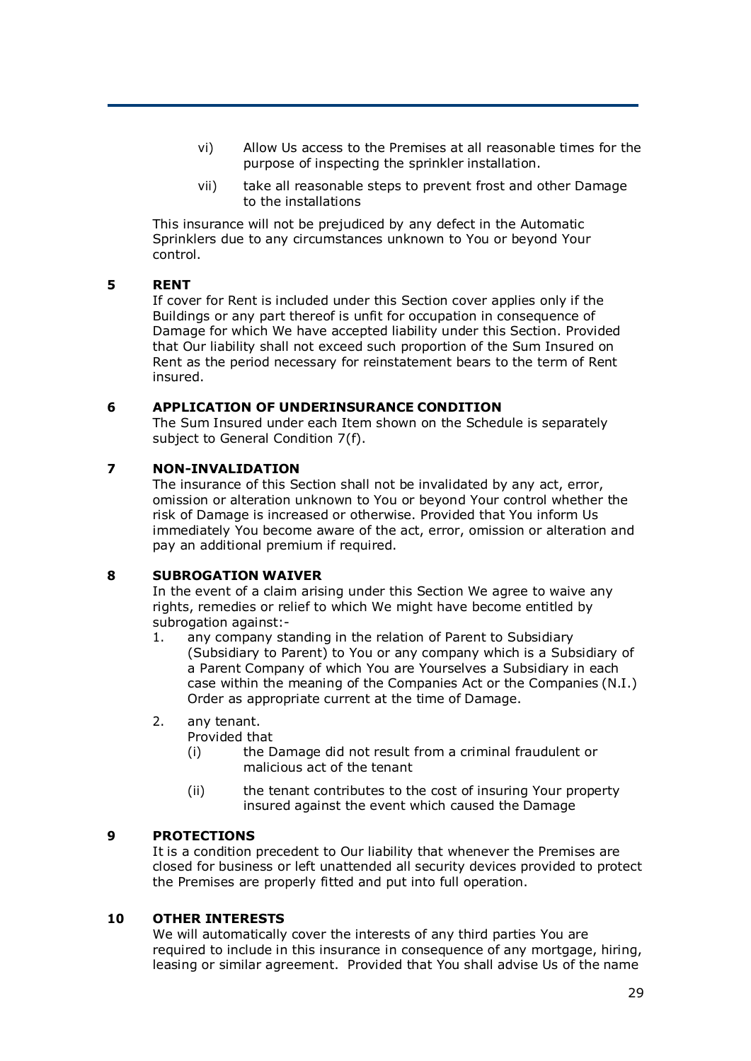vi) Allow Us access to the Premises at all reasonable times for the purpose of inspecting the sprinkler installation.

vii) take all reasonable steps to prevent frost and other Damage to the installations

This insurance will not be prejudiced by any defect in the Automatic Sprinklers due to any circumstances unknown to You or beyond Your control.

**5 RENT**

If cover for Rent is included under this Section cover applies only if the Buildings or any part thereof is unfit for occupation in consequence of Damage for which We have accepted liability under this Section. Provided that Our liability shall not exceed such proportion of the Sum Insured on Rent as the period necessary for reinstatement bears to the term of Rent insured.

**6 APPLICATION OF UNDERINSURANCE CONDITION**

The Sum Insured under each Item shown on the Schedule is separately subject to General Condition 7(f).

**7 NON-INVALIDATION**

The insurance of this Section shall not be invalidated by any act, error, omission or alteration unknown to You or beyond Your control whether the risk of Damage is increased or otherwise. Provided that You inform Us immediately You become aware of the act, error, omission or alteration and pay an additional premium if required.

**8 SUBROGATION WAIVER**

In the event of a claim arising under this Section We agree to waive any rights, remedies or relief to which We might have become entitled by subrogation against:-

1. any company standing in the relation of Parent to Subsidiary (Subsidiary to Parent) to You or any company which is a Subsidiary of a Parent Company of which You are Yourselves a Subsidiary in each case within the meaning of the Companies Act or the Companies (N.I.) Order as appropriate current at the time of Damage.

2. any tenant.
   Provided that
   (i) the Damage did not result from a criminal fraudulent or malicious act of the tenant
   (ii) the tenant contributes to the cost of insuring Your property insured against the event which caused the Damage

**9 PROTECTIONS**

It is a condition precedent to Our liability that whenever the Premises are closed for business or left unattended all security devices provided to protect the Premises are properly fitted and put into full operation.

**10 OTHER INTERESTS**

We will automatically cover the interests of any third parties You are required to include in this insurance in consequence of any mortgage, hiring, leasing or similar agreement. Provided that You shall advise Us of the name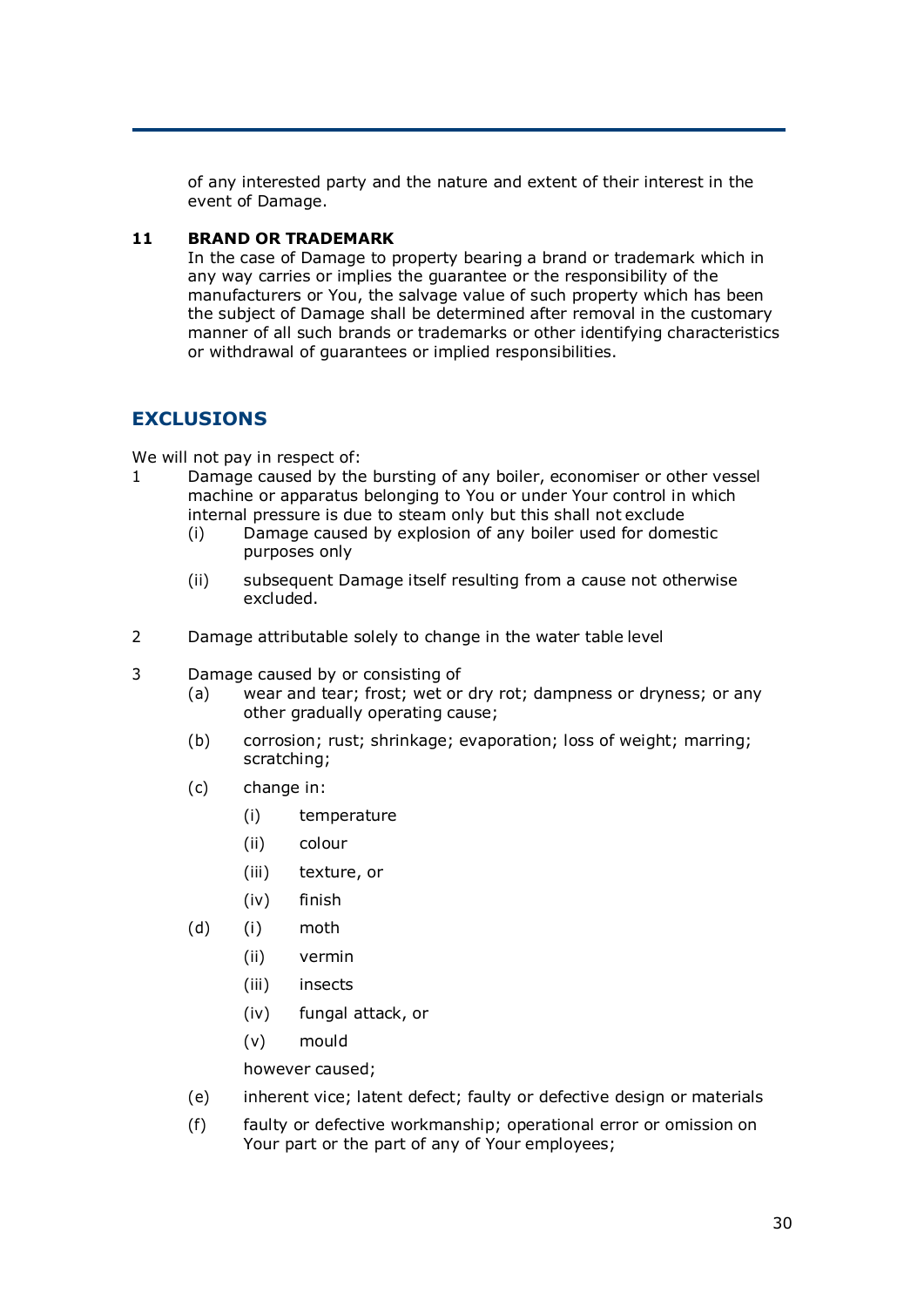of any interested party and the nature and extent of their interest in the event of Damage.

**11 BRAND OR TRADEMARK**

In the case of Damage to property bearing a brand or trademark which in any way carries or implies the guarantee or the responsibility of the manufacturers or You, the salvage value of such property which has been the subject of Damage shall be determined after removal in the customary manner of all such brands or trademarks or other identifying characteristics or withdrawal of guarantees or implied responsibilities.

## EXCLUSIONS

We will not pay in respect of:

1 Damage caused by the bursting of any boiler, economiser or other vessel machine or apparatus belonging to You or under Your control in which internal pressure is due to steam only but this shall not exclude
   - (i) Damage caused by explosion of any boiler used for domestic purposes only
   - (ii) subsequent Damage itself resulting from a cause not otherwise excluded.

2 Damage attributable solely to change in the water table level

3 Damage caused by or consisting of
   - (a) wear and tear; frost; wet or dry rot; dampness or dryness; or any other gradually operating cause;
   - (b) corrosion; rust; shrinkage; evaporation; loss of weight; marring; scratching;
   - (c) change in:
     - (i) temperature
     - (ii) colour
     - (iii) texture, or
     - (iv) finish
   - (d)
     - (i) moth
     - (ii) vermin
     - (iii) insects
     - (iv) fungal attack, or
     - (v) mould

     however caused;
   - (e) inherent vice; latent defect; faulty or defective design or materials
   - (f) faulty or defective workmanship; operational error or omission on Your part or the part of any of Your employees;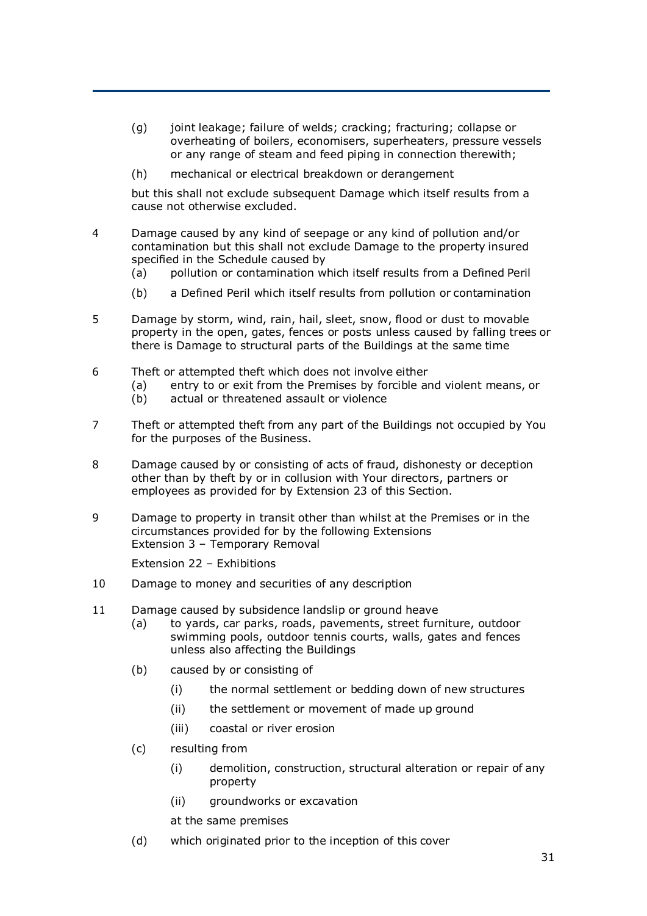(g) joint leakage; failure of welds; cracking; fracturing; collapse or overheating of boilers, economisers, superheaters, pressure vessels or any range of steam and feed piping in connection therewith;

(h) mechanical or electrical breakdown or derangement

but this shall not exclude subsequent Damage which itself results from a cause not otherwise excluded.

4 Damage caused by any kind of seepage or any kind of pollution and/or contamination but this shall not exclude Damage to the property insured specified in the Schedule caused by

(a) pollution or contamination which itself results from a Defined Peril

(b) a Defined Peril which itself results from pollution or contamination

5 Damage by storm, wind, rain, hail, sleet, snow, flood or dust to movable property in the open, gates, fences or posts unless caused by falling trees or there is Damage to structural parts of the Buildings at the same time

6 Theft or attempted theft which does not involve either

(a) entry to or exit from the Premises by forcible and violent means, or

(b) actual or threatened assault or violence

7 Theft or attempted theft from any part of the Buildings not occupied by You for the purposes of the Business.

8 Damage caused by or consisting of acts of fraud, dishonesty or deception other than by theft by or in collusion with Your directors, partners or employees as provided for by Extension 23 of this Section.

9 Damage to property in transit other than whilst at the Premises or in the circumstances provided for by the following Extensions
Extension 3 – Temporary Removal

Extension 22 – Exhibitions

10 Damage to money and securities of any description

11 Damage caused by subsidence landslip or ground heave

(a) to yards, car parks, roads, pavements, street furniture, outdoor swimming pools, outdoor tennis courts, walls, gates and fences unless also affecting the Buildings

(b) caused by or consisting of

(i) the normal settlement or bedding down of new structures

(ii) the settlement or movement of made up ground

(iii) coastal or river erosion

(c) resulting from

(i) demolition, construction, structural alteration or repair of any property

(ii) groundworks or excavation

at the same premises

(d) which originated prior to the inception of this cover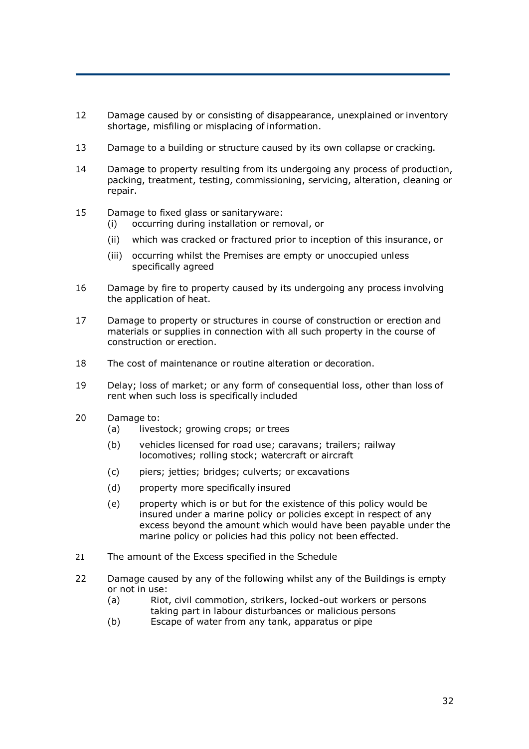12 Damage caused by or consisting of disappearance, unexplained or inventory shortage, misfiling or misplacing of information.

13 Damage to a building or structure caused by its own collapse or cracking.

14 Damage to property resulting from its undergoing any process of production, packing, treatment, testing, commissioning, servicing, alteration, cleaning or repair.

15 Damage to fixed glass or sanitaryware:
   - (i) occurring during installation or removal, or
   - (ii) which was cracked or fractured prior to inception of this insurance, or
   - (iii) occurring whilst the Premises are empty or unoccupied unless specifically agreed

16 Damage by fire to property caused by its undergoing any process involving the application of heat.

17 Damage to property or structures in course of construction or erection and materials or supplies in connection with all such property in the course of construction or erection.

18 The cost of maintenance or routine alteration or decoration.

19 Delay; loss of market; or any form of consequential loss, other than loss of rent when such loss is specifically included

20 Damage to:
   - (a) livestock; growing crops; or trees
   - (b) vehicles licensed for road use; caravans; trailers; railway locomotives; rolling stock; watercraft or aircraft
   - (c) piers; jetties; bridges; culverts; or excavations
   - (d) property more specifically insured
   - (e) property which is or but for the existence of this policy would be insured under a marine policy or policies except in respect of any excess beyond the amount which would have been payable under the marine policy or policies had this policy not been effected.

21 The amount of the Excess specified in the Schedule

22 Damage caused by any of the following whilst any of the Buildings is empty or not in use:
   - (a) Riot, civil commotion, strikers, locked-out workers or persons taking part in labour disturbances or malicious persons
   - (b) Escape of water from any tank, apparatus or pipe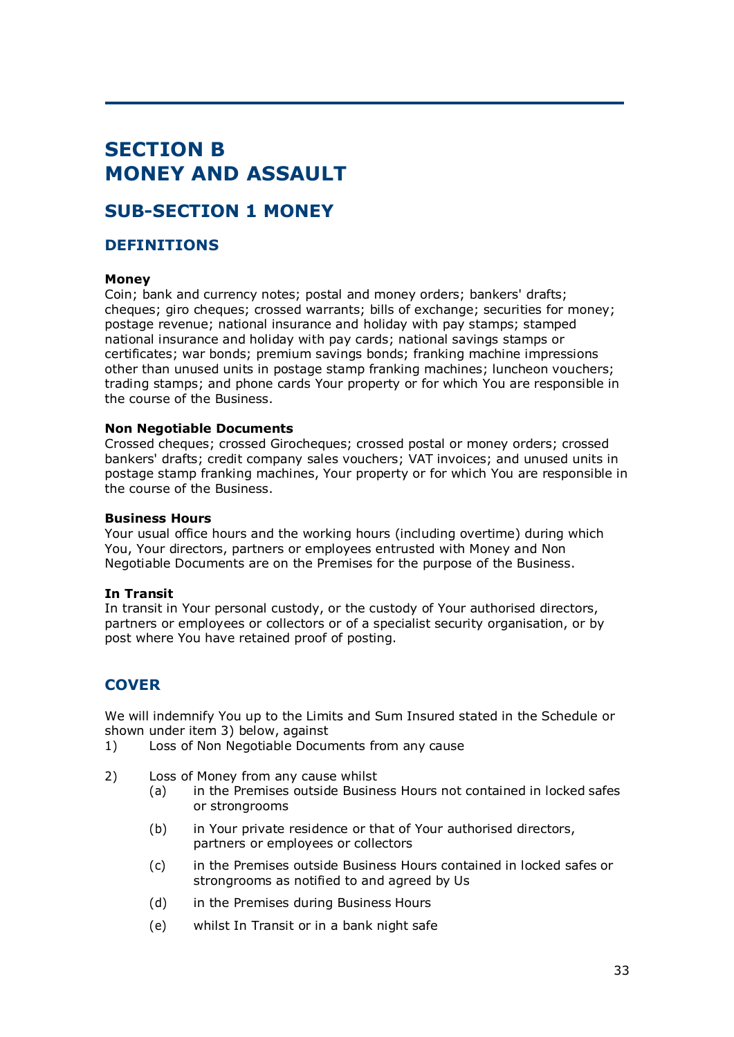# SECTION B
# MONEY AND ASSAULT

## SUB-SECTION 1 MONEY

### DEFINITIONS

**Money**
Coin; bank and currency notes; postal and money orders; bankers' drafts; cheques; giro cheques; crossed warrants; bills of exchange; securities for money; postage revenue; national insurance and holiday with pay stamps; stamped national insurance and holiday with pay cards; national savings stamps or certificates; war bonds; premium savings bonds; franking machine impressions other than unused units in postage stamp franking machines; luncheon vouchers; trading stamps; and phone cards Your property or for which You are responsible in the course of the Business.

**Non Negotiable Documents**
Crossed cheques; crossed Girocheques; crossed postal or money orders; crossed bankers' drafts; credit company sales vouchers; VAT invoices; and unused units in postage stamp franking machines, Your property or for which You are responsible in the course of the Business.

**Business Hours**
Your usual office hours and the working hours (including overtime) during which You, Your directors, partners or employees entrusted with Money and Non Negotiable Documents are on the Premises for the purpose of the Business.

**In Transit**
In transit in Your personal custody, or the custody of Your authorised directors, partners or employees or collectors or of a specialist security organisation, or by post where You have retained proof of posting.

### COVER

We will indemnify You up to the Limits and Sum Insured stated in the Schedule or shown under item 3) below, against

1) Loss of Non Negotiable Documents from any cause

2) Loss of Money from any cause whilst
   - (a) in the Premises outside Business Hours not contained in locked safes or strongrooms
   - (b) in Your private residence or that of Your authorised directors, partners or employees or collectors
   - (c) in the Premises outside Business Hours contained in locked safes or strongrooms as notified to and agreed by Us
   - (d) in the Premises during Business Hours
   - (e) whilst In Transit or in a bank night safe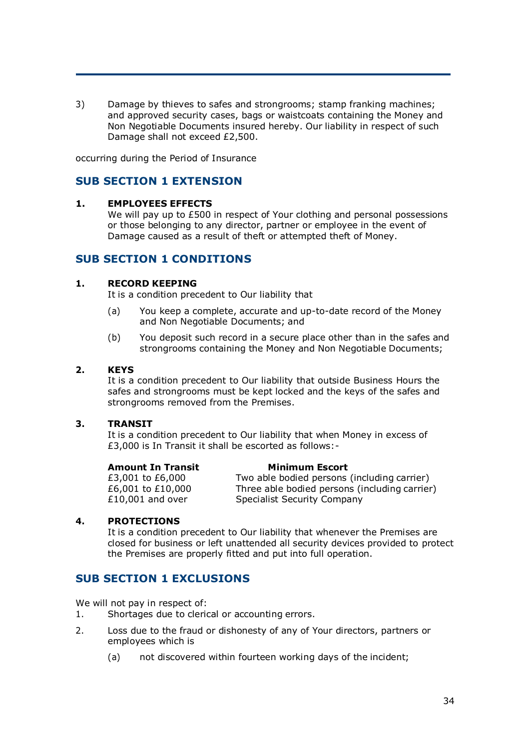3) Damage by thieves to safes and strongrooms; stamp franking machines; and approved security cases, bags or waistcoats containing the Money and Non Negotiable Documents insured hereby. Our liability in respect of such Damage shall not exceed £2,500.

occurring during the Period of Insurance

## SUB SECTION 1 EXTENSION

**1. EMPLOYEES EFFECTS**

We will pay up to £500 in respect of Your clothing and personal possessions or those belonging to any director, partner or employee in the event of Damage caused as a result of theft or attempted theft of Money.

## SUB SECTION 1 CONDITIONS

**1. RECORD KEEPING**

It is a condition precedent to Our liability that

(a) You keep a complete, accurate and up-to-date record of the Money and Non Negotiable Documents; and

(b) You deposit such record in a secure place other than in the safes and strongrooms containing the Money and Non Negotiable Documents;

**2. KEYS**

It is a condition precedent to Our liability that outside Business Hours the safes and strongrooms must be kept locked and the keys of the safes and strongrooms removed from the Premises.

**3. TRANSIT**

It is a condition precedent to Our liability that when Money in excess of £3,000 is In Transit it shall be escorted as follows:-

| Amount In Transit | Minimum Escort |
|---|---|
| £3,001 to £6,000 | Two able bodied persons (including carrier) |
| £6,001 to £10,000 | Three able bodied persons (including carrier) |
| £10,001 and over | Specialist Security Company |

**4. PROTECTIONS**

It is a condition precedent to Our liability that whenever the Premises are closed for business or left unattended all security devices provided to protect the Premises are properly fitted and put into full operation.

## SUB SECTION 1 EXCLUSIONS

We will not pay in respect of:

1. Shortages due to clerical or accounting errors.
2. Loss due to the fraud or dishonesty of any of Your directors, partners or employees which is

   (a) not discovered within fourteen working days of the incident;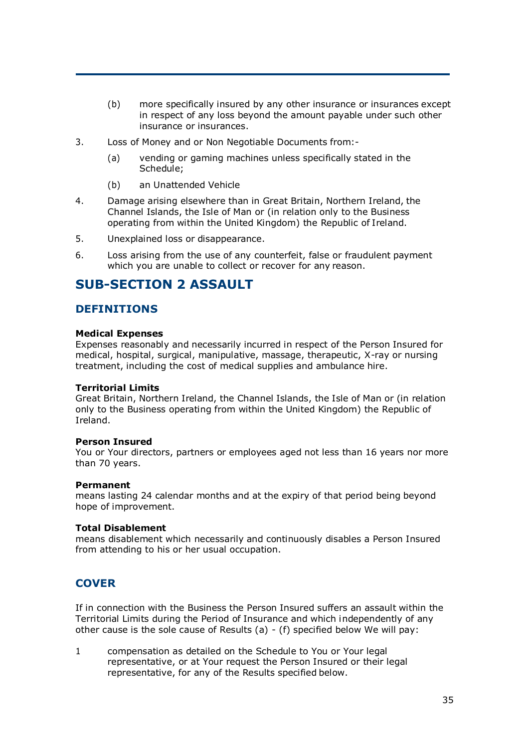(b) more specifically insured by any other insurance or insurances except in respect of any loss beyond the amount payable under such other insurance or insurances.

3. Loss of Money and or Non Negotiable Documents from:-

   (a) vending or gaming machines unless specifically stated in the Schedule;

   (b) an Unattended Vehicle

4. Damage arising elsewhere than in Great Britain, Northern Ireland, the Channel Islands, the Isle of Man or (in relation only to the Business operating from within the United Kingdom) the Republic of Ireland.

5. Unexplained loss or disappearance.

6. Loss arising from the use of any counterfeit, false or fraudulent payment which you are unable to collect or recover for any reason.

## SUB-SECTION 2 ASSAULT

### DEFINITIONS

**Medical Expenses**
Expenses reasonably and necessarily incurred in respect of the Person Insured for medical, hospital, surgical, manipulative, massage, therapeutic, X-ray or nursing treatment, including the cost of medical supplies and ambulance hire.

**Territorial Limits**
Great Britain, Northern Ireland, the Channel Islands, the Isle of Man or (in relation only to the Business operating from within the United Kingdom) the Republic of Ireland.

**Person Insured**
You or Your directors, partners or employees aged not less than 16 years nor more than 70 years.

**Permanent**
means lasting 24 calendar months and at the expiry of that period being beyond hope of improvement.

**Total Disablement**
means disablement which necessarily and continuously disables a Person Insured from attending to his or her usual occupation.

### COVER

If in connection with the Business the Person Insured suffers an assault within the Territorial Limits during the Period of Insurance and which independently of any other cause is the sole cause of Results (a) - (f) specified below We will pay:

1 compensation as detailed on the Schedule to You or Your legal representative, or at Your request the Person Insured or their legal representative, for any of the Results specified below.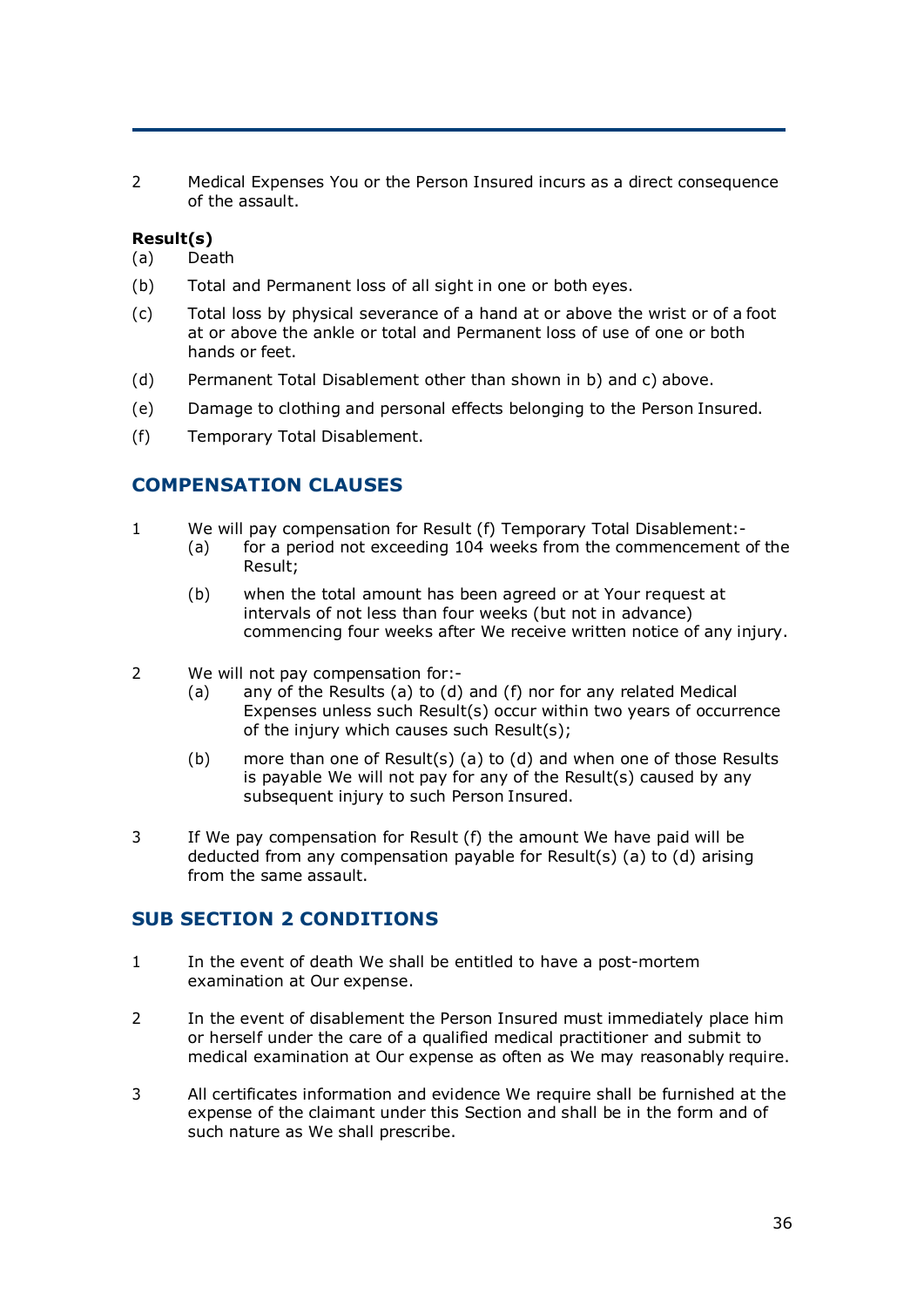2 Medical Expenses You or the Person Insured incurs as a direct consequence of the assault.

**Result(s)**

(a) Death

(b) Total and Permanent loss of all sight in one or both eyes.

(c) Total loss by physical severance of a hand at or above the wrist or of a foot at or above the ankle or total and Permanent loss of use of one or both hands or feet.

(d) Permanent Total Disablement other than shown in b) and c) above.

(e) Damage to clothing and personal effects belonging to the Person Insured.

(f) Temporary Total Disablement.

## COMPENSATION CLAUSES

1 We will pay compensation for Result (f) Temporary Total Disablement:-

   (a) for a period not exceeding 104 weeks from the commencement of the Result;

   (b) when the total amount has been agreed or at Your request at intervals of not less than four weeks (but not in advance) commencing four weeks after We receive written notice of any injury.

2 We will not pay compensation for:-

   (a) any of the Results (a) to (d) and (f) nor for any related Medical Expenses unless such Result(s) occur within two years of occurrence of the injury which causes such Result(s);

   (b) more than one of Result(s) (a) to (d) and when one of those Results is payable We will not pay for any of the Result(s) caused by any subsequent injury to such Person Insured.

3 If We pay compensation for Result (f) the amount We have paid will be deducted from any compensation payable for Result(s) (a) to (d) arising from the same assault.

## SUB SECTION 2 CONDITIONS

1 In the event of death We shall be entitled to have a post-mortem examination at Our expense.

2 In the event of disablement the Person Insured must immediately place him or herself under the care of a qualified medical practitioner and submit to medical examination at Our expense as often as We may reasonably require.

3 All certificates information and evidence We require shall be furnished at the expense of the claimant under this Section and shall be in the form and of such nature as We shall prescribe.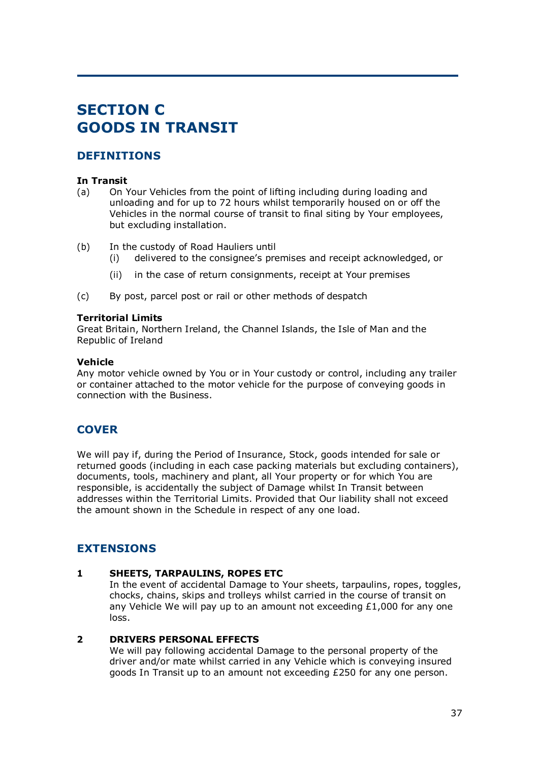# SECTION C
# GOODS IN TRANSIT

## DEFINITIONS

**In Transit**

(a) On Your Vehicles from the point of lifting including during loading and unloading and for up to 72 hours whilst temporarily housed on or off the Vehicles in the normal course of transit to final siting by Your employees, but excluding installation.

(b) In the custody of Road Hauliers until
   (i) delivered to the consignee's premises and receipt acknowledged, or
   (ii) in the case of return consignments, receipt at Your premises

(c) By post, parcel post or rail or other methods of despatch

**Territorial Limits**

Great Britain, Northern Ireland, the Channel Islands, the Isle of Man and the Republic of Ireland

**Vehicle**

Any motor vehicle owned by You or in Your custody or control, including any trailer or container attached to the motor vehicle for the purpose of conveying goods in connection with the Business.

## COVER

We will pay if, during the Period of Insurance, Stock, goods intended for sale or returned goods (including in each case packing materials but excluding containers), documents, tools, machinery and plant, all Your property or for which You are responsible, is accidentally the subject of Damage whilst In Transit between addresses within the Territorial Limits. Provided that Our liability shall not exceed the amount shown in the Schedule in respect of any one load.

## EXTENSIONS

**1 SHEETS, TARPAULINS, ROPES ETC**

In the event of accidental Damage to Your sheets, tarpaulins, ropes, toggles, chocks, chains, skips and trolleys whilst carried in the course of transit on any Vehicle We will pay up to an amount not exceeding £1,000 for any one loss.

**2 DRIVERS PERSONAL EFFECTS**

We will pay following accidental Damage to the personal property of the driver and/or mate whilst carried in any Vehicle which is conveying insured goods In Transit up to an amount not exceeding £250 for any one person.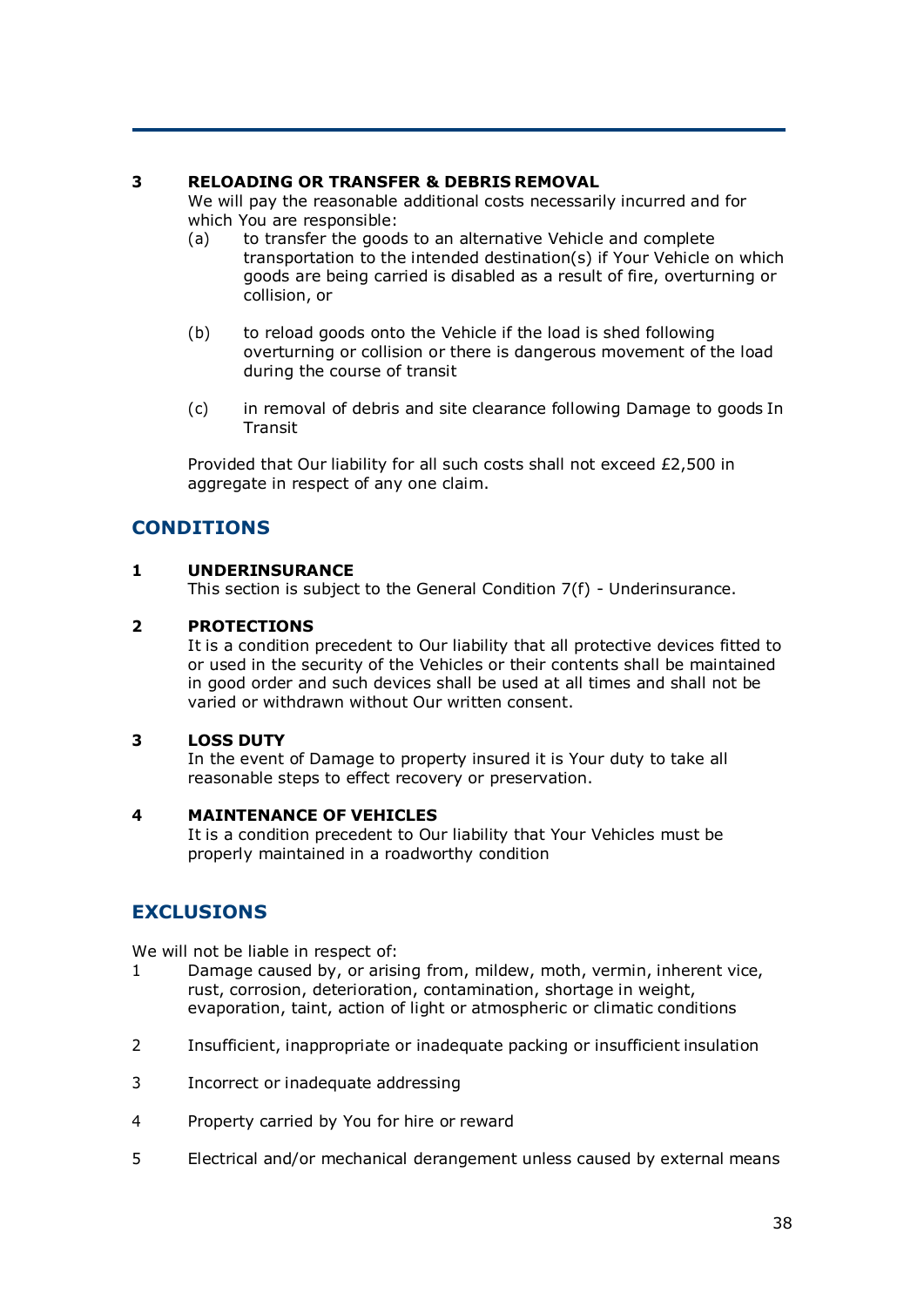**3 RELOADING OR TRANSFER & DEBRIS REMOVAL**

We will pay the reasonable additional costs necessarily incurred and for which You are responsible:

(a) to transfer the goods to an alternative Vehicle and complete transportation to the intended destination(s) if Your Vehicle on which goods are being carried is disabled as a result of fire, overturning or collision, or

(b) to reload goods onto the Vehicle if the load is shed following overturning or collision or there is dangerous movement of the load during the course of transit

(c) in removal of debris and site clearance following Damage to goods In Transit

Provided that Our liability for all such costs shall not exceed £2,500 in aggregate in respect of any one claim.

## CONDITIONS

**1 UNDERINSURANCE**

This section is subject to the General Condition 7(f) - Underinsurance.

**2 PROTECTIONS**

It is a condition precedent to Our liability that all protective devices fitted to or used in the security of the Vehicles or their contents shall be maintained in good order and such devices shall be used at all times and shall not be varied or withdrawn without Our written consent.

**3 LOSS DUTY**

In the event of Damage to property insured it is Your duty to take all reasonable steps to effect recovery or preservation.

**4 MAINTENANCE OF VEHICLES**

It is a condition precedent to Our liability that Your Vehicles must be properly maintained in a roadworthy condition

## EXCLUSIONS

We will not be liable in respect of:

1. Damage caused by, or arising from, mildew, moth, vermin, inherent vice, rust, corrosion, deterioration, contamination, shortage in weight, evaporation, taint, action of light or atmospheric or climatic conditions
2. Insufficient, inappropriate or inadequate packing or insufficient insulation
3. Incorrect or inadequate addressing
4. Property carried by You for hire or reward
5. Electrical and/or mechanical derangement unless caused by external means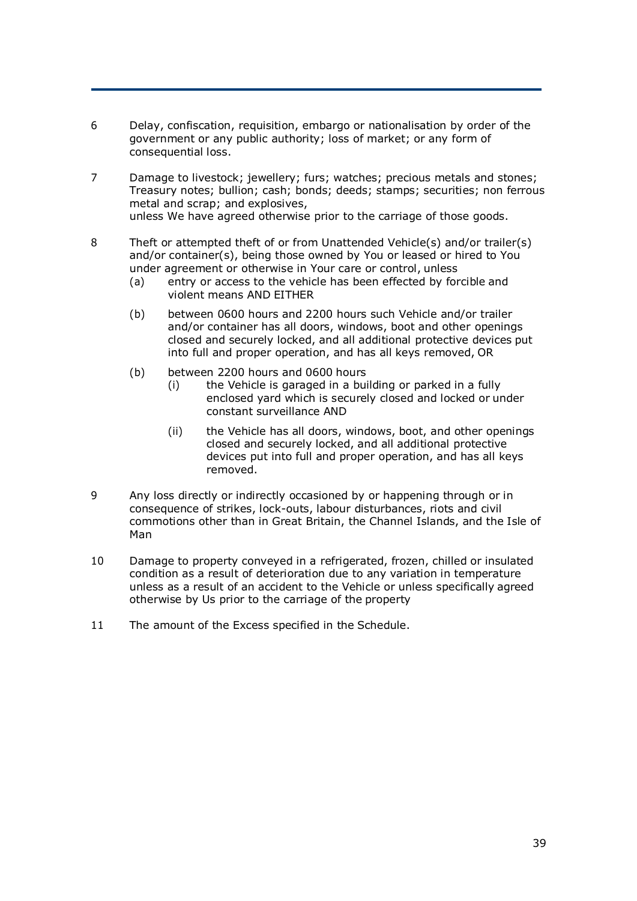6 Delay, confiscation, requisition, embargo or nationalisation by order of the government or any public authority; loss of market; or any form of consequential loss.

7 Damage to livestock; jewellery; furs; watches; precious metals and stones; Treasury notes; bullion; cash; bonds; deeds; stamps; securities; non ferrous metal and scrap; and explosives,
unless We have agreed otherwise prior to the carriage of those goods.

8 Theft or attempted theft of or from Unattended Vehicle(s) and/or trailer(s) and/or container(s), being those owned by You or leased or hired to You under agreement or otherwise in Your care or control, unless

   (a) entry or access to the vehicle has been effected by forcible and violent means AND EITHER

   (b) between 0600 hours and 2200 hours such Vehicle and/or trailer and/or container has all doors, windows, boot and other openings closed and securely locked, and all additional protective devices put into full and proper operation, and has all keys removed, OR

   (b) between 2200 hours and 0600 hours

      (i) the Vehicle is garaged in a building or parked in a fully enclosed yard which is securely closed and locked or under constant surveillance AND

      (ii) the Vehicle has all doors, windows, boot, and other openings closed and securely locked, and all additional protective devices put into full and proper operation, and has all keys removed.

9 Any loss directly or indirectly occasioned by or happening through or in consequence of strikes, lock-outs, labour disturbances, riots and civil commotions other than in Great Britain, the Channel Islands, and the Isle of Man

10 Damage to property conveyed in a refrigerated, frozen, chilled or insulated condition as a result of deterioration due to any variation in temperature unless as a result of an accident to the Vehicle or unless specifically agreed otherwise by Us prior to the carriage of the property

11 The amount of the Excess specified in the Schedule.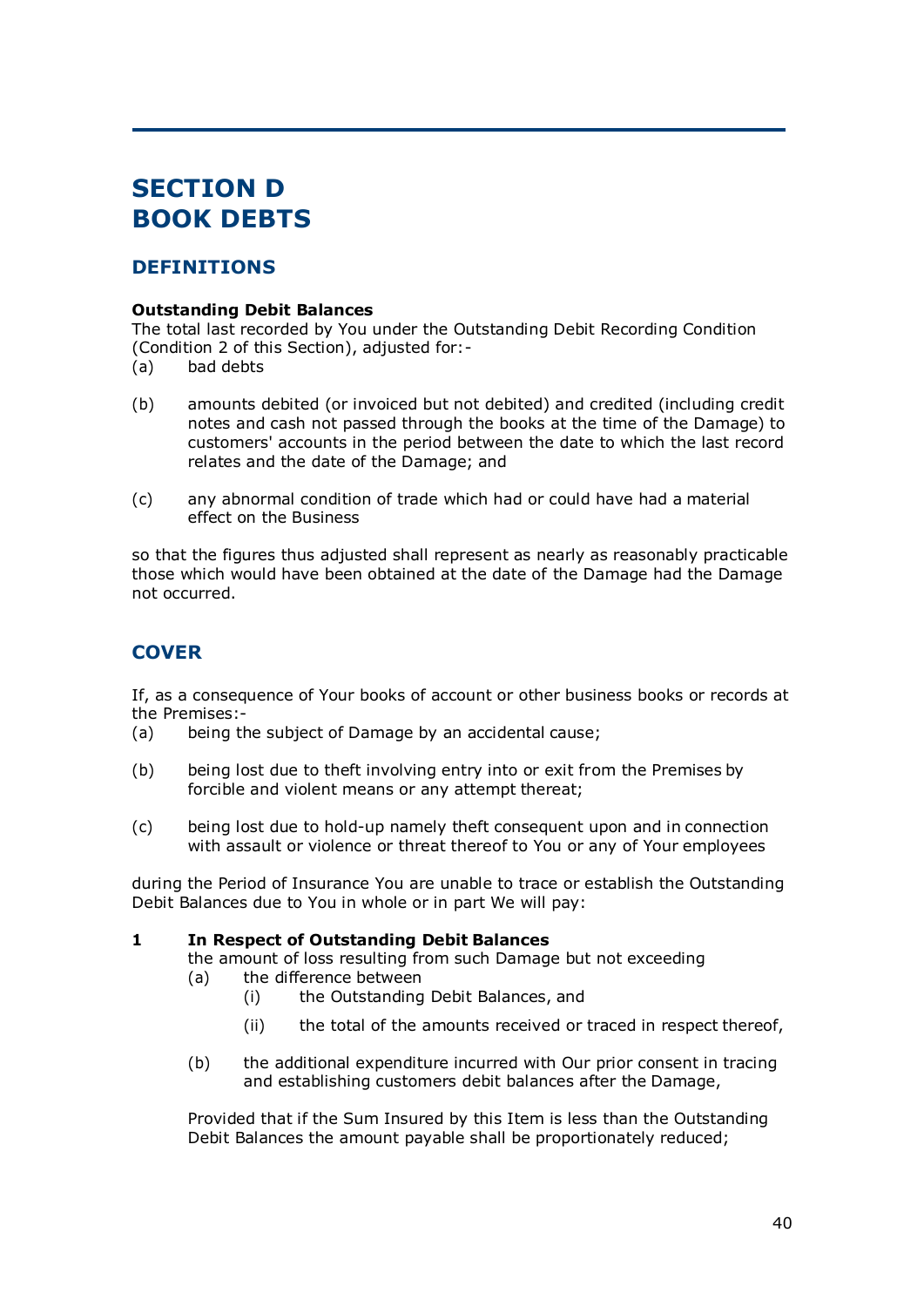# SECTION D
# BOOK DEBTS

## DEFINITIONS

**Outstanding Debit Balances**
The total last recorded by You under the Outstanding Debit Recording Condition (Condition 2 of this Section), adjusted for:-

(a) bad debts

(b) amounts debited (or invoiced but not debited) and credited (including credit notes and cash not passed through the books at the time of the Damage) to customers' accounts in the period between the date to which the last record relates and the date of the Damage; and

(c) any abnormal condition of trade which had or could have had a material effect on the Business

so that the figures thus adjusted shall represent as nearly as reasonably practicable those which would have been obtained at the date of the Damage had the Damage not occurred.

## COVER

If, as a consequence of Your books of account or other business books or records at the Premises:-

(a) being the subject of Damage by an accidental cause;

(b) being lost due to theft involving entry into or exit from the Premises by forcible and violent means or any attempt thereat;

(c) being lost due to hold-up namely theft consequent upon and in connection with assault or violence or threat thereof to You or any of Your employees

during the Period of Insurance You are unable to trace or establish the Outstanding Debit Balances due to You in whole or in part We will pay:

**1 In Respect of Outstanding Debit Balances**

the amount of loss resulting from such Damage but not exceeding

(a) the difference between
   (i) the Outstanding Debit Balances, and
   (ii) the total of the amounts received or traced in respect thereof,

(b) the additional expenditure incurred with Our prior consent in tracing and establishing customers debit balances after the Damage,

Provided that if the Sum Insured by this Item is less than the Outstanding Debit Balances the amount payable shall be proportionately reduced;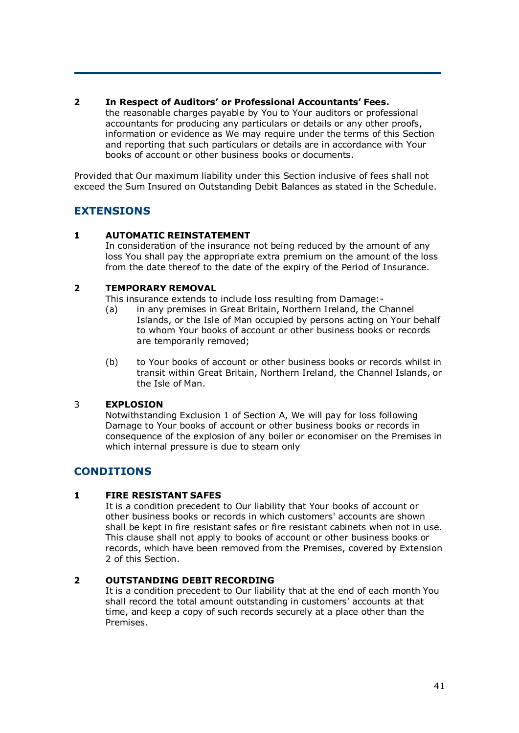**2 In Respect of Auditors' or Professional Accountants' Fees.**

the reasonable charges payable by You to Your auditors or professional accountants for producing any particulars or details or any other proofs, information or evidence as We may require under the terms of this Section and reporting that such particulars or details are in accordance with Your books of account or other business books or documents.

Provided that Our maximum liability under this Section inclusive of fees shall not exceed the Sum Insured on Outstanding Debit Balances as stated in the Schedule.

## EXTENSIONS

**1 AUTOMATIC REINSTATEMENT**

In consideration of the insurance not being reduced by the amount of any loss You shall pay the appropriate extra premium on the amount of the loss from the date thereof to the date of the expiry of the Period of Insurance.

**2 TEMPORARY REMOVAL**

This insurance extends to include loss resulting from Damage:-

(a) in any premises in Great Britain, Northern Ireland, the Channel Islands, or the Isle of Man occupied by persons acting on Your behalf to whom Your books of account or other business books or records are temporarily removed;

(b) to Your books of account or other business books or records whilst in transit within Great Britain, Northern Ireland, the Channel Islands, or the Isle of Man.

3 **EXPLOSION**

Notwithstanding Exclusion 1 of Section A, We will pay for loss following Damage to Your books of account or other business books or records in consequence of the explosion of any boiler or economiser on the Premises in which internal pressure is due to steam only

## CONDITIONS

**1 FIRE RESISTANT SAFES**

It is a condition precedent to Our liability that Your books of account or other business books or records in which customers' accounts are shown shall be kept in fire resistant safes or fire resistant cabinets when not in use. This clause shall not apply to books of account or other business books or records, which have been removed from the Premises, covered by Extension 2 of this Section.

**2 OUTSTANDING DEBIT RECORDING**

It is a condition precedent to Our liability that at the end of each month You shall record the total amount outstanding in customers' accounts at that time, and keep a copy of such records securely at a place other than the Premises.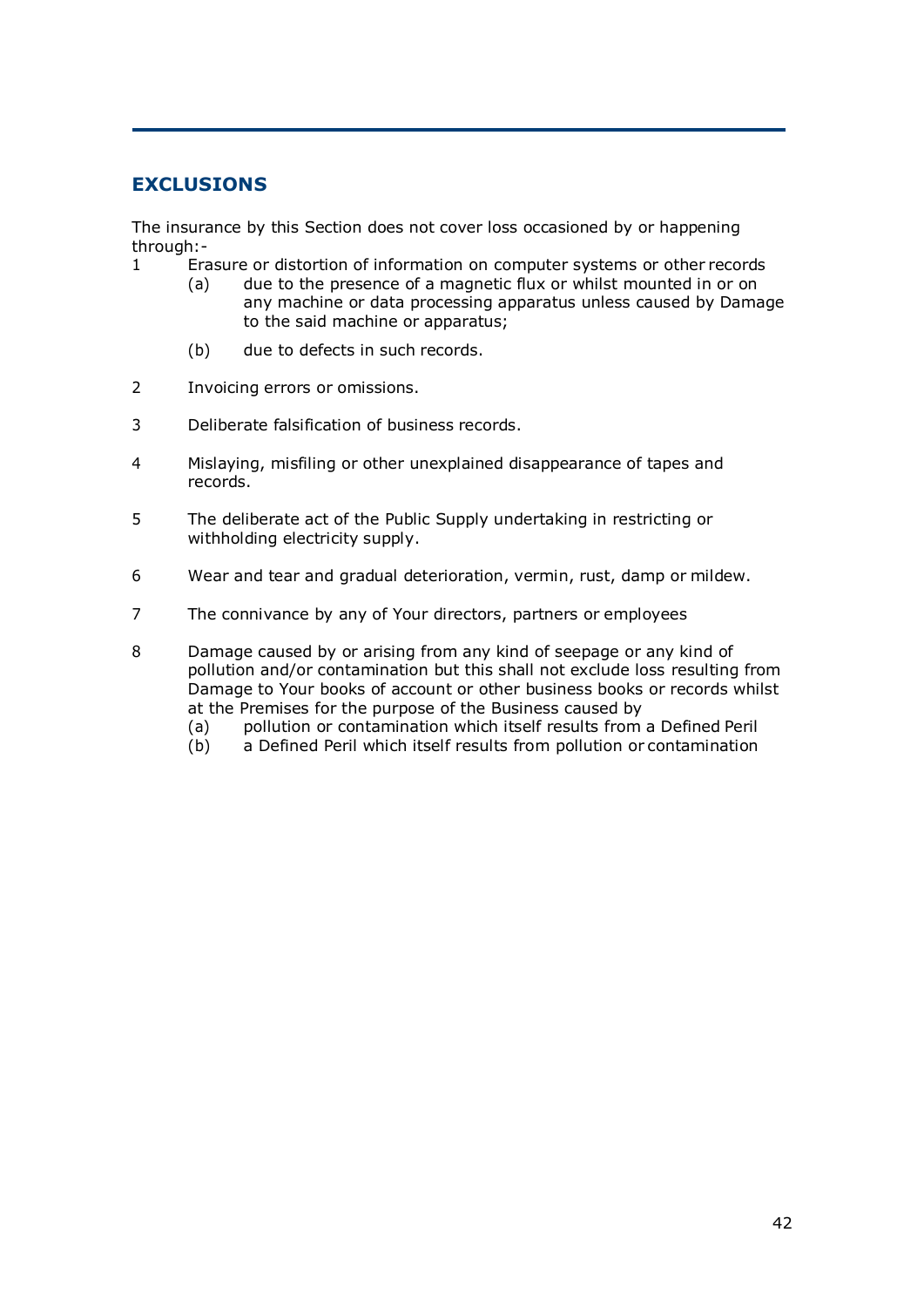## EXCLUSIONS

The insurance by this Section does not cover loss occasioned by or happening through:-

1. Erasure or distortion of information on computer systems or other records
   - (a) due to the presence of a magnetic flux or whilst mounted in or on any machine or data processing apparatus unless caused by Damage to the said machine or apparatus;
   - (b) due to defects in such records.
2. Invoicing errors or omissions.
3. Deliberate falsification of business records.
4. Mislaying, misfiling or other unexplained disappearance of tapes and records.
5. The deliberate act of the Public Supply undertaking in restricting or withholding electricity supply.
6. Wear and tear and gradual deterioration, vermin, rust, damp or mildew.
7. The connivance by any of Your directors, partners or employees
8. Damage caused by or arising from any kind of seepage or any kind of pollution and/or contamination but this shall not exclude loss resulting from Damage to Your books of account or other business books or records whilst at the Premises for the purpose of the Business caused by
   - (a) pollution or contamination which itself results from a Defined Peril
   - (b) a Defined Peril which itself results from pollution or contamination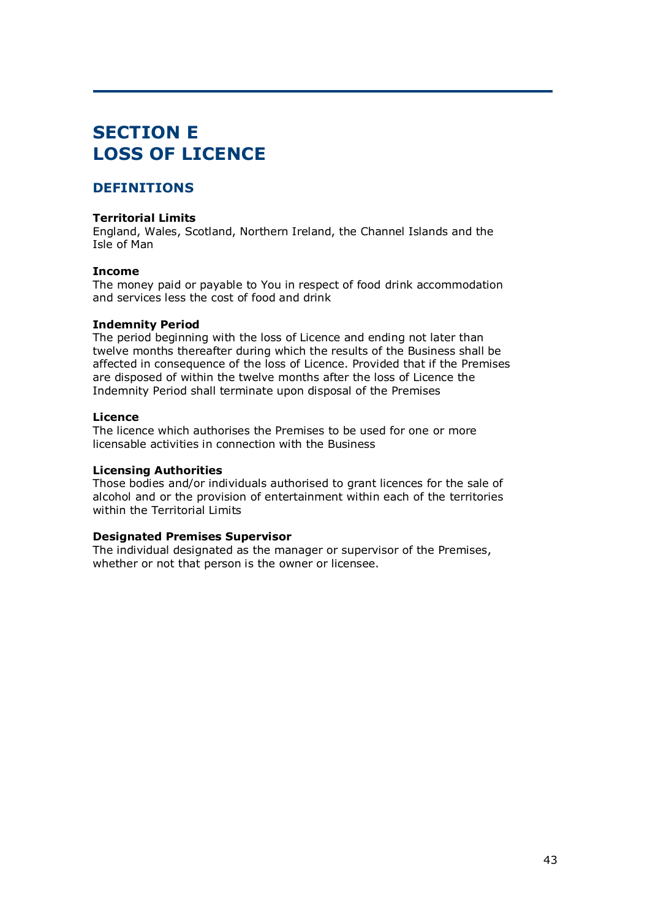# SECTION E
# LOSS OF LICENCE

## DEFINITIONS

**Territorial Limits**
England, Wales, Scotland, Northern Ireland, the Channel Islands and the Isle of Man

**Income**
The money paid or payable to You in respect of food drink accommodation and services less the cost of food and drink

**Indemnity Period**
The period beginning with the loss of Licence and ending not later than twelve months thereafter during which the results of the Business shall be affected in consequence of the loss of Licence. Provided that if the Premises are disposed of within the twelve months after the loss of Licence the Indemnity Period shall terminate upon disposal of the Premises

**Licence**
The licence which authorises the Premises to be used for one or more licensable activities in connection with the Business

**Licensing Authorities**
Those bodies and/or individuals authorised to grant licences for the sale of alcohol and or the provision of entertainment within each of the territories within the Territorial Limits

**Designated Premises Supervisor**
The individual designated as the manager or supervisor of the Premises, whether or not that person is the owner or licensee.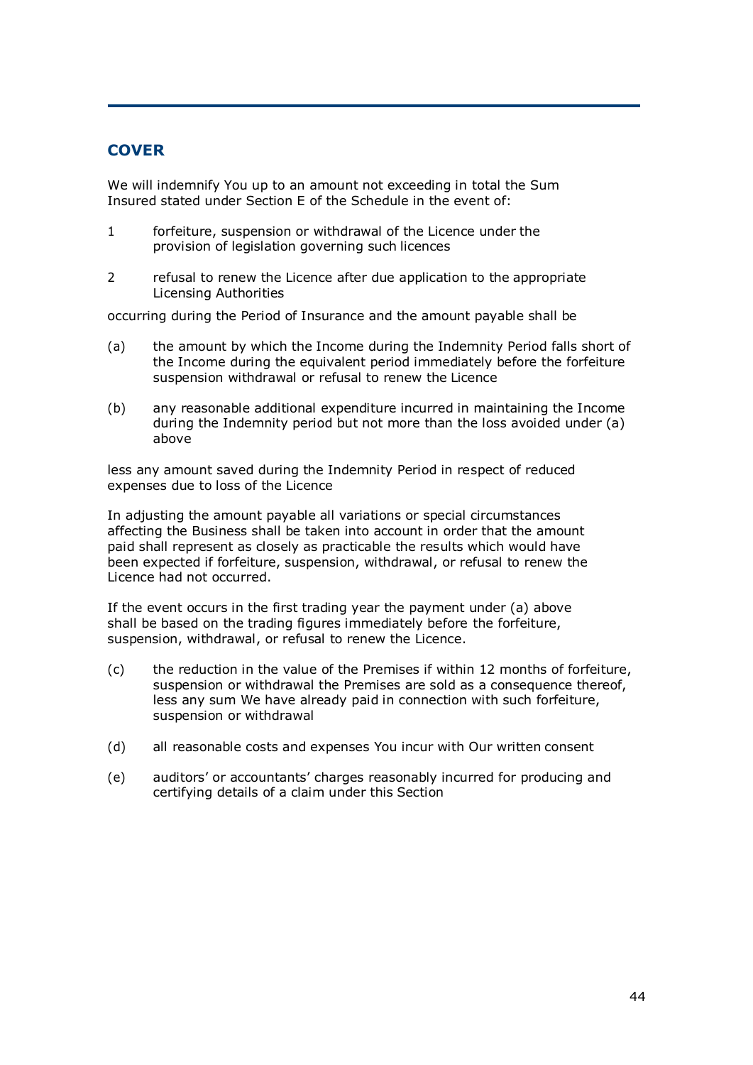## COVER

We will indemnify You up to an amount not exceeding in total the Sum Insured stated under Section E of the Schedule in the event of:

1. forfeiture, suspension or withdrawal of the Licence under the provision of legislation governing such licences
2. refusal to renew the Licence after due application to the appropriate Licensing Authorities

occurring during the Period of Insurance and the amount payable shall be

(a) the amount by which the Income during the Indemnity Period falls short of the Income during the equivalent period immediately before the forfeiture suspension withdrawal or refusal to renew the Licence

(b) any reasonable additional expenditure incurred in maintaining the Income during the Indemnity period but not more than the loss avoided under (a) above

less any amount saved during the Indemnity Period in respect of reduced expenses due to loss of the Licence

In adjusting the amount payable all variations or special circumstances affecting the Business shall be taken into account in order that the amount paid shall represent as closely as practicable the results which would have been expected if forfeiture, suspension, withdrawal, or refusal to renew the Licence had not occurred.

If the event occurs in the first trading year the payment under (a) above shall be based on the trading figures immediately before the forfeiture, suspension, withdrawal, or refusal to renew the Licence.

(c) the reduction in the value of the Premises if within 12 months of forfeiture, suspension or withdrawal the Premises are sold as a consequence thereof, less any sum We have already paid in connection with such forfeiture, suspension or withdrawal

(d) all reasonable costs and expenses You incur with Our written consent

(e) auditors' or accountants' charges reasonably incurred for producing and certifying details of a claim under this Section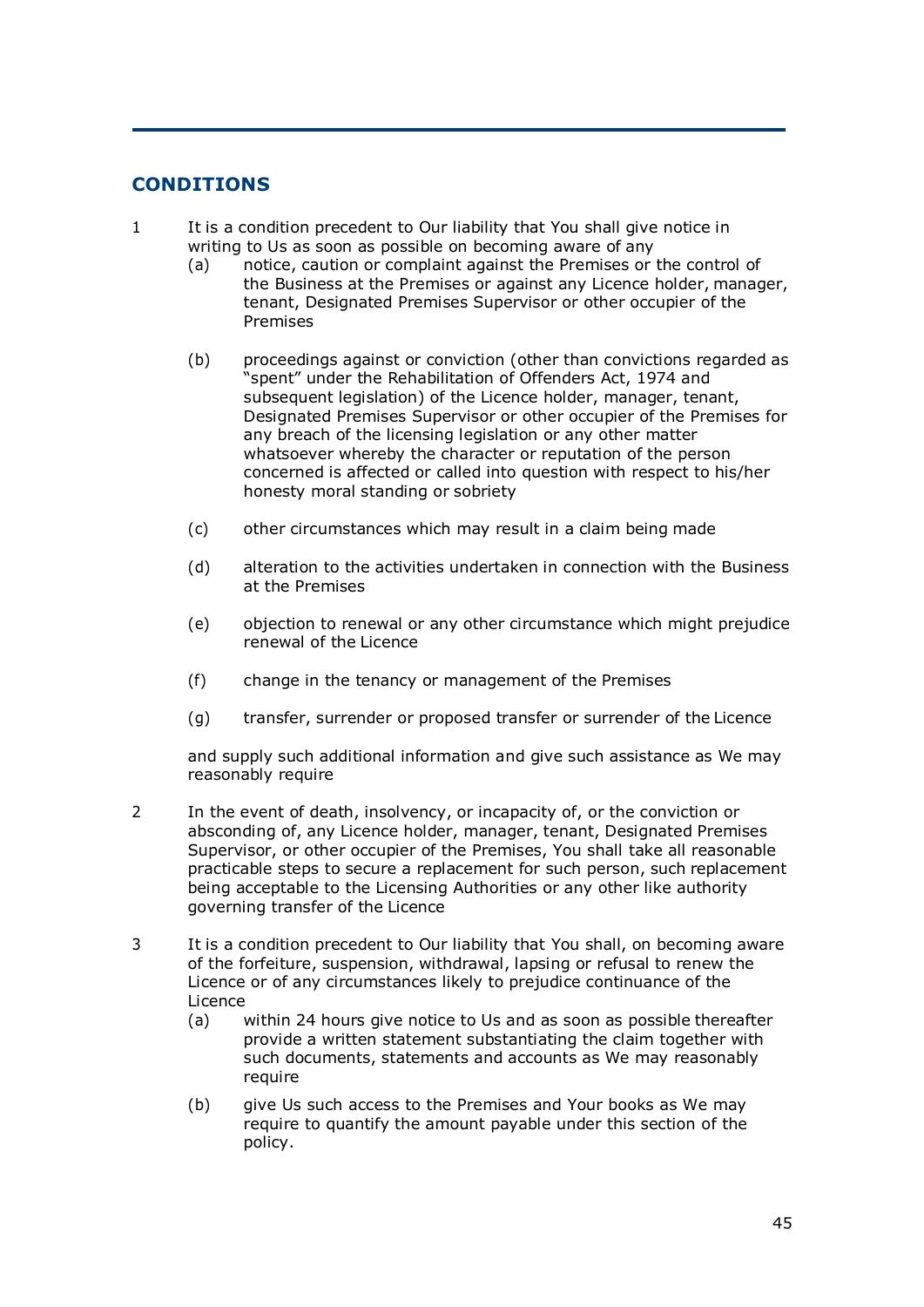## CONDITIONS

1 It is a condition precedent to Our liability that You shall give notice in writing to Us as soon as possible on becoming aware of any

   (a) notice, caution or complaint against the Premises or the control of the Business at the Premises or against any Licence holder, manager, tenant, Designated Premises Supervisor or other occupier of the Premises

   (b) proceedings against or conviction (other than convictions regarded as "spent" under the Rehabilitation of Offenders Act, 1974 and subsequent legislation) of the Licence holder, manager, tenant, Designated Premises Supervisor or other occupier of the Premises for any breach of the licensing legislation or any other matter whatsoever whereby the character or reputation of the person concerned is affected or called into question with respect to his/her honesty moral standing or sobriety

   (c) other circumstances which may result in a claim being made

   (d) alteration to the activities undertaken in connection with the Business at the Premises

   (e) objection to renewal or any other circumstance which might prejudice renewal of the Licence

   (f) change in the tenancy or management of the Premises

   (g) transfer, surrender or proposed transfer or surrender of the Licence

   and supply such additional information and give such assistance as We may reasonably require

2 In the event of death, insolvency, or incapacity of, or the conviction or absconding of, any Licence holder, manager, tenant, Designated Premises Supervisor, or other occupier of the Premises, You shall take all reasonable practicable steps to secure a replacement for such person, such replacement being acceptable to the Licensing Authorities or any other like authority governing transfer of the Licence

3 It is a condition precedent to Our liability that You shall, on becoming aware of the forfeiture, suspension, withdrawal, lapsing or refusal to renew the Licence or of any circumstances likely to prejudice continuance of the Licence

   (a) within 24 hours give notice to Us and as soon as possible thereafter provide a written statement substantiating the claim together with such documents, statements and accounts as We may reasonably require

   (b) give Us such access to the Premises and Your books as We may require to quantify the amount payable under this section of the policy.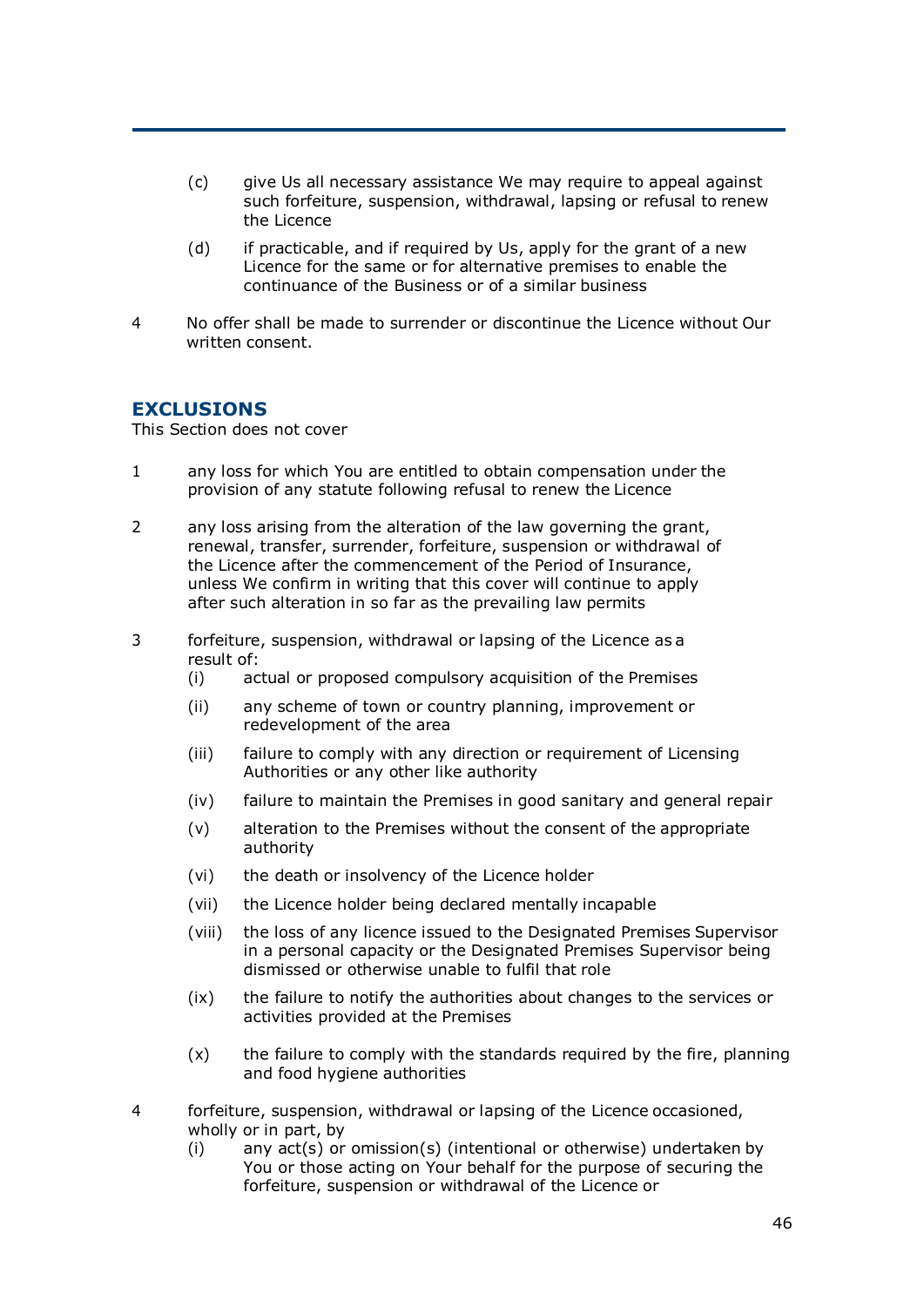(c) give Us all necessary assistance We may require to appeal against such forfeiture, suspension, withdrawal, lapsing or refusal to renew the Licence

(d) if practicable, and if required by Us, apply for the grant of a new Licence for the same or for alternative premises to enable the continuance of the Business or of a similar business

4 No offer shall be made to surrender or discontinue the Licence without Our written consent.

## EXCLUSIONS

This Section does not cover

1 any loss for which You are entitled to obtain compensation under the provision of any statute following refusal to renew the Licence

2 any loss arising from the alteration of the law governing the grant, renewal, transfer, surrender, forfeiture, suspension or withdrawal of the Licence after the commencement of the Period of Insurance, unless We confirm in writing that this cover will continue to apply after such alteration in so far as the prevailing law permits

3 forfeiture, suspension, withdrawal or lapsing of the Licence as a result of:

(i) actual or proposed compulsory acquisition of the Premises

(ii) any scheme of town or country planning, improvement or redevelopment of the area

(iii) failure to comply with any direction or requirement of Licensing Authorities or any other like authority

(iv) failure to maintain the Premises in good sanitary and general repair

(v) alteration to the Premises without the consent of the appropriate authority

(vi) the death or insolvency of the Licence holder

(vii) the Licence holder being declared mentally incapable

(viii) the loss of any licence issued to the Designated Premises Supervisor in a personal capacity or the Designated Premises Supervisor being dismissed or otherwise unable to fulfil that role

(ix) the failure to notify the authorities about changes to the services or activities provided at the Premises

(x) the failure to comply with the standards required by the fire, planning and food hygiene authorities

4 forfeiture, suspension, withdrawal or lapsing of the Licence occasioned, wholly or in part, by

(i) any act(s) or omission(s) (intentional or otherwise) undertaken by You or those acting on Your behalf for the purpose of securing the forfeiture, suspension or withdrawal of the Licence or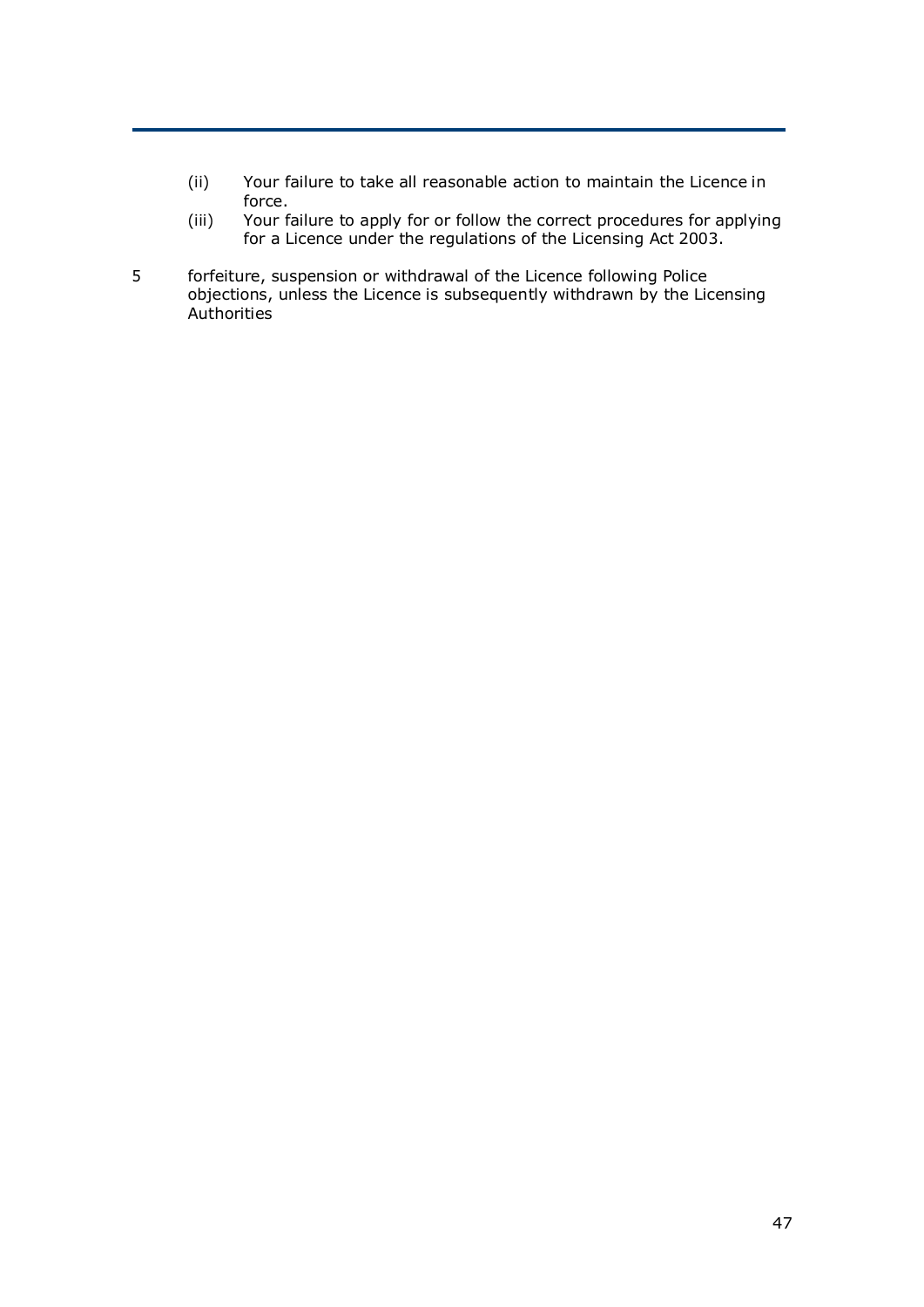(ii) Your failure to take all reasonable action to maintain the Licence in force.

(iii) Your failure to apply for or follow the correct procedures for applying for a Licence under the regulations of the Licensing Act 2003.

5 forfeiture, suspension or withdrawal of the Licence following Police objections, unless the Licence is subsequently withdrawn by the Licensing Authorities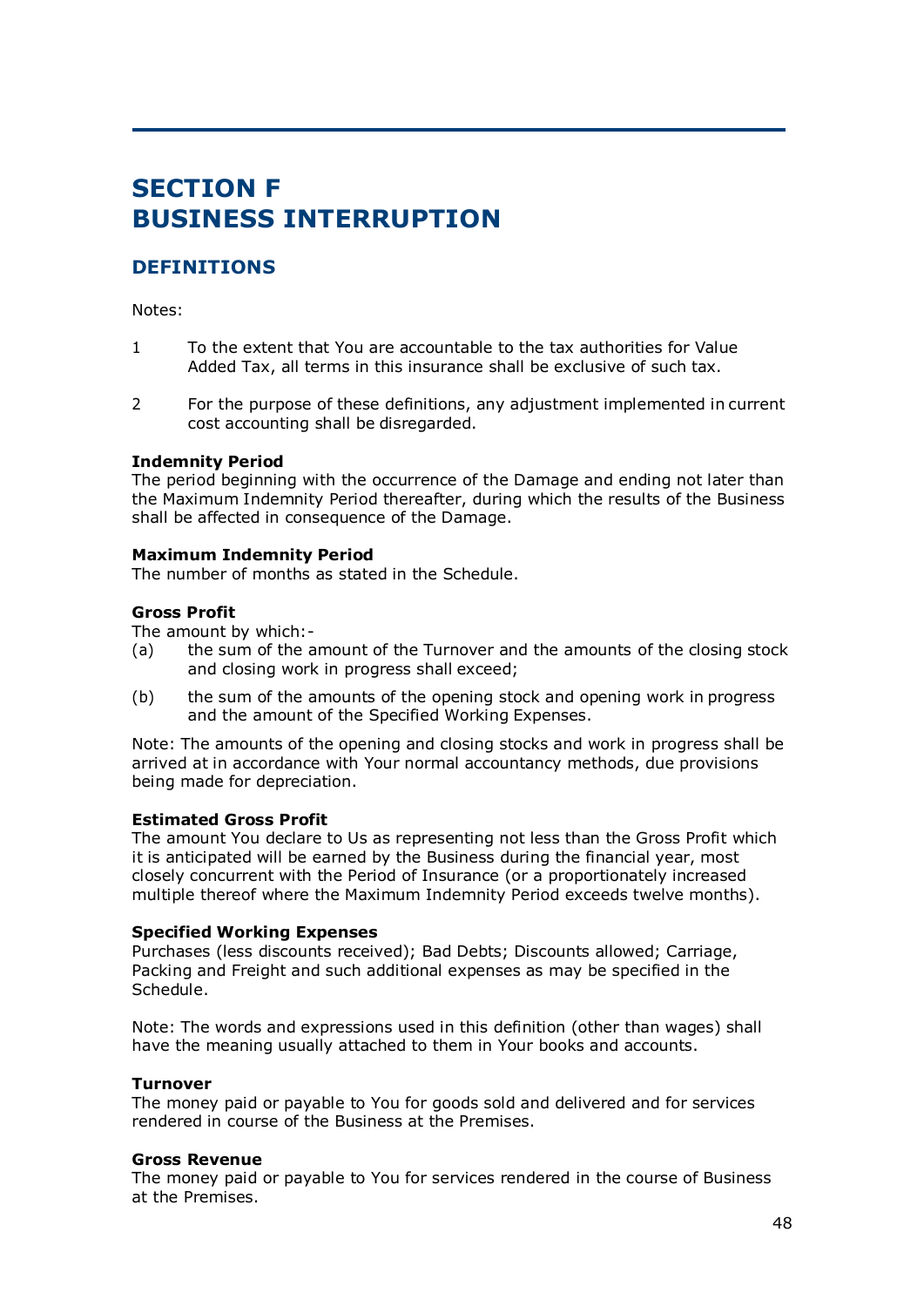# SECTION F
# BUSINESS INTERRUPTION

## DEFINITIONS

Notes:

1. To the extent that You are accountable to the tax authorities for Value Added Tax, all terms in this insurance shall be exclusive of such tax.

2. For the purpose of these definitions, any adjustment implemented in current cost accounting shall be disregarded.

**Indemnity Period**
The period beginning with the occurrence of the Damage and ending not later than the Maximum Indemnity Period thereafter, during which the results of the Business shall be affected in consequence of the Damage.

**Maximum Indemnity Period**
The number of months as stated in the Schedule.

**Gross Profit**
The amount by which:-

(a) the sum of the amount of the Turnover and the amounts of the closing stock and closing work in progress shall exceed;

(b) the sum of the amounts of the opening stock and opening work in progress and the amount of the Specified Working Expenses.

Note: The amounts of the opening and closing stocks and work in progress shall be arrived at in accordance with Your normal accountancy methods, due provisions being made for depreciation.

**Estimated Gross Profit**
The amount You declare to Us as representing not less than the Gross Profit which it is anticipated will be earned by the Business during the financial year, most closely concurrent with the Period of Insurance (or a proportionately increased multiple thereof where the Maximum Indemnity Period exceeds twelve months).

**Specified Working Expenses**
Purchases (less discounts received); Bad Debts; Discounts allowed; Carriage, Packing and Freight and such additional expenses as may be specified in the Schedule.

Note: The words and expressions used in this definition (other than wages) shall have the meaning usually attached to them in Your books and accounts.

**Turnover**
The money paid or payable to You for goods sold and delivered and for services rendered in course of the Business at the Premises.

**Gross Revenue**
The money paid or payable to You for services rendered in the course of Business at the Premises.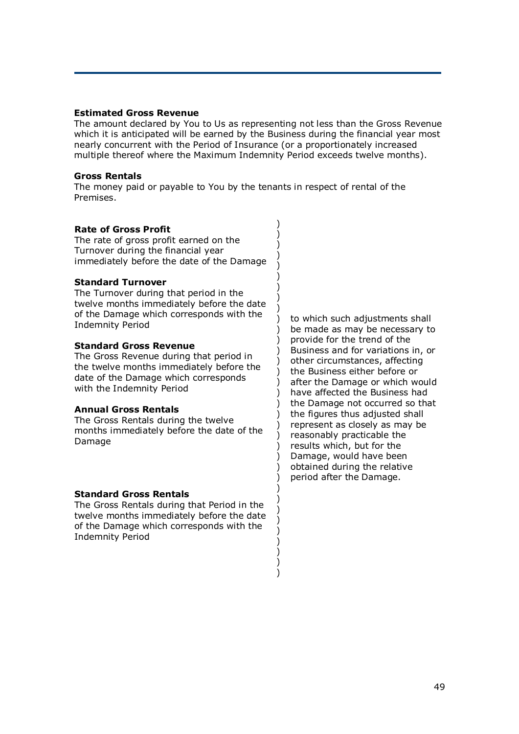**Estimated Gross Revenue**
The amount declared by You to Us as representing not less than the Gross Revenue which it is anticipated will be earned by the Business during the financial year most nearly concurrent with the Period of Insurance (or a proportionately increased multiple thereof where the Maximum Indemnity Period exceeds twelve months).

**Gross Rentals**
The money paid or payable to You by the tenants in respect of rental of the Premises.

**Rate of Gross Profit**
The rate of gross profit earned on the Turnover during the financial year immediately before the date of the Damage

**Standard Turnover**
The Turnover during that period in the twelve months immediately before the date of the Damage which corresponds with the Indemnity Period

**Standard Gross Revenue**
The Gross Revenue during that period in the twelve months immediately before the date of the Damage which corresponds with the Indemnity Period

**Annual Gross Rentals**
The Gross Rentals during the twelve months immediately before the date of the Damage

**Standard Gross Rentals**
The Gross Rentals during that Period in the twelve months immediately before the date of the Damage which corresponds with the Indemnity Period

to which such adjustments shall be made as may be necessary to provide for the trend of the Business and for variations in, or other circumstances, affecting the Business either before or after the Damage or which would have affected the Business had the Damage not occurred so that the figures thus adjusted shall represent as closely as may be reasonably practicable the results which, but for the Damage, would have been obtained during the relative period after the Damage.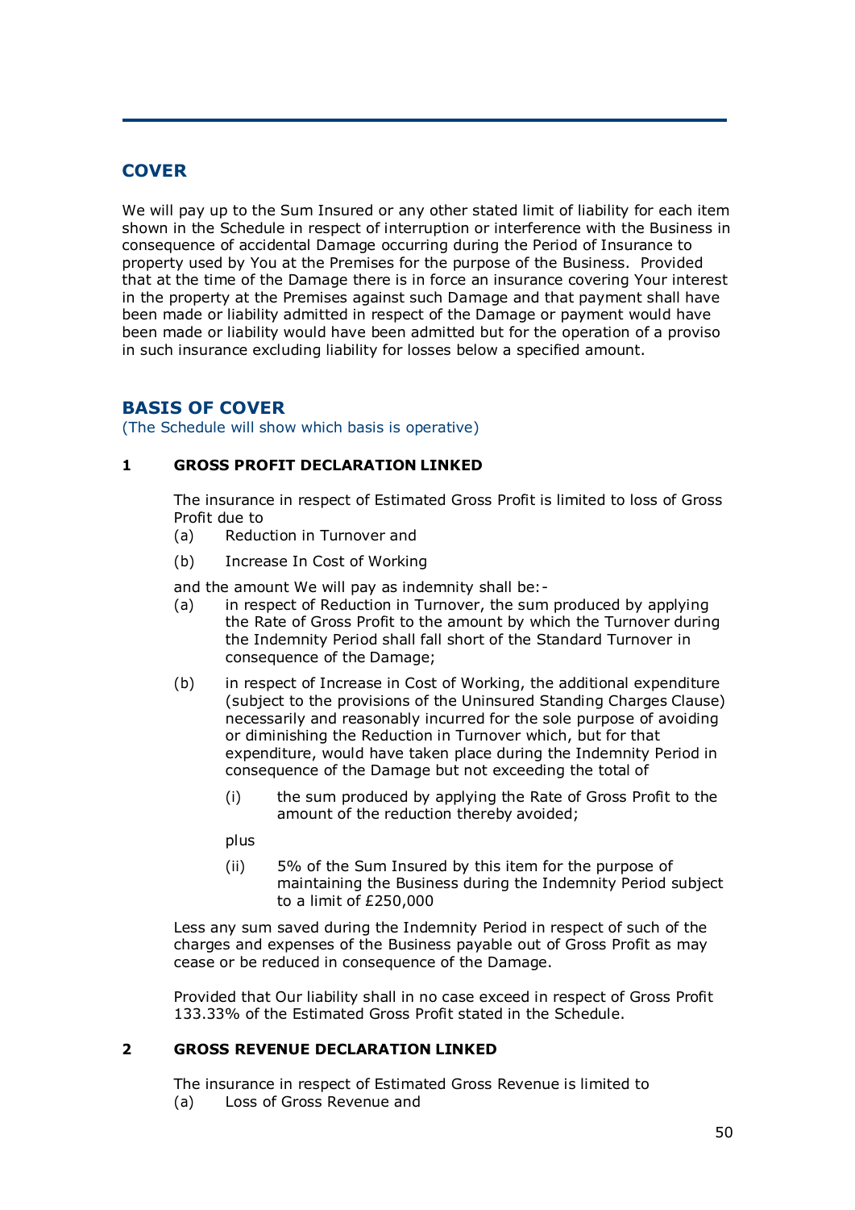## COVER

We will pay up to the Sum Insured or any other stated limit of liability for each item shown in the Schedule in respect of interruption or interference with the Business in consequence of accidental Damage occurring during the Period of Insurance to property used by You at the Premises for the purpose of the Business. Provided that at the time of the Damage there is in force an insurance covering Your interest in the property at the Premises against such Damage and that payment shall have been made or liability admitted in respect of the Damage or payment would have been made or liability would have been admitted but for the operation of a proviso in such insurance excluding liability for losses below a specified amount.

## BASIS OF COVER

(The Schedule will show which basis is operative)

### 1 GROSS PROFIT DECLARATION LINKED

The insurance in respect of Estimated Gross Profit is limited to loss of Gross Profit due to

(a) Reduction in Turnover and

(b) Increase In Cost of Working

and the amount We will pay as indemnity shall be:-

(a) in respect of Reduction in Turnover, the sum produced by applying the Rate of Gross Profit to the amount by which the Turnover during the Indemnity Period shall fall short of the Standard Turnover in consequence of the Damage;

(b) in respect of Increase in Cost of Working, the additional expenditure (subject to the provisions of the Uninsured Standing Charges Clause) necessarily and reasonably incurred for the sole purpose of avoiding or diminishing the Reduction in Turnover which, but for that expenditure, would have taken place during the Indemnity Period in consequence of the Damage but not exceeding the total of

   (i) the sum produced by applying the Rate of Gross Profit to the amount of the reduction thereby avoided;

   plus

   (ii) 5% of the Sum Insured by this item for the purpose of maintaining the Business during the Indemnity Period subject to a limit of £250,000

Less any sum saved during the Indemnity Period in respect of such of the charges and expenses of the Business payable out of Gross Profit as may cease or be reduced in consequence of the Damage.

Provided that Our liability shall in no case exceed in respect of Gross Profit 133.33% of the Estimated Gross Profit stated in the Schedule.

### 2 GROSS REVENUE DECLARATION LINKED

The insurance in respect of Estimated Gross Revenue is limited to

(a) Loss of Gross Revenue and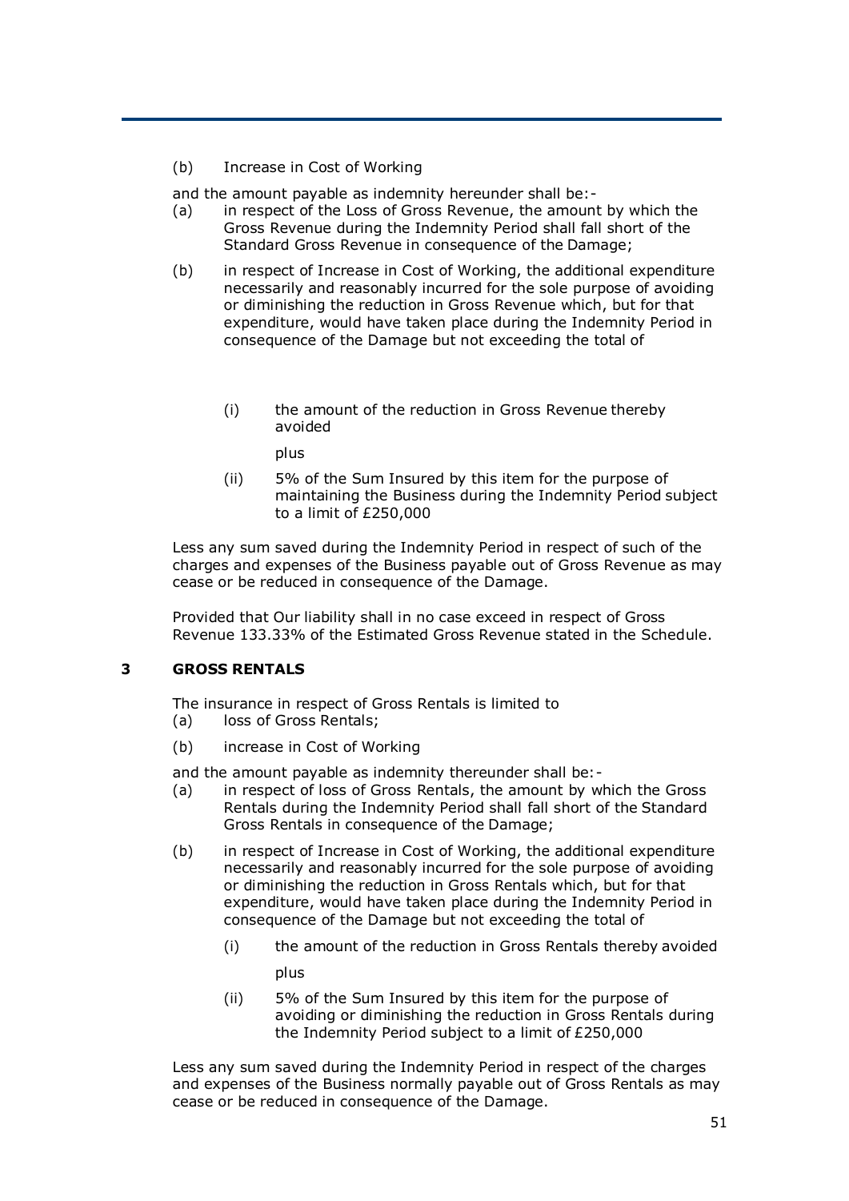(b) Increase in Cost of Working

and the amount payable as indemnity hereunder shall be:-

(a) in respect of the Loss of Gross Revenue, the amount by which the Gross Revenue during the Indemnity Period shall fall short of the Standard Gross Revenue in consequence of the Damage;

(b) in respect of Increase in Cost of Working, the additional expenditure necessarily and reasonably incurred for the sole purpose of avoiding or diminishing the reduction in Gross Revenue which, but for that expenditure, would have taken place during the Indemnity Period in consequence of the Damage but not exceeding the total of

 (i) the amount of the reduction in Gross Revenue thereby avoided

 plus

 (ii) 5% of the Sum Insured by this item for the purpose of maintaining the Business during the Indemnity Period subject to a limit of £250,000

Less any sum saved during the Indemnity Period in respect of such of the charges and expenses of the Business payable out of Gross Revenue as may cease or be reduced in consequence of the Damage.

Provided that Our liability shall in no case exceed in respect of Gross Revenue 133.33% of the Estimated Gross Revenue stated in the Schedule.

## 3 GROSS RENTALS

The insurance in respect of Gross Rentals is limited to

(a) loss of Gross Rentals;

(b) increase in Cost of Working

and the amount payable as indemnity thereunder shall be:-

(a) in respect of loss of Gross Rentals, the amount by which the Gross Rentals during the Indemnity Period shall fall short of the Standard Gross Rentals in consequence of the Damage;

(b) in respect of Increase in Cost of Working, the additional expenditure necessarily and reasonably incurred for the sole purpose of avoiding or diminishing the reduction in Gross Rentals which, but for that expenditure, would have taken place during the Indemnity Period in consequence of the Damage but not exceeding the total of

 (i) the amount of the reduction in Gross Rentals thereby avoided

 plus

 (ii) 5% of the Sum Insured by this item for the purpose of avoiding or diminishing the reduction in Gross Rentals during the Indemnity Period subject to a limit of £250,000

Less any sum saved during the Indemnity Period in respect of the charges and expenses of the Business normally payable out of Gross Rentals as may cease or be reduced in consequence of the Damage.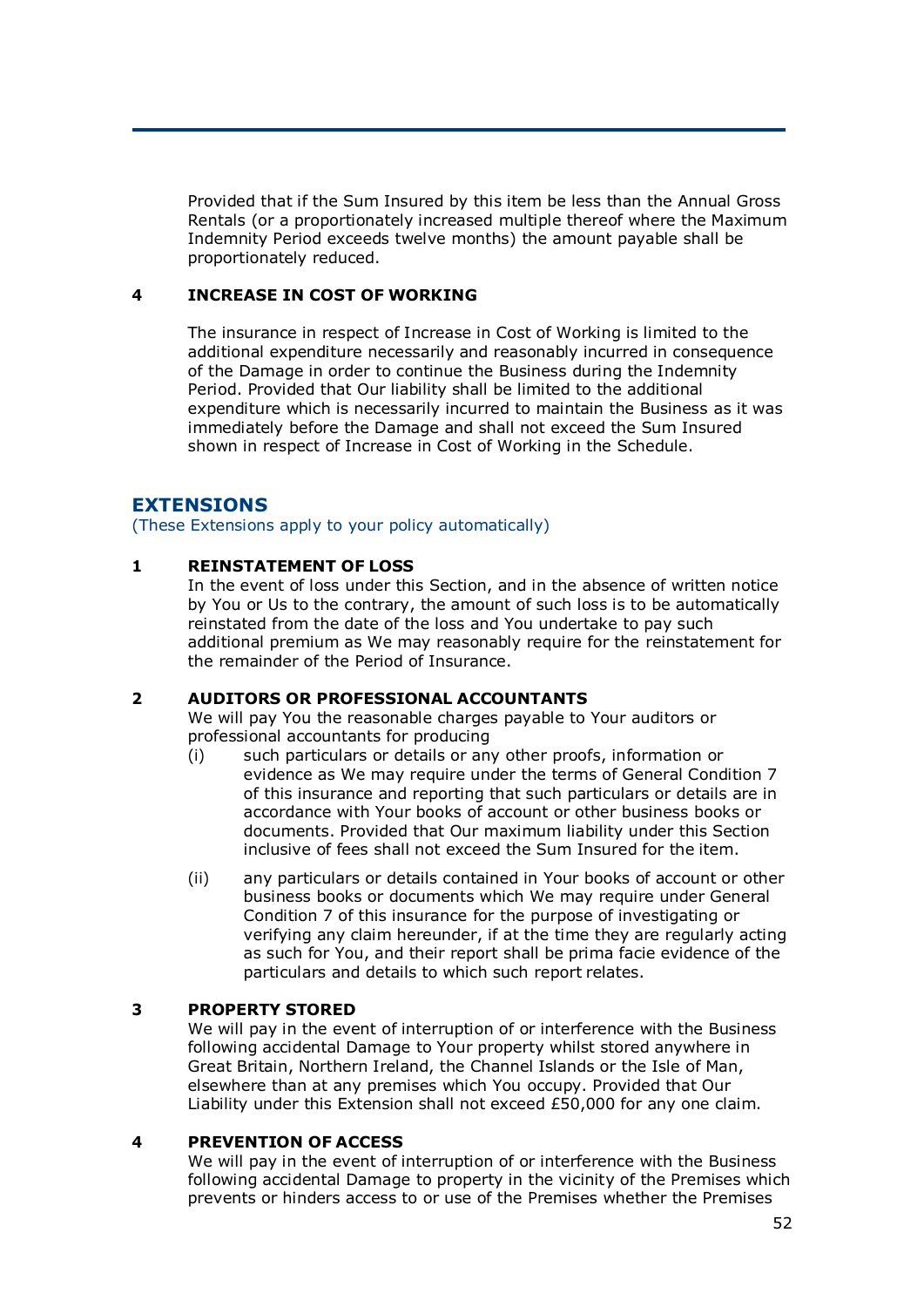Provided that if the Sum Insured by this item be less than the Annual Gross Rentals (or a proportionately increased multiple thereof where the Maximum Indemnity Period exceeds twelve months) the amount payable shall be proportionately reduced.

**4 INCREASE IN COST OF WORKING**

The insurance in respect of Increase in Cost of Working is limited to the additional expenditure necessarily and reasonably incurred in consequence of the Damage in order to continue the Business during the Indemnity Period. Provided that Our liability shall be limited to the additional expenditure which is necessarily incurred to maintain the Business as it was immediately before the Damage and shall not exceed the Sum Insured shown in respect of Increase in Cost of Working in the Schedule.

## EXTENSIONS

(These Extensions apply to your policy automatically)

**1 REINSTATEMENT OF LOSS**

In the event of loss under this Section, and in the absence of written notice by You or Us to the contrary, the amount of such loss is to be automatically reinstated from the date of the loss and You undertake to pay such additional premium as We may reasonably require for the reinstatement for the remainder of the Period of Insurance.

**2 AUDITORS OR PROFESSIONAL ACCOUNTANTS**

We will pay You the reasonable charges payable to Your auditors or professional accountants for producing

(i) such particulars or details or any other proofs, information or evidence as We may require under the terms of General Condition 7 of this insurance and reporting that such particulars or details are in accordance with Your books of account or other business books or documents. Provided that Our maximum liability under this Section inclusive of fees shall not exceed the Sum Insured for the item.

(ii) any particulars or details contained in Your books of account or other business books or documents which We may require under General Condition 7 of this insurance for the purpose of investigating or verifying any claim hereunder, if at the time they are regularly acting as such for You, and their report shall be prima facie evidence of the particulars and details to which such report relates.

**3 PROPERTY STORED**

We will pay in the event of interruption of or interference with the Business following accidental Damage to Your property whilst stored anywhere in Great Britain, Northern Ireland, the Channel Islands or the Isle of Man, elsewhere than at any premises which You occupy. Provided that Our Liability under this Extension shall not exceed £50,000 for any one claim.

**4 PREVENTION OF ACCESS**

We will pay in the event of interruption of or interference with the Business following accidental Damage to property in the vicinity of the Premises which prevents or hinders access to or use of the Premises whether the Premises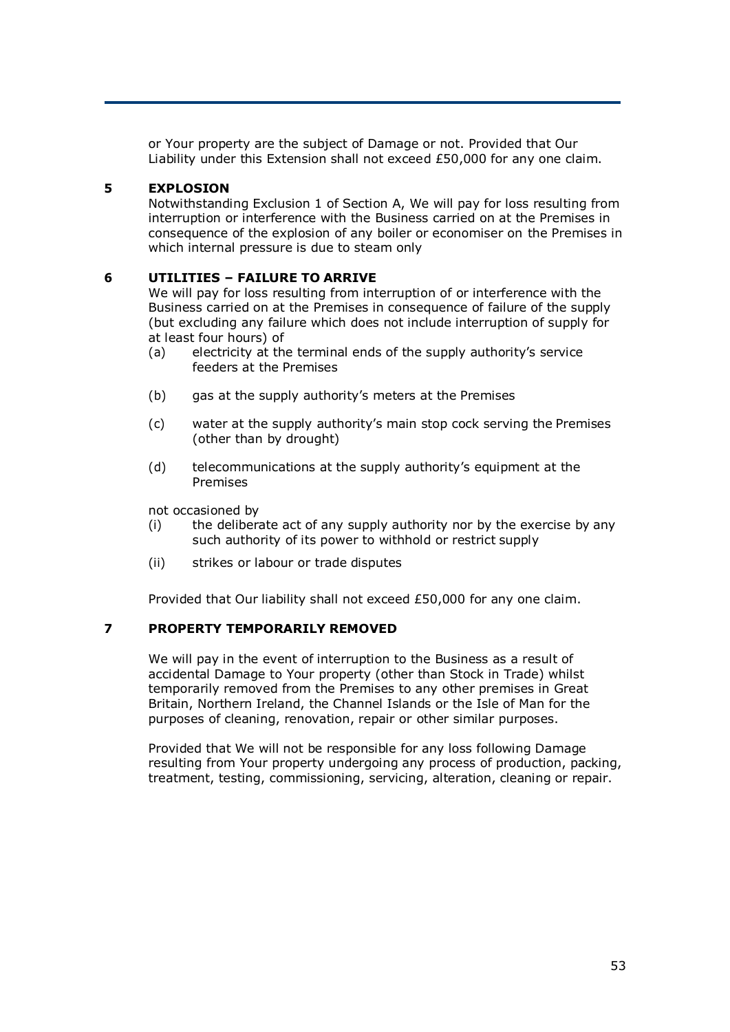or Your property are the subject of Damage or not. Provided that Our Liability under this Extension shall not exceed £50,000 for any one claim.

### 5 EXPLOSION

Notwithstanding Exclusion 1 of Section A, We will pay for loss resulting from interruption or interference with the Business carried on at the Premises in consequence of the explosion of any boiler or economiser on the Premises in which internal pressure is due to steam only

### 6 UTILITIES – FAILURE TO ARRIVE

We will pay for loss resulting from interruption of or interference with the Business carried on at the Premises in consequence of failure of the supply (but excluding any failure which does not include interruption of supply for at least four hours) of

(a) electricity at the terminal ends of the supply authority's service feeders at the Premises

(b) gas at the supply authority's meters at the Premises

(c) water at the supply authority's main stop cock serving the Premises (other than by drought)

(d) telecommunications at the supply authority's equipment at the Premises

not occasioned by

(i) the deliberate act of any supply authority nor by the exercise by any such authority of its power to withhold or restrict supply

(ii) strikes or labour or trade disputes

Provided that Our liability shall not exceed £50,000 for any one claim.

### 7 PROPERTY TEMPORARILY REMOVED

We will pay in the event of interruption to the Business as a result of accidental Damage to Your property (other than Stock in Trade) whilst temporarily removed from the Premises to any other premises in Great Britain, Northern Ireland, the Channel Islands or the Isle of Man for the purposes of cleaning, renovation, repair or other similar purposes.

Provided that We will not be responsible for any loss following Damage resulting from Your property undergoing any process of production, packing, treatment, testing, commissioning, servicing, alteration, cleaning or repair.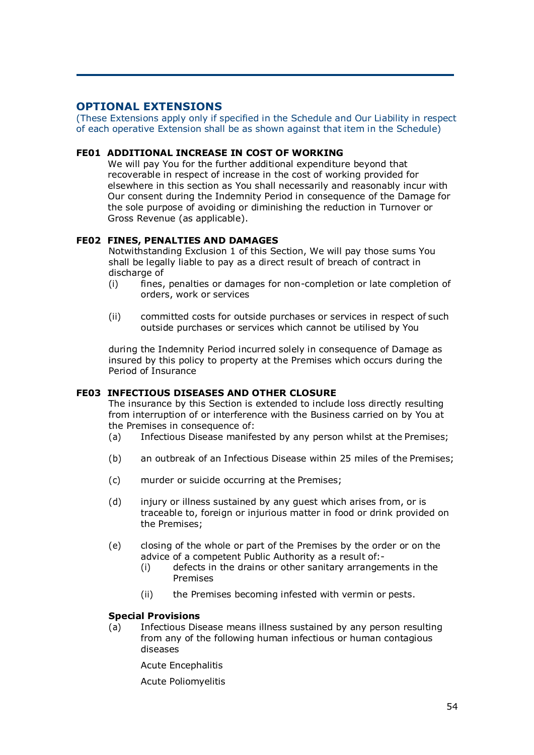## OPTIONAL EXTENSIONS

(These Extensions apply only if specified in the Schedule and Our Liability in respect of each operative Extension shall be as shown against that item in the Schedule)

### FE01 ADDITIONAL INCREASE IN COST OF WORKING

We will pay You for the further additional expenditure beyond that recoverable in respect of increase in the cost of working provided for elsewhere in this section as You shall necessarily and reasonably incur with Our consent during the Indemnity Period in consequence of the Damage for the sole purpose of avoiding or diminishing the reduction in Turnover or Gross Revenue (as applicable).

### FE02 FINES, PENALTIES AND DAMAGES

Notwithstanding Exclusion 1 of this Section, We will pay those sums You shall be legally liable to pay as a direct result of breach of contract in discharge of

(i) fines, penalties or damages for non-completion or late completion of orders, work or services

(ii) committed costs for outside purchases or services in respect of such outside purchases or services which cannot be utilised by You

during the Indemnity Period incurred solely in consequence of Damage as insured by this policy to property at the Premises which occurs during the Period of Insurance

### FE03 INFECTIOUS DISEASES AND OTHER CLOSURE

The insurance by this Section is extended to include loss directly resulting from interruption of or interference with the Business carried on by You at the Premises in consequence of:

(a) Infectious Disease manifested by any person whilst at the Premises;

(b) an outbreak of an Infectious Disease within 25 miles of the Premises;

(c) murder or suicide occurring at the Premises;

(d) injury or illness sustained by any guest which arises from, or is traceable to, foreign or injurious matter in food or drink provided on the Premises;

(e) closing of the whole or part of the Premises by the order or on the advice of a competent Public Authority as a result of:-

  (i) defects in the drains or other sanitary arrangements in the Premises

  (ii) the Premises becoming infested with vermin or pests.

**Special Provisions**

(a) Infectious Disease means illness sustained by any person resulting from any of the following human infectious or human contagious diseases

Acute Encephalitis

Acute Poliomyelitis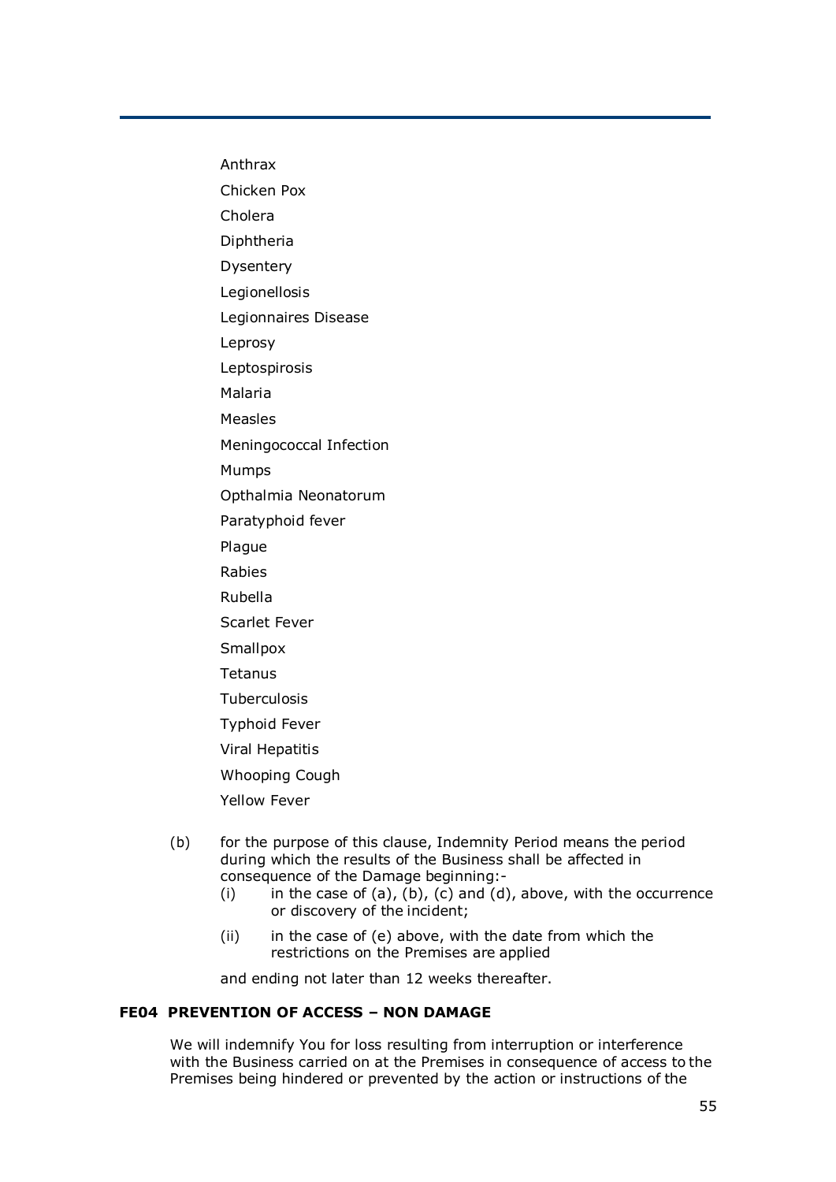Anthrax

Chicken Pox

Cholera

Diphtheria

Dysentery

Legionellosis

Legionnaires Disease

Leprosy

Leptospirosis

Malaria

Measles

Meningococcal Infection

Mumps

Opthalmia Neonatorum

Paratyphoid fever

Plague

Rabies

Rubella

Scarlet Fever

Smallpox

Tetanus

Tuberculosis

Typhoid Fever

Viral Hepatitis

Whooping Cough

Yellow Fever

(b) for the purpose of this clause, Indemnity Period means the period during which the results of the Business shall be affected in consequence of the Damage beginning:-

- (i) in the case of (a), (b), (c) and (d), above, with the occurrence or discovery of the incident;
- (ii) in the case of (e) above, with the date from which the restrictions on the Premises are applied

and ending not later than 12 weeks thereafter.

### FE04 PREVENTION OF ACCESS – NON DAMAGE

We will indemnify You for loss resulting from interruption or interference with the Business carried on at the Premises in consequence of access to the Premises being hindered or prevented by the action or instructions of the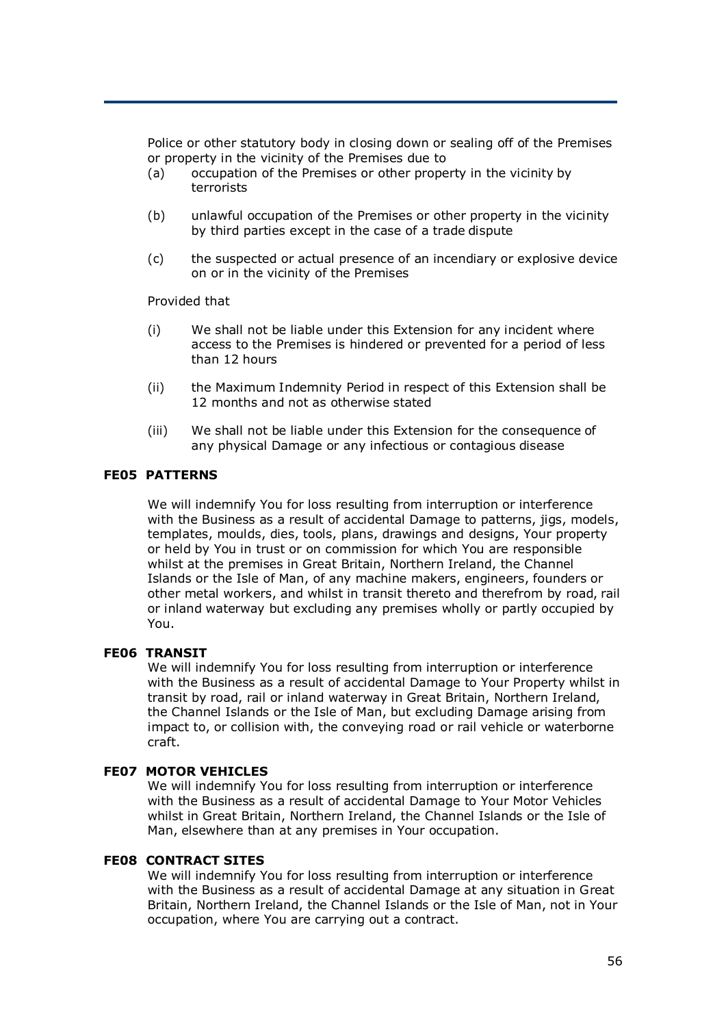Police or other statutory body in closing down or sealing off of the Premises or property in the vicinity of the Premises due to

(a) occupation of the Premises or other property in the vicinity by terrorists

(b) unlawful occupation of the Premises or other property in the vicinity by third parties except in the case of a trade dispute

(c) the suspected or actual presence of an incendiary or explosive device on or in the vicinity of the Premises

Provided that

(i) We shall not be liable under this Extension for any incident where access to the Premises is hindered or prevented for a period of less than 12 hours

(ii) the Maximum Indemnity Period in respect of this Extension shall be 12 months and not as otherwise stated

(iii) We shall not be liable under this Extension for the consequence of any physical Damage or any infectious or contagious disease

**FE05 PATTERNS**

We will indemnify You for loss resulting from interruption or interference with the Business as a result of accidental Damage to patterns, jigs, models, templates, moulds, dies, tools, plans, drawings and designs, Your property or held by You in trust or on commission for which You are responsible whilst at the premises in Great Britain, Northern Ireland, the Channel Islands or the Isle of Man, of any machine makers, engineers, founders or other metal workers, and whilst in transit thereto and therefrom by road, rail or inland waterway but excluding any premises wholly or partly occupied by You.

**FE06 TRANSIT**

We will indemnify You for loss resulting from interruption or interference with the Business as a result of accidental Damage to Your Property whilst in transit by road, rail or inland waterway in Great Britain, Northern Ireland, the Channel Islands or the Isle of Man, but excluding Damage arising from impact to, or collision with, the conveying road or rail vehicle or waterborne craft.

**FE07 MOTOR VEHICLES**

We will indemnify You for loss resulting from interruption or interference with the Business as a result of accidental Damage to Your Motor Vehicles whilst in Great Britain, Northern Ireland, the Channel Islands or the Isle of Man, elsewhere than at any premises in Your occupation.

**FE08 CONTRACT SITES**

We will indemnify You for loss resulting from interruption or interference with the Business as a result of accidental Damage at any situation in Great Britain, Northern Ireland, the Channel Islands or the Isle of Man, not in Your occupation, where You are carrying out a contract.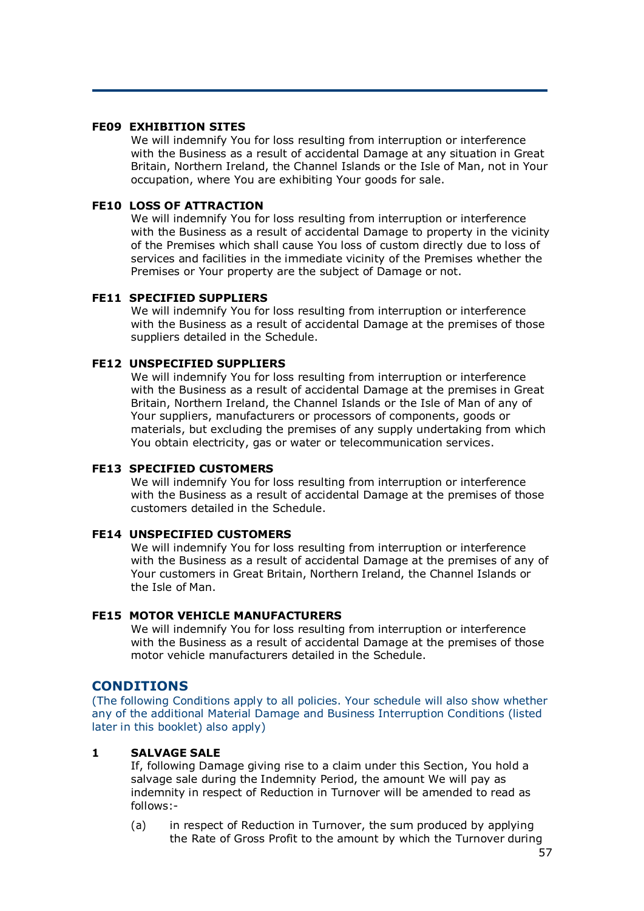### FE09 EXHIBITION SITES

We will indemnify You for loss resulting from interruption or interference with the Business as a result of accidental Damage at any situation in Great Britain, Northern Ireland, the Channel Islands or the Isle of Man, not in Your occupation, where You are exhibiting Your goods for sale.

### FE10 LOSS OF ATTRACTION

We will indemnify You for loss resulting from interruption or interference with the Business as a result of accidental Damage to property in the vicinity of the Premises which shall cause You loss of custom directly due to loss of services and facilities in the immediate vicinity of the Premises whether the Premises or Your property are the subject of Damage or not.

### FE11 SPECIFIED SUPPLIERS

We will indemnify You for loss resulting from interruption or interference with the Business as a result of accidental Damage at the premises of those suppliers detailed in the Schedule.

### FE12 UNSPECIFIED SUPPLIERS

We will indemnify You for loss resulting from interruption or interference with the Business as a result of accidental Damage at the premises in Great Britain, Northern Ireland, the Channel Islands or the Isle of Man of any of Your suppliers, manufacturers or processors of components, goods or materials, but excluding the premises of any supply undertaking from which You obtain electricity, gas or water or telecommunication services.

### FE13 SPECIFIED CUSTOMERS

We will indemnify You for loss resulting from interruption or interference with the Business as a result of accidental Damage at the premises of those customers detailed in the Schedule.

### FE14 UNSPECIFIED CUSTOMERS

We will indemnify You for loss resulting from interruption or interference with the Business as a result of accidental Damage at the premises of any of Your customers in Great Britain, Northern Ireland, the Channel Islands or the Isle of Man.

### FE15 MOTOR VEHICLE MANUFACTURERS

We will indemnify You for loss resulting from interruption or interference with the Business as a result of accidental Damage at the premises of those motor vehicle manufacturers detailed in the Schedule.

## CONDITIONS

(The following Conditions apply to all policies. Your schedule will also show whether any of the additional Material Damage and Business Interruption Conditions (listed later in this booklet) also apply)

### 1 SALVAGE SALE

If, following Damage giving rise to a claim under this Section, You hold a salvage sale during the Indemnity Period, the amount We will pay as indemnity in respect of Reduction in Turnover will be amended to read as follows:-

(a) in respect of Reduction in Turnover, the sum produced by applying the Rate of Gross Profit to the amount by which the Turnover during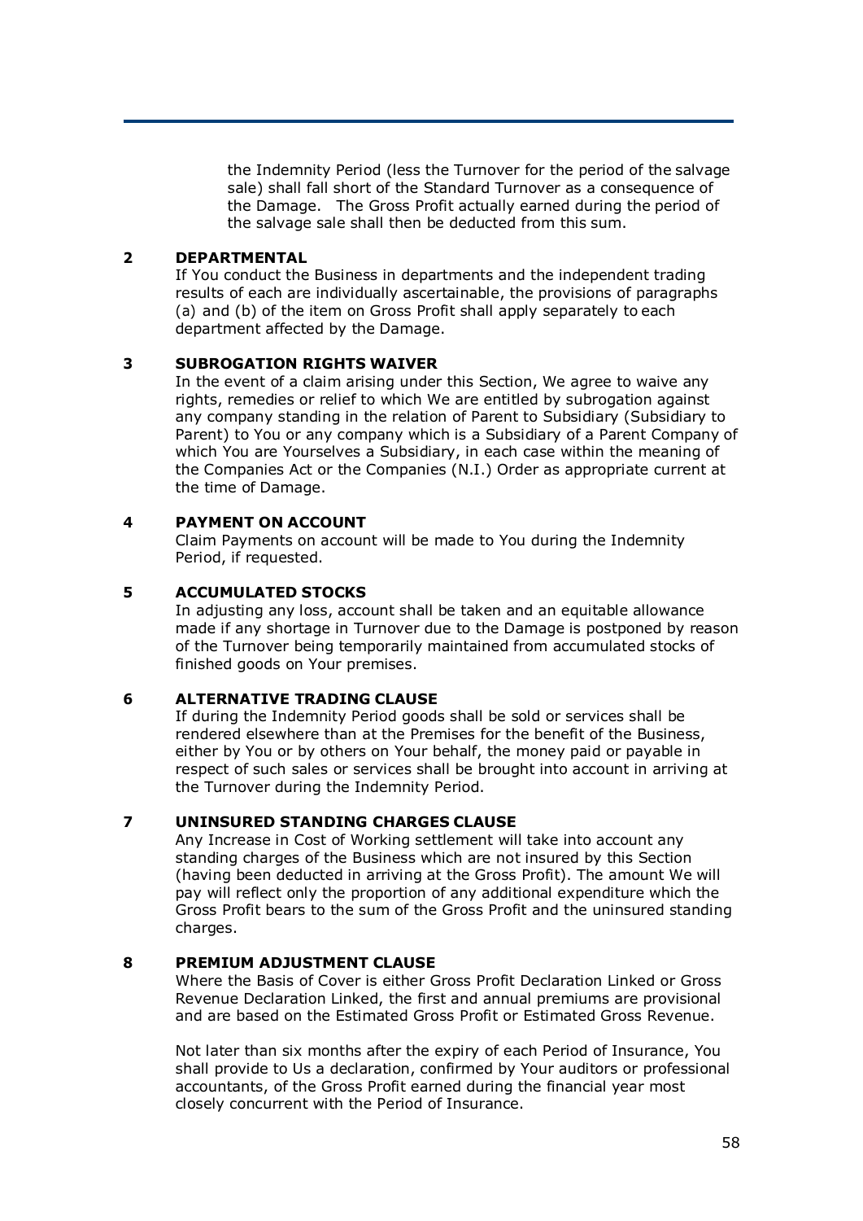the Indemnity Period (less the Turnover for the period of the salvage sale) shall fall short of the Standard Turnover as a consequence of the Damage. The Gross Profit actually earned during the period of the salvage sale shall then be deducted from this sum.

### 2 DEPARTMENTAL

If You conduct the Business in departments and the independent trading results of each are individually ascertainable, the provisions of paragraphs (a) and (b) of the item on Gross Profit shall apply separately to each department affected by the Damage.

### 3 SUBROGATION RIGHTS WAIVER

In the event of a claim arising under this Section, We agree to waive any rights, remedies or relief to which We are entitled by subrogation against any company standing in the relation of Parent to Subsidiary (Subsidiary to Parent) to You or any company which is a Subsidiary of a Parent Company of which You are Yourselves a Subsidiary, in each case within the meaning of the Companies Act or the Companies (N.I.) Order as appropriate current at the time of Damage.

### 4 PAYMENT ON ACCOUNT

Claim Payments on account will be made to You during the Indemnity Period, if requested.

### 5 ACCUMULATED STOCKS

In adjusting any loss, account shall be taken and an equitable allowance made if any shortage in Turnover due to the Damage is postponed by reason of the Turnover being temporarily maintained from accumulated stocks of finished goods on Your premises.

### 6 ALTERNATIVE TRADING CLAUSE

If during the Indemnity Period goods shall be sold or services shall be rendered elsewhere than at the Premises for the benefit of the Business, either by You or by others on Your behalf, the money paid or payable in respect of such sales or services shall be brought into account in arriving at the Turnover during the Indemnity Period.

### 7 UNINSURED STANDING CHARGES CLAUSE

Any Increase in Cost of Working settlement will take into account any standing charges of the Business which are not insured by this Section (having been deducted in arriving at the Gross Profit). The amount We will pay will reflect only the proportion of any additional expenditure which the Gross Profit bears to the sum of the Gross Profit and the uninsured standing charges.

### 8 PREMIUM ADJUSTMENT CLAUSE

Where the Basis of Cover is either Gross Profit Declaration Linked or Gross Revenue Declaration Linked, the first and annual premiums are provisional and are based on the Estimated Gross Profit or Estimated Gross Revenue.

Not later than six months after the expiry of each Period of Insurance, You shall provide to Us a declaration, confirmed by Your auditors or professional accountants, of the Gross Profit earned during the financial year most closely concurrent with the Period of Insurance.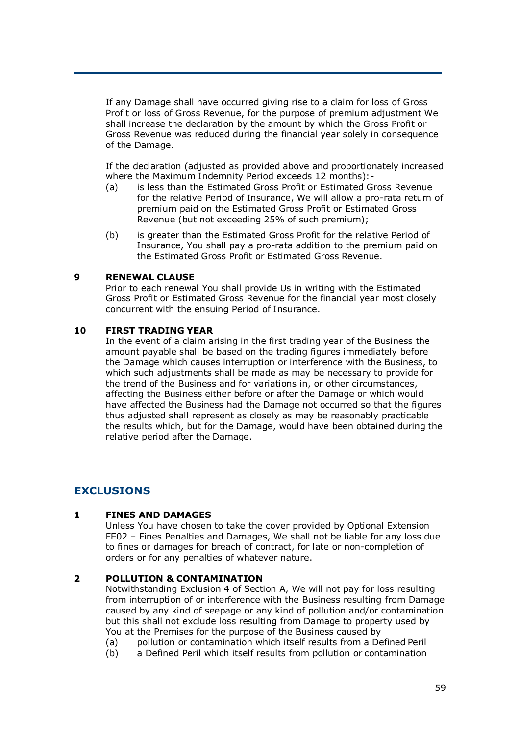If any Damage shall have occurred giving rise to a claim for loss of Gross Profit or loss of Gross Revenue, for the purpose of premium adjustment We shall increase the declaration by the amount by which the Gross Profit or Gross Revenue was reduced during the financial year solely in consequence of the Damage.

If the declaration (adjusted as provided above and proportionately increased where the Maximum Indemnity Period exceeds 12 months):-

(a) is less than the Estimated Gross Profit or Estimated Gross Revenue for the relative Period of Insurance, We will allow a pro-rata return of premium paid on the Estimated Gross Profit or Estimated Gross Revenue (but not exceeding 25% of such premium);

(b) is greater than the Estimated Gross Profit for the relative Period of Insurance, You shall pay a pro-rata addition to the premium paid on the Estimated Gross Profit or Estimated Gross Revenue.

**9 RENEWAL CLAUSE**

Prior to each renewal You shall provide Us in writing with the Estimated Gross Profit or Estimated Gross Revenue for the financial year most closely concurrent with the ensuing Period of Insurance.

**10 FIRST TRADING YEAR**

In the event of a claim arising in the first trading year of the Business the amount payable shall be based on the trading figures immediately before the Damage which causes interruption or interference with the Business, to which such adjustments shall be made as may be necessary to provide for the trend of the Business and for variations in, or other circumstances, affecting the Business either before or after the Damage or which would have affected the Business had the Damage not occurred so that the figures thus adjusted shall represent as closely as may be reasonably practicable the results which, but for the Damage, would have been obtained during the relative period after the Damage.

## EXCLUSIONS

**1 FINES AND DAMAGES**

Unless You have chosen to take the cover provided by Optional Extension FE02 – Fines Penalties and Damages, We shall not be liable for any loss due to fines or damages for breach of contract, for late or non-completion of orders or for any penalties of whatever nature.

**2 POLLUTION & CONTAMINATION**

Notwithstanding Exclusion 4 of Section A, We will not pay for loss resulting from interruption of or interference with the Business resulting from Damage caused by any kind of seepage or any kind of pollution and/or contamination but this shall not exclude loss resulting from Damage to property used by You at the Premises for the purpose of the Business caused by

(a) pollution or contamination which itself results from a Defined Peril

(b) a Defined Peril which itself results from pollution or contamination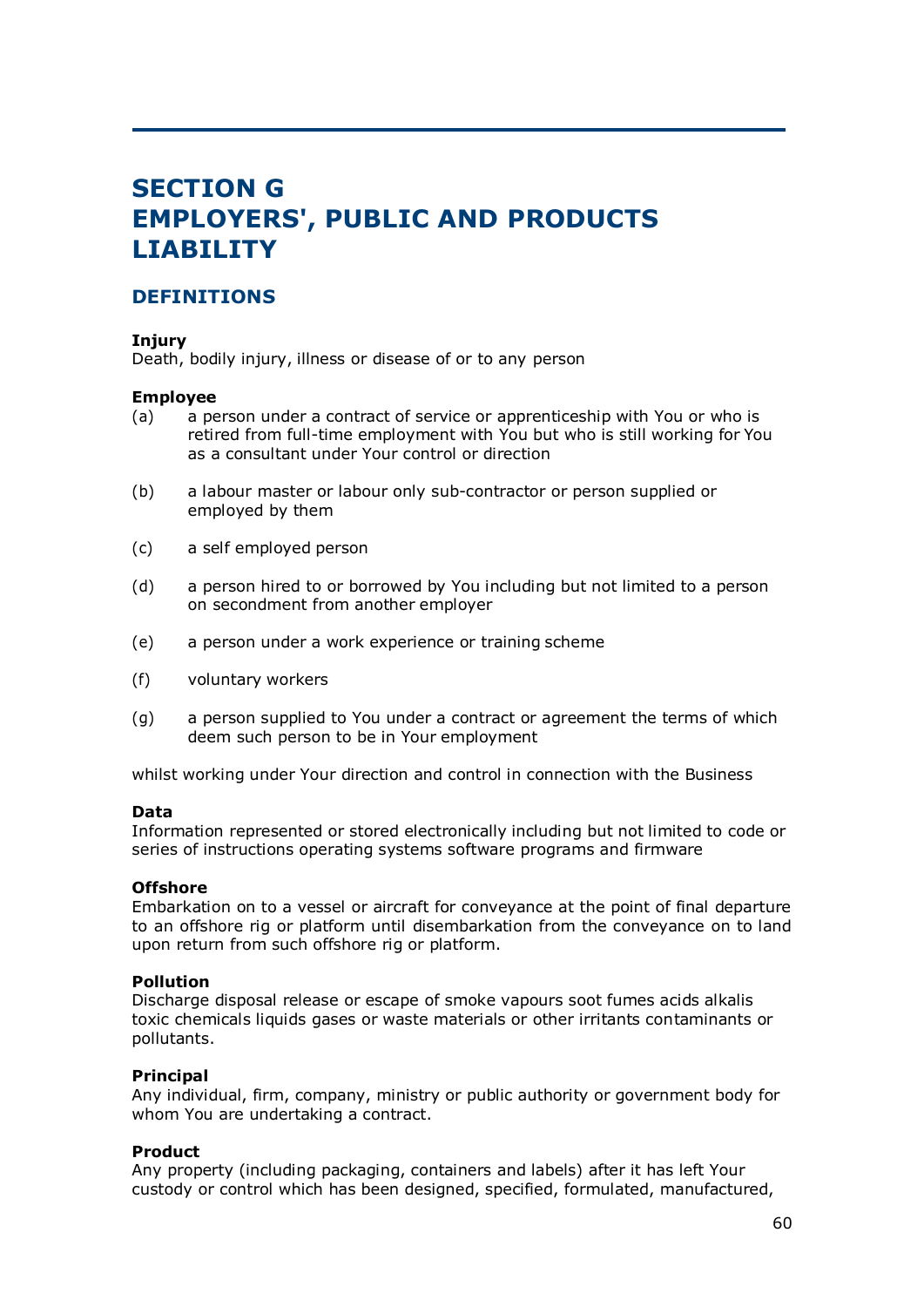# SECTION G
# EMPLOYERS', PUBLIC AND PRODUCTS LIABILITY

## DEFINITIONS

**Injury**
Death, bodily injury, illness or disease of or to any person

**Employee**

(a) a person under a contract of service or apprenticeship with You or who is retired from full-time employment with You but who is still working for You as a consultant under Your control or direction

(b) a labour master or labour only sub-contractor or person supplied or employed by them

(c) a self employed person

(d) a person hired to or borrowed by You including but not limited to a person on secondment from another employer

(e) a person under a work experience or training scheme

(f) voluntary workers

(g) a person supplied to You under a contract or agreement the terms of which deem such person to be in Your employment

whilst working under Your direction and control in connection with the Business

**Data**
Information represented or stored electronically including but not limited to code or series of instructions operating systems software programs and firmware

**Offshore**
Embarkation on to a vessel or aircraft for conveyance at the point of final departure to an offshore rig or platform until disembarkation from the conveyance on to land upon return from such offshore rig or platform.

**Pollution**
Discharge disposal release or escape of smoke vapours soot fumes acids alkalis toxic chemicals liquids gases or waste materials or other irritants contaminants or pollutants.

**Principal**
Any individual, firm, company, ministry or public authority or government body for whom You are undertaking a contract.

**Product**
Any property (including packaging, containers and labels) after it has left Your custody or control which has been designed, specified, formulated, manufactured,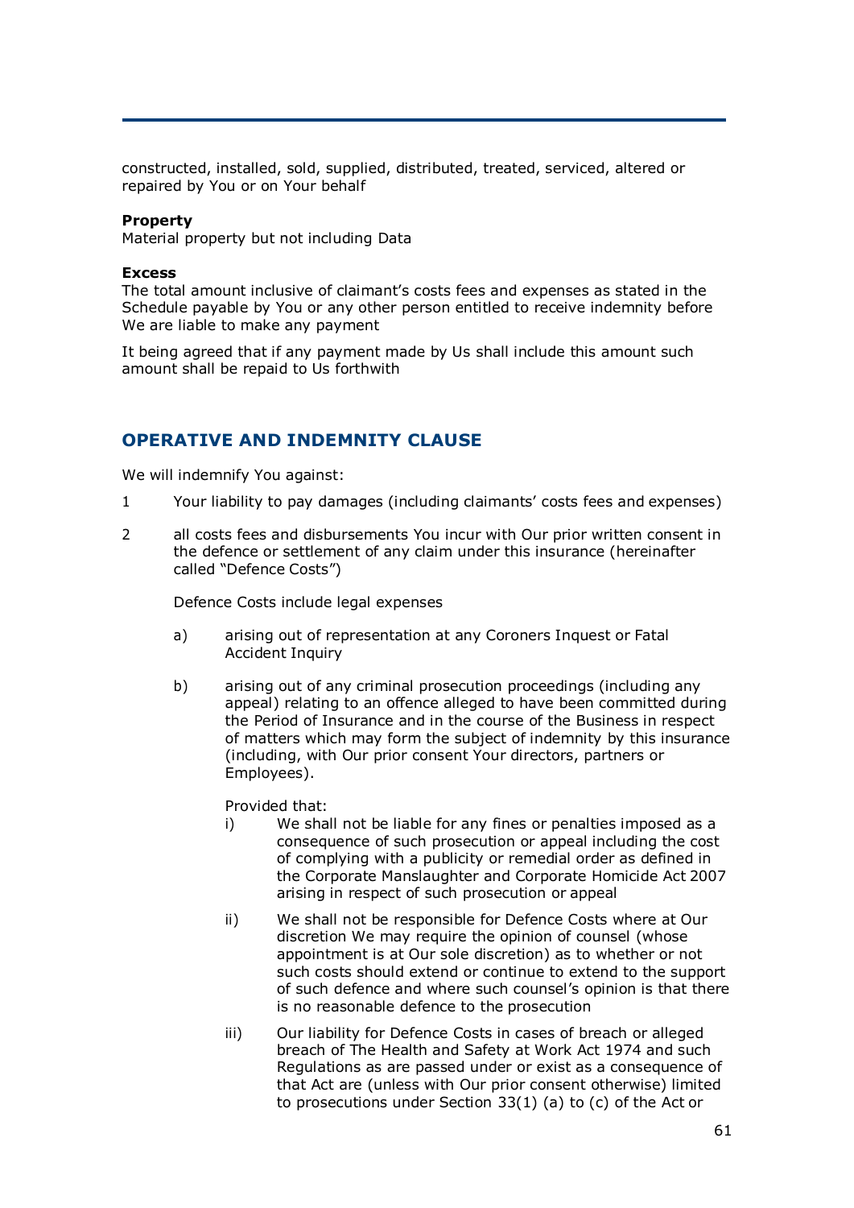constructed, installed, sold, supplied, distributed, treated, serviced, altered or repaired by You or on Your behalf

**Property**
Material property but not including Data

**Excess**
The total amount inclusive of claimant's costs fees and expenses as stated in the Schedule payable by You or any other person entitled to receive indemnity before We are liable to make any payment

It being agreed that if any payment made by Us shall include this amount such amount shall be repaid to Us forthwith

## OPERATIVE AND INDEMNITY CLAUSE

We will indemnify You against:

1 Your liability to pay damages (including claimants' costs fees and expenses)

2 all costs fees and disbursements You incur with Our prior written consent in the defence or settlement of any claim under this insurance (hereinafter called "Defence Costs")

   Defence Costs include legal expenses

   a) arising out of representation at any Coroners Inquest or Fatal Accident Inquiry

   b) arising out of any criminal prosecution proceedings (including any appeal) relating to an offence alleged to have been committed during the Period of Insurance and in the course of the Business in respect of matters which may form the subject of indemnity by this insurance (including, with Our prior consent Your directors, partners or Employees).

      Provided that:

      i) We shall not be liable for any fines or penalties imposed as a consequence of such prosecution or appeal including the cost of complying with a publicity or remedial order as defined in the Corporate Manslaughter and Corporate Homicide Act 2007 arising in respect of such prosecution or appeal

      ii) We shall not be responsible for Defence Costs where at Our discretion We may require the opinion of counsel (whose appointment is at Our sole discretion) as to whether or not such costs should extend or continue to extend to the support of such defence and where such counsel's opinion is that there is no reasonable defence to the prosecution

      iii) Our liability for Defence Costs in cases of breach or alleged breach of The Health and Safety at Work Act 1974 and such Regulations as are passed under or exist as a consequence of that Act are (unless with Our prior consent otherwise) limited to prosecutions under Section 33(1) (a) to (c) of the Act or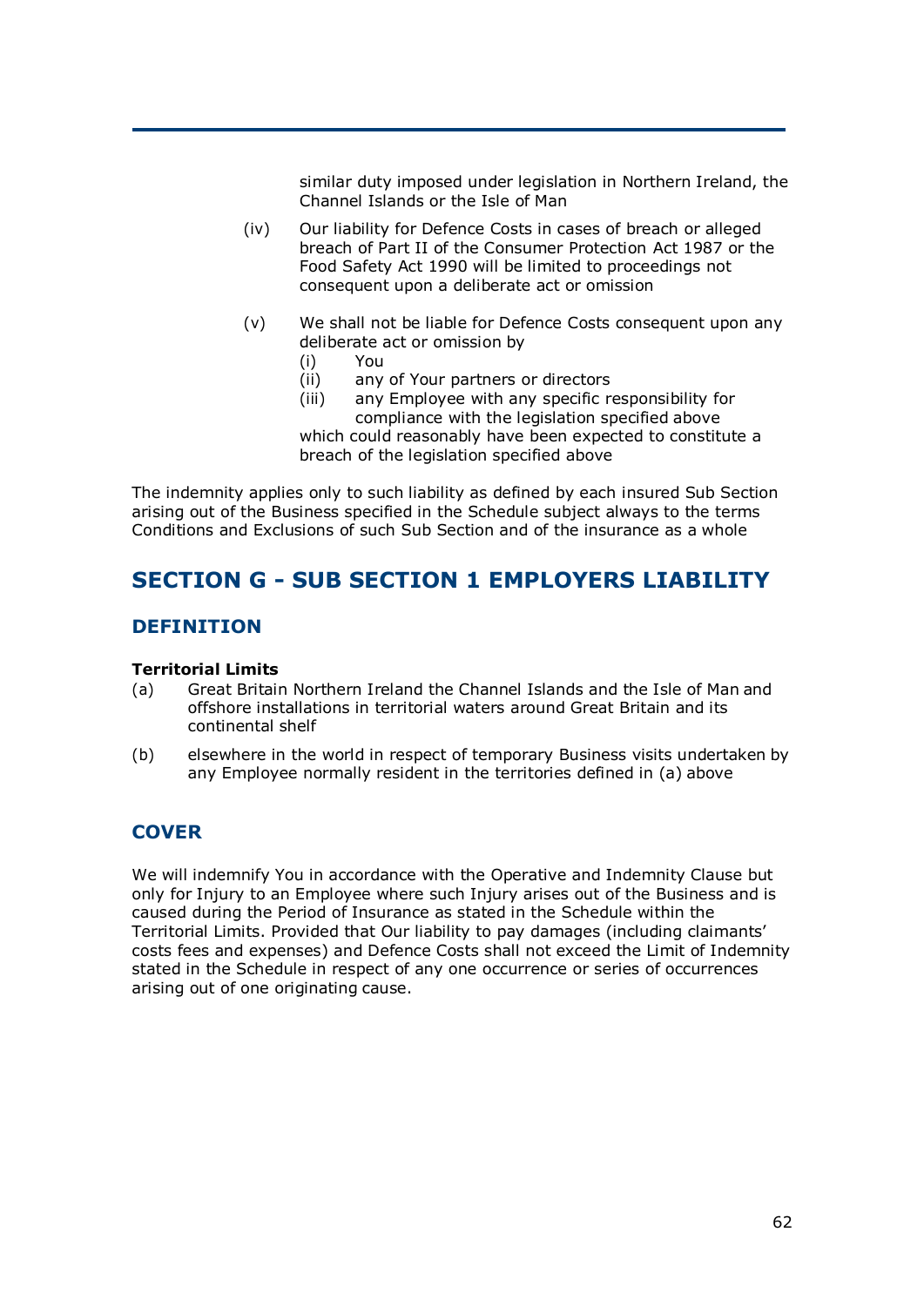similar duty imposed under legislation in Northern Ireland, the Channel Islands or the Isle of Man

(iv) Our liability for Defence Costs in cases of breach or alleged breach of Part II of the Consumer Protection Act 1987 or the Food Safety Act 1990 will be limited to proceedings not consequent upon a deliberate act or omission

(v) We shall not be liable for Defence Costs consequent upon any deliberate act or omission by
   - (i) You
   - (ii) any of Your partners or directors
   - (iii) any Employee with any specific responsibility for compliance with the legislation specified above

   which could reasonably have been expected to constitute a breach of the legislation specified above

The indemnity applies only to such liability as defined by each insured Sub Section arising out of the Business specified in the Schedule subject always to the terms Conditions and Exclusions of such Sub Section and of the insurance as a whole

## SECTION G - SUB SECTION 1 EMPLOYERS LIABILITY

### DEFINITION

**Territorial Limits**

(a) Great Britain Northern Ireland the Channel Islands and the Isle of Man and offshore installations in territorial waters around Great Britain and its continental shelf

(b) elsewhere in the world in respect of temporary Business visits undertaken by any Employee normally resident in the territories defined in (a) above

### COVER

We will indemnify You in accordance with the Operative and Indemnity Clause but only for Injury to an Employee where such Injury arises out of the Business and is caused during the Period of Insurance as stated in the Schedule within the Territorial Limits. Provided that Our liability to pay damages (including claimants' costs fees and expenses) and Defence Costs shall not exceed the Limit of Indemnity stated in the Schedule in respect of any one occurrence or series of occurrences arising out of one originating cause.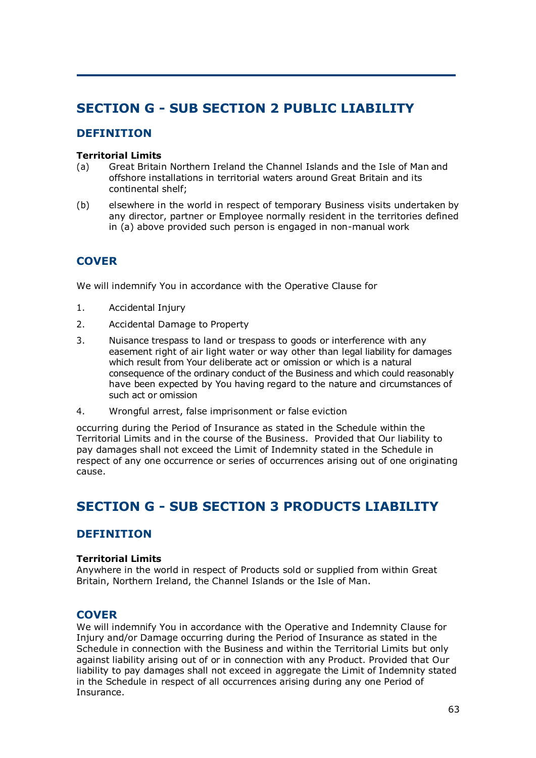# SECTION G - SUB SECTION 2 PUBLIC LIABILITY

## DEFINITION

**Territorial Limits**

(a) Great Britain Northern Ireland the Channel Islands and the Isle of Man and offshore installations in territorial waters around Great Britain and its continental shelf;

(b) elsewhere in the world in respect of temporary Business visits undertaken by any director, partner or Employee normally resident in the territories defined in (a) above provided such person is engaged in non-manual work

## COVER

We will indemnify You in accordance with the Operative Clause for

1. Accidental Injury
2. Accidental Damage to Property
3. Nuisance trespass to land or trespass to goods or interference with any easement right of air light water or way other than legal liability for damages which result from Your deliberate act or omission or which is a natural consequence of the ordinary conduct of the Business and which could reasonably have been expected by You having regard to the nature and circumstances of such act or omission
4. Wrongful arrest, false imprisonment or false eviction

occurring during the Period of Insurance as stated in the Schedule within the Territorial Limits and in the course of the Business. Provided that Our liability to pay damages shall not exceed the Limit of Indemnity stated in the Schedule in respect of any one occurrence or series of occurrences arising out of one originating cause.

# SECTION G - SUB SECTION 3 PRODUCTS LIABILITY

## DEFINITION

**Territorial Limits**

Anywhere in the world in respect of Products sold or supplied from within Great Britain, Northern Ireland, the Channel Islands or the Isle of Man.

## COVER

We will indemnify You in accordance with the Operative and Indemnity Clause for Injury and/or Damage occurring during the Period of Insurance as stated in the Schedule in connection with the Business and within the Territorial Limits but only against liability arising out of or in connection with any Product. Provided that Our liability to pay damages shall not exceed in aggregate the Limit of Indemnity stated in the Schedule in respect of all occurrences arising during any one Period of Insurance.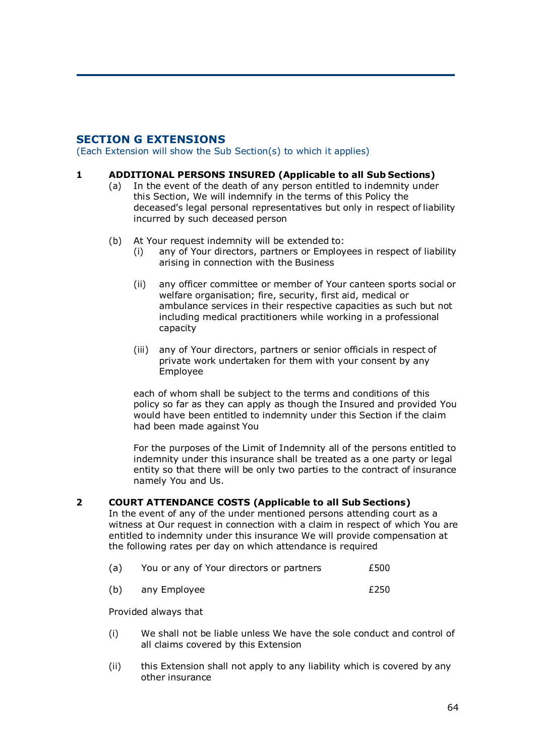## SECTION G EXTENSIONS

(Each Extension will show the Sub Section(s) to which it applies)

**1 ADDITIONAL PERSONS INSURED (Applicable to all Sub Sections)**

(a) In the event of the death of any person entitled to indemnity under this Section, We will indemnify in the terms of this Policy the deceased's legal personal representatives but only in respect of liability incurred by such deceased person

(b) At Your request indemnity will be extended to:

(i) any of Your directors, partners or Employees in respect of liability arising in connection with the Business

(ii) any officer committee or member of Your canteen sports social or welfare organisation; fire, security, first aid, medical or ambulance services in their respective capacities as such but not including medical practitioners while working in a professional capacity

(iii) any of Your directors, partners or senior officials in respect of private work undertaken for them with your consent by any Employee

each of whom shall be subject to the terms and conditions of this policy so far as they can apply as though the Insured and provided You would have been entitled to indemnity under this Section if the claim had been made against You

For the purposes of the Limit of Indemnity all of the persons entitled to indemnity under this insurance shall be treated as a one party or legal entity so that there will be only two parties to the contract of insurance namely You and Us.

**2 COURT ATTENDANCE COSTS (Applicable to all Sub Sections)**

In the event of any of the under mentioned persons attending court as a witness at Our request in connection with a claim in respect of which You are entitled to indemnity under this insurance We will provide compensation at the following rates per day on which attendance is required

(a) You or any of Your directors or partners £500

(b) any Employee £250

Provided always that

(i) We shall not be liable unless We have the sole conduct and control of all claims covered by this Extension

(ii) this Extension shall not apply to any liability which is covered by any other insurance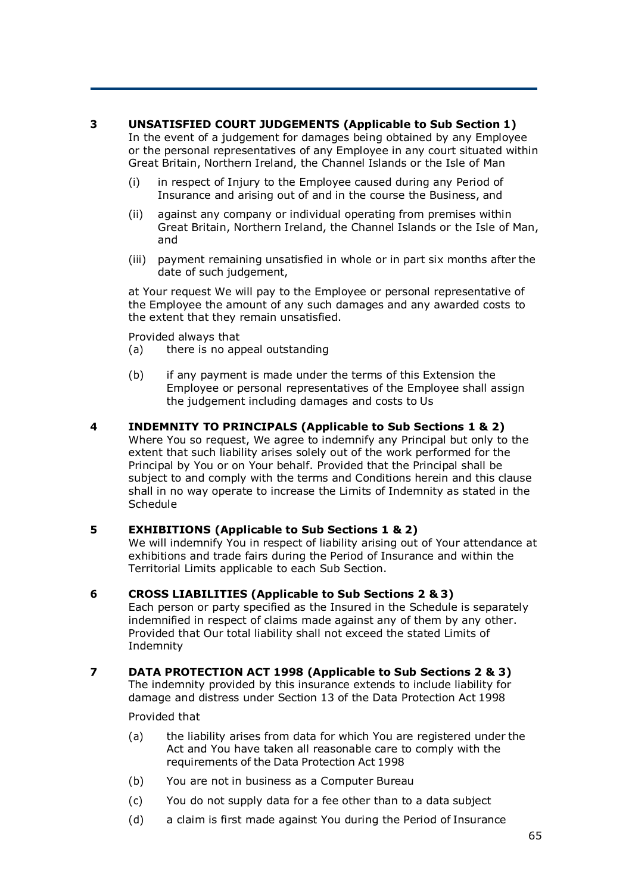**3 UNSATISFIED COURT JUDGEMENTS (Applicable to Sub Section 1)**

In the event of a judgement for damages being obtained by any Employee or the personal representatives of any Employee in any court situated within Great Britain, Northern Ireland, the Channel Islands or the Isle of Man

(i) in respect of Injury to the Employee caused during any Period of Insurance and arising out of and in the course the Business, and

(ii) against any company or individual operating from premises within Great Britain, Northern Ireland, the Channel Islands or the Isle of Man, and

(iii) payment remaining unsatisfied in whole or in part six months after the date of such judgement,

at Your request We will pay to the Employee or personal representative of the Employee the amount of any such damages and any awarded costs to the extent that they remain unsatisfied.

Provided always that

(a) there is no appeal outstanding

(b) if any payment is made under the terms of this Extension the Employee or personal representatives of the Employee shall assign the judgement including damages and costs to Us

**4 INDEMNITY TO PRINCIPALS (Applicable to Sub Sections 1 & 2)**

Where You so request, We agree to indemnify any Principal but only to the extent that such liability arises solely out of the work performed for the Principal by You or on Your behalf. Provided that the Principal shall be subject to and comply with the terms and Conditions herein and this clause shall in no way operate to increase the Limits of Indemnity as stated in the Schedule

**5 EXHIBITIONS (Applicable to Sub Sections 1 & 2)**

We will indemnify You in respect of liability arising out of Your attendance at exhibitions and trade fairs during the Period of Insurance and within the Territorial Limits applicable to each Sub Section.

**6 CROSS LIABILITIES (Applicable to Sub Sections 2 & 3)**

Each person or party specified as the Insured in the Schedule is separately indemnified in respect of claims made against any of them by any other. Provided that Our total liability shall not exceed the stated Limits of Indemnity

**7 DATA PROTECTION ACT 1998 (Applicable to Sub Sections 2 & 3)**

The indemnity provided by this insurance extends to include liability for damage and distress under Section 13 of the Data Protection Act 1998

Provided that

(a) the liability arises from data for which You are registered under the Act and You have taken all reasonable care to comply with the requirements of the Data Protection Act 1998

(b) You are not in business as a Computer Bureau

(c) You do not supply data for a fee other than to a data subject

(d) a claim is first made against You during the Period of Insurance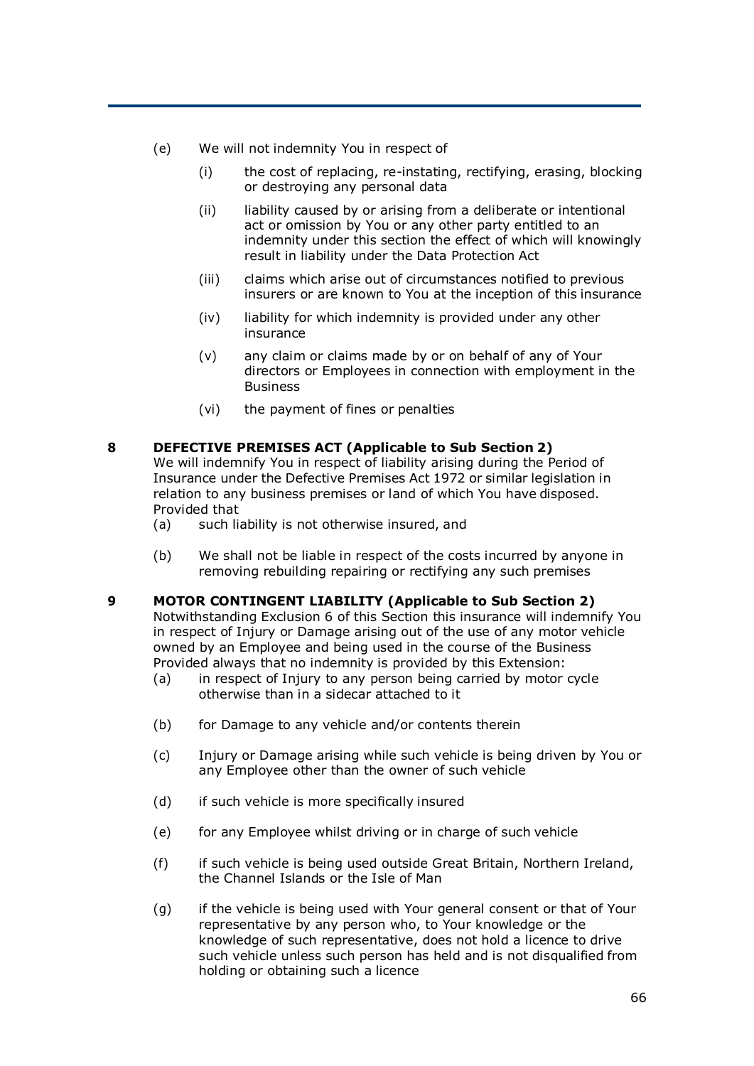(e) We will not indemnity You in respect of

  (i) the cost of replacing, re-instating, rectifying, erasing, blocking or destroying any personal data

  (ii) liability caused by or arising from a deliberate or intentional act or omission by You or any other party entitled to an indemnity under this section the effect of which will knowingly result in liability under the Data Protection Act

  (iii) claims which arise out of circumstances notified to previous insurers or are known to You at the inception of this insurance

  (iv) liability for which indemnity is provided under any other insurance

  (v) any claim or claims made by or on behalf of any of Your directors or Employees in connection with employment in the Business

  (vi) the payment of fines or penalties

**8 DEFECTIVE PREMISES ACT (Applicable to Sub Section 2)**

We will indemnify You in respect of liability arising during the Period of Insurance under the Defective Premises Act 1972 or similar legislation in relation to any business premises or land of which You have disposed. Provided that

(a) such liability is not otherwise insured, and

(b) We shall not be liable in respect of the costs incurred by anyone in removing rebuilding repairing or rectifying any such premises

**9 MOTOR CONTINGENT LIABILITY (Applicable to Sub Section 2)**

Notwithstanding Exclusion 6 of this Section this insurance will indemnify You in respect of Injury or Damage arising out of the use of any motor vehicle owned by an Employee and being used in the course of the Business Provided always that no indemnity is provided by this Extension:

(a) in respect of Injury to any person being carried by motor cycle otherwise than in a sidecar attached to it

(b) for Damage to any vehicle and/or contents therein

(c) Injury or Damage arising while such vehicle is being driven by You or any Employee other than the owner of such vehicle

(d) if such vehicle is more specifically insured

(e) for any Employee whilst driving or in charge of such vehicle

(f) if such vehicle is being used outside Great Britain, Northern Ireland, the Channel Islands or the Isle of Man

(g) if the vehicle is being used with Your general consent or that of Your representative by any person who, to Your knowledge or the knowledge of such representative, does not hold a licence to drive such vehicle unless such person has held and is not disqualified from holding or obtaining such a licence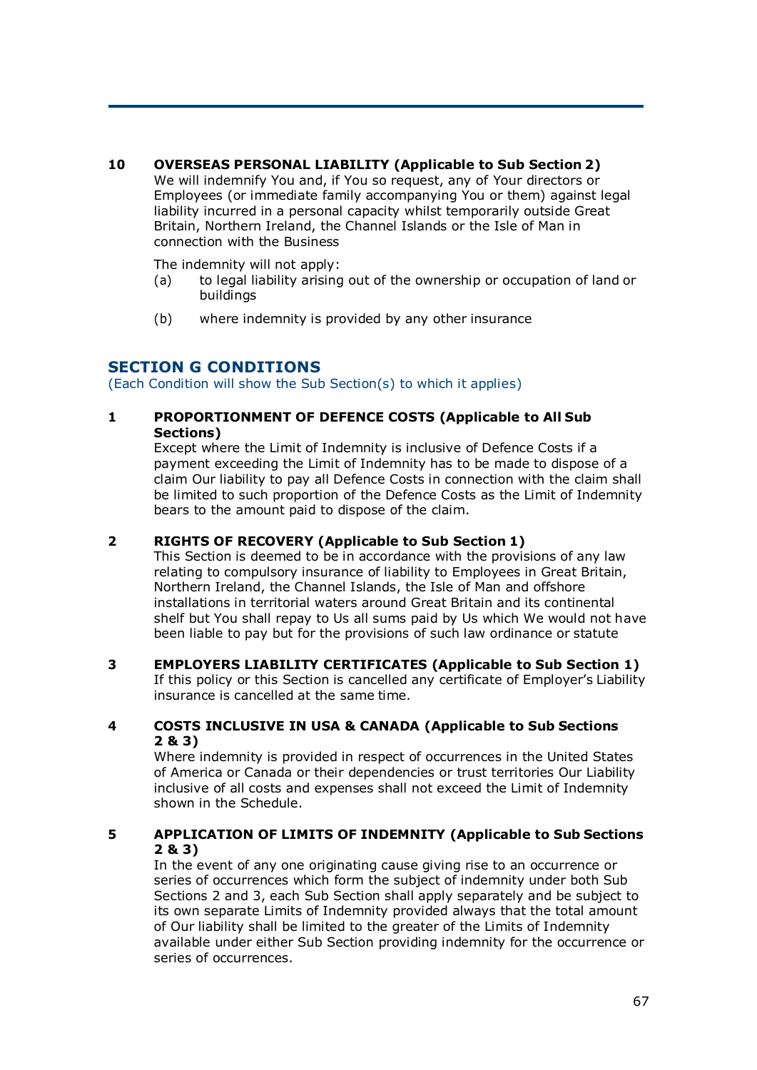**10 OVERSEAS PERSONAL LIABILITY (Applicable to Sub Section 2)**

We will indemnify You and, if You so request, any of Your directors or Employees (or immediate family accompanying You or them) against legal liability incurred in a personal capacity whilst temporarily outside Great Britain, Northern Ireland, the Channel Islands or the Isle of Man in connection with the Business

The indemnity will not apply:

(a) to legal liability arising out of the ownership or occupation of land or buildings

(b) where indemnity is provided by any other insurance

## SECTION G CONDITIONS

(Each Condition will show the Sub Section(s) to which it applies)

**1 PROPORTIONMENT OF DEFENCE COSTS (Applicable to All Sub Sections)**

Except where the Limit of Indemnity is inclusive of Defence Costs if a payment exceeding the Limit of Indemnity has to be made to dispose of a claim Our liability to pay all Defence Costs in connection with the claim shall be limited to such proportion of the Defence Costs as the Limit of Indemnity bears to the amount paid to dispose of the claim.

**2 RIGHTS OF RECOVERY (Applicable to Sub Section 1)**

This Section is deemed to be in accordance with the provisions of any law relating to compulsory insurance of liability to Employees in Great Britain, Northern Ireland, the Channel Islands, the Isle of Man and offshore installations in territorial waters around Great Britain and its continental shelf but You shall repay to Us all sums paid by Us which We would not have been liable to pay but for the provisions of such law ordinance or statute

**3 EMPLOYERS LIABILITY CERTIFICATES (Applicable to Sub Section 1)**

If this policy or this Section is cancelled any certificate of Employer's Liability insurance is cancelled at the same time.

**4 COSTS INCLUSIVE IN USA & CANADA (Applicable to Sub Sections 2 & 3)**

Where indemnity is provided in respect of occurrences in the United States of America or Canada or their dependencies or trust territories Our Liability inclusive of all costs and expenses shall not exceed the Limit of Indemnity shown in the Schedule.

**5 APPLICATION OF LIMITS OF INDEMNITY (Applicable to Sub Sections 2 & 3)**

In the event of any one originating cause giving rise to an occurrence or series of occurrences which form the subject of indemnity under both Sub Sections 2 and 3, each Sub Section shall apply separately and be subject to its own separate Limits of Indemnity provided always that the total amount of Our liability shall be limited to the greater of the Limits of Indemnity available under either Sub Section providing indemnity for the occurrence or series of occurrences.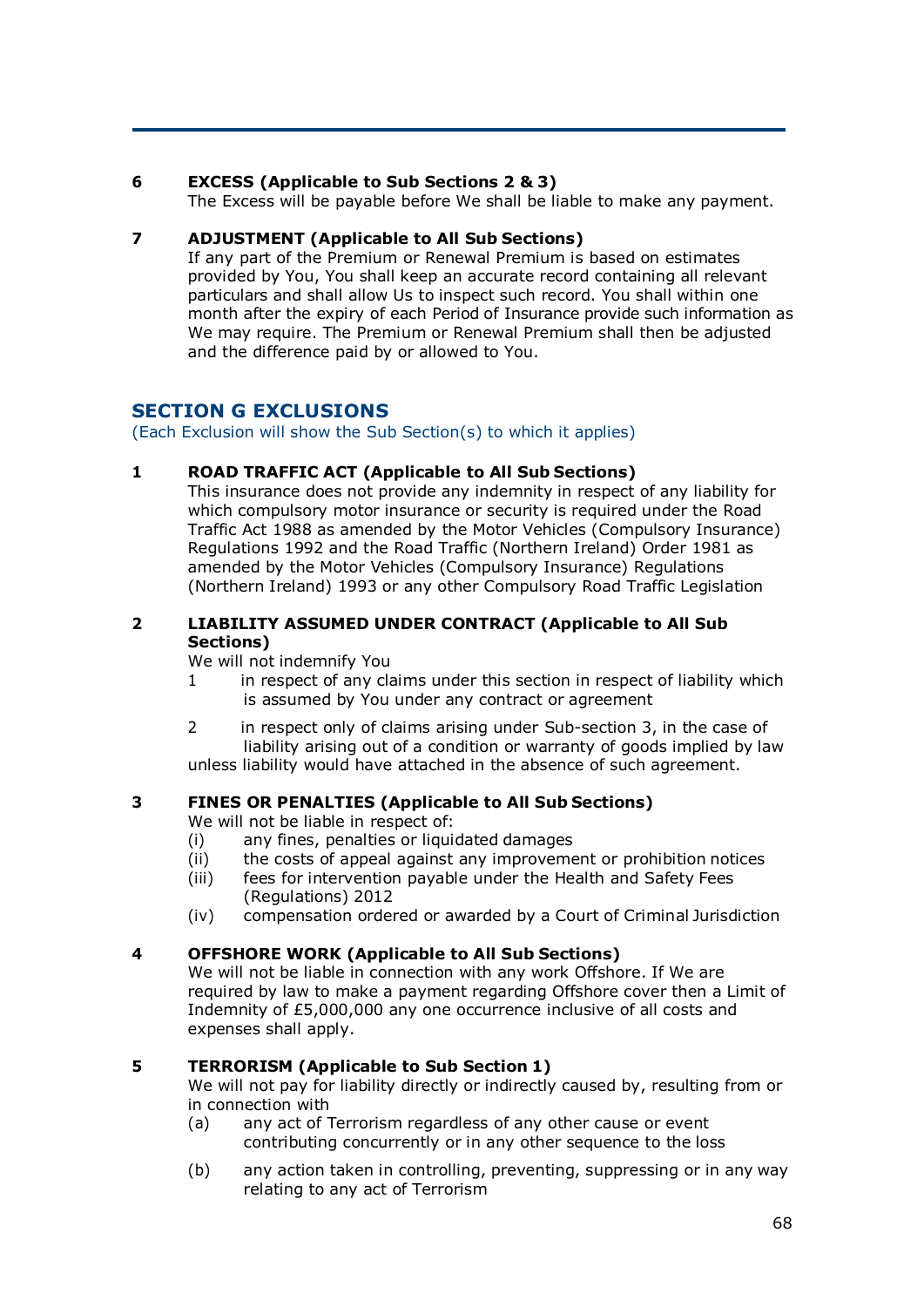**6 EXCESS (Applicable to Sub Sections 2 & 3)**

The Excess will be payable before We shall be liable to make any payment.

**7 ADJUSTMENT (Applicable to All Sub Sections)**

If any part of the Premium or Renewal Premium is based on estimates provided by You, You shall keep an accurate record containing all relevant particulars and shall allow Us to inspect such record. You shall within one month after the expiry of each Period of Insurance provide such information as We may require. The Premium or Renewal Premium shall then be adjusted and the difference paid by or allowed to You.

## SECTION G EXCLUSIONS

(Each Exclusion will show the Sub Section(s) to which it applies)

**1 ROAD TRAFFIC ACT (Applicable to All Sub Sections)**

This insurance does not provide any indemnity in respect of any liability for which compulsory motor insurance or security is required under the Road Traffic Act 1988 as amended by the Motor Vehicles (Compulsory Insurance) Regulations 1992 and the Road Traffic (Northern Ireland) Order 1981 as amended by the Motor Vehicles (Compulsory Insurance) Regulations (Northern Ireland) 1993 or any other Compulsory Road Traffic Legislation

**2 LIABILITY ASSUMED UNDER CONTRACT (Applicable to All Sub Sections)**

We will not indemnify You

1. in respect of any claims under this section in respect of liability which is assumed by You under any contract or agreement
2. in respect only of claims arising under Sub-section 3, in the case of liability arising out of a condition or warranty of goods implied by law

unless liability would have attached in the absence of such agreement.

**3 FINES OR PENALTIES (Applicable to All Sub Sections)**

We will not be liable in respect of:

(i) any fines, penalties or liquidated damages
(ii) the costs of appeal against any improvement or prohibition notices
(iii) fees for intervention payable under the Health and Safety Fees (Regulations) 2012
(iv) compensation ordered or awarded by a Court of Criminal Jurisdiction

**4 OFFSHORE WORK (Applicable to All Sub Sections)**

We will not be liable in connection with any work Offshore. If We are required by law to make a payment regarding Offshore cover then a Limit of Indemnity of £5,000,000 any one occurrence inclusive of all costs and expenses shall apply.

**5 TERRORISM (Applicable to Sub Section 1)**

We will not pay for liability directly or indirectly caused by, resulting from or in connection with

(a) any act of Terrorism regardless of any other cause or event contributing concurrently or in any other sequence to the loss
(b) any action taken in controlling, preventing, suppressing or in any way relating to any act of Terrorism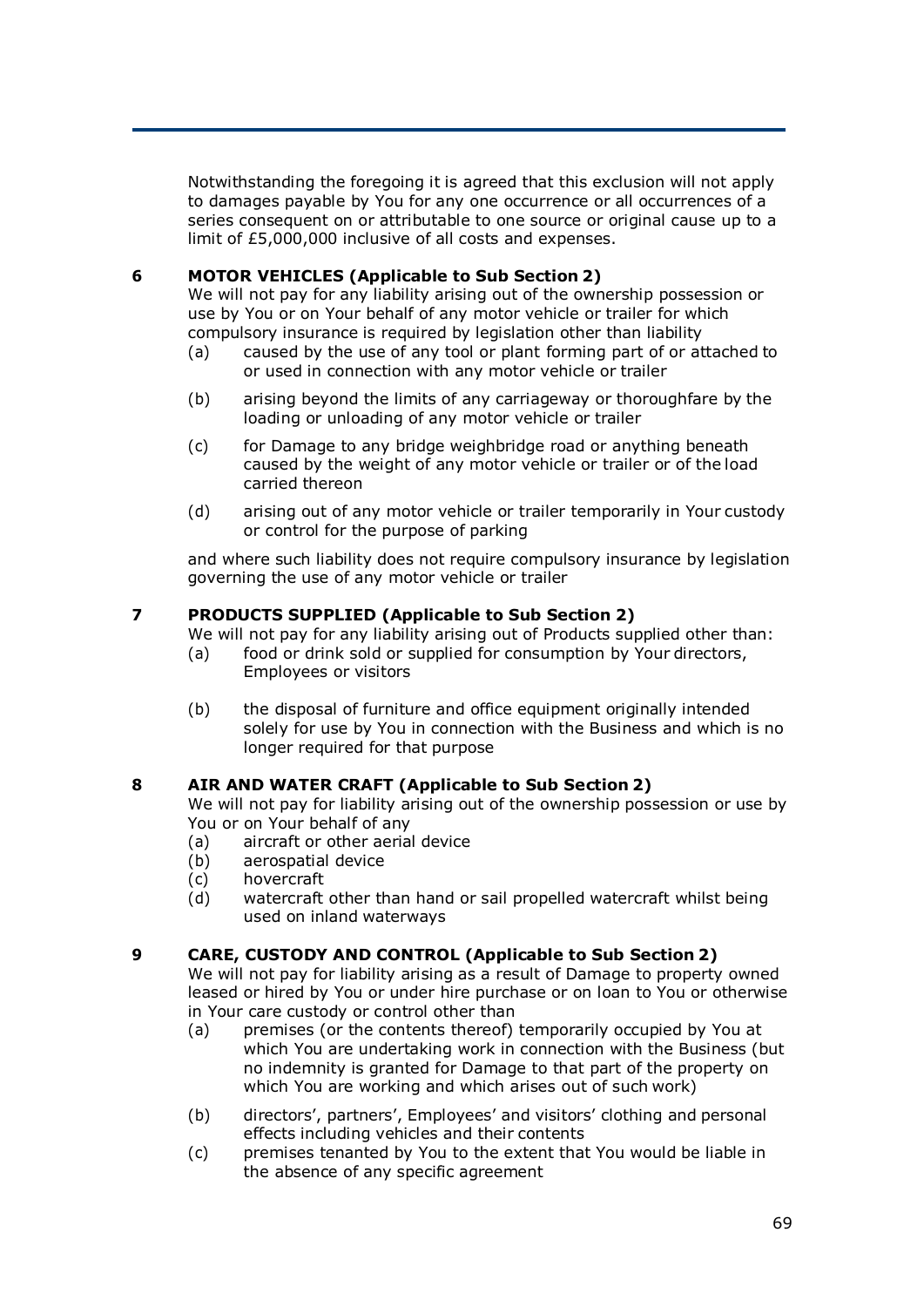Notwithstanding the foregoing it is agreed that this exclusion will not apply to damages payable by You for any one occurrence or all occurrences of a series consequent on or attributable to one source or original cause up to a limit of £5,000,000 inclusive of all costs and expenses.

**6 MOTOR VEHICLES (Applicable to Sub Section 2)**

We will not pay for any liability arising out of the ownership possession or use by You or on Your behalf of any motor vehicle or trailer for which compulsory insurance is required by legislation other than liability

(a) caused by the use of any tool or plant forming part of or attached to or used in connection with any motor vehicle or trailer

(b) arising beyond the limits of any carriageway or thoroughfare by the loading or unloading of any motor vehicle or trailer

(c) for Damage to any bridge weighbridge road or anything beneath caused by the weight of any motor vehicle or trailer or of the load carried thereon

(d) arising out of any motor vehicle or trailer temporarily in Your custody or control for the purpose of parking

and where such liability does not require compulsory insurance by legislation governing the use of any motor vehicle or trailer

**7 PRODUCTS SUPPLIED (Applicable to Sub Section 2)**

We will not pay for any liability arising out of Products supplied other than:

(a) food or drink sold or supplied for consumption by Your directors, Employees or visitors

(b) the disposal of furniture and office equipment originally intended solely for use by You in connection with the Business and which is no longer required for that purpose

**8 AIR AND WATER CRAFT (Applicable to Sub Section 2)**

We will not pay for liability arising out of the ownership possession or use by You or on Your behalf of any

(a) aircraft or other aerial device
(b) aerospatial device
(c) hovercraft
(d) watercraft other than hand or sail propelled watercraft whilst being used on inland waterways

**9 CARE, CUSTODY AND CONTROL (Applicable to Sub Section 2)**

We will not pay for liability arising as a result of Damage to property owned leased or hired by You or under hire purchase or on loan to You or otherwise in Your care custody or control other than

(a) premises (or the contents thereof) temporarily occupied by You at which You are undertaking work in connection with the Business (but no indemnity is granted for Damage to that part of the property on which You are working and which arises out of such work)

(b) directors', partners', Employees' and visitors' clothing and personal effects including vehicles and their contents

(c) premises tenanted by You to the extent that You would be liable in the absence of any specific agreement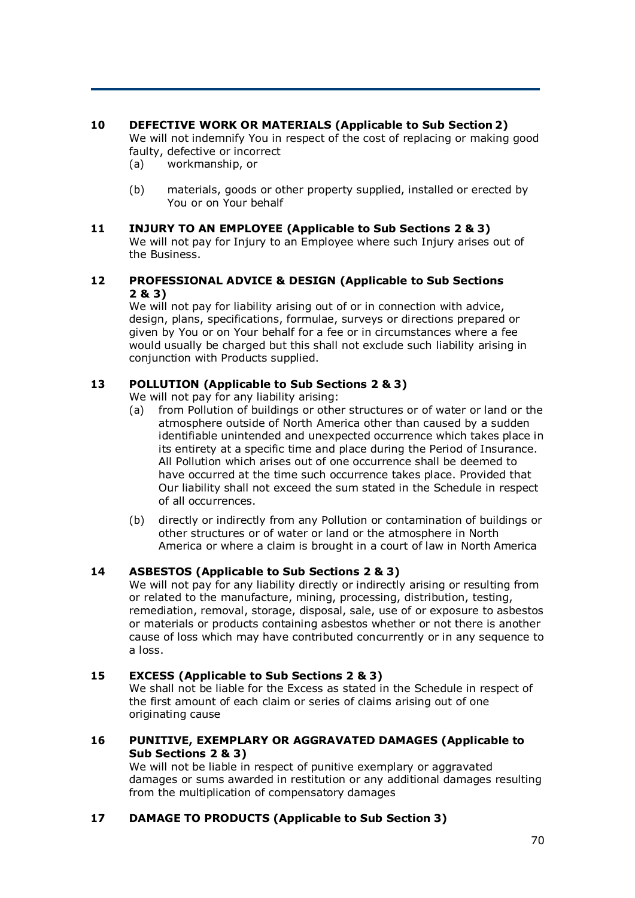**10 DEFECTIVE WORK OR MATERIALS (Applicable to Sub Section 2)**

We will not indemnify You in respect of the cost of replacing or making good faulty, defective or incorrect

(a) workmanship, or

(b) materials, goods or other property supplied, installed or erected by You or on Your behalf

**11 INJURY TO AN EMPLOYEE (Applicable to Sub Sections 2 & 3)**

We will not pay for Injury to an Employee where such Injury arises out of the Business.

**12 PROFESSIONAL ADVICE & DESIGN (Applicable to Sub Sections 2 & 3)**

We will not pay for liability arising out of or in connection with advice, design, plans, specifications, formulae, surveys or directions prepared or given by You or on Your behalf for a fee or in circumstances where a fee would usually be charged but this shall not exclude such liability arising in conjunction with Products supplied.

**13 POLLUTION (Applicable to Sub Sections 2 & 3)**

We will not pay for any liability arising:

(a) from Pollution of buildings or other structures or of water or land or the atmosphere outside of North America other than caused by a sudden identifiable unintended and unexpected occurrence which takes place in its entirety at a specific time and place during the Period of Insurance. All Pollution which arises out of one occurrence shall be deemed to have occurred at the time such occurrence takes place. Provided that Our liability shall not exceed the sum stated in the Schedule in respect of all occurrences.

(b) directly or indirectly from any Pollution or contamination of buildings or other structures or of water or land or the atmosphere in North America or where a claim is brought in a court of law in North America

**14 ASBESTOS (Applicable to Sub Sections 2 & 3)**

We will not pay for any liability directly or indirectly arising or resulting from or related to the manufacture, mining, processing, distribution, testing, remediation, removal, storage, disposal, sale, use of or exposure to asbestos or materials or products containing asbestos whether or not there is another cause of loss which may have contributed concurrently or in any sequence to a loss.

**15 EXCESS (Applicable to Sub Sections 2 & 3)**

We shall not be liable for the Excess as stated in the Schedule in respect of the first amount of each claim or series of claims arising out of one originating cause

**16 PUNITIVE, EXEMPLARY OR AGGRAVATED DAMAGES (Applicable to Sub Sections 2 & 3)**

We will not be liable in respect of punitive exemplary or aggravated damages or sums awarded in restitution or any additional damages resulting from the multiplication of compensatory damages

**17 DAMAGE TO PRODUCTS (Applicable to Sub Section 3)**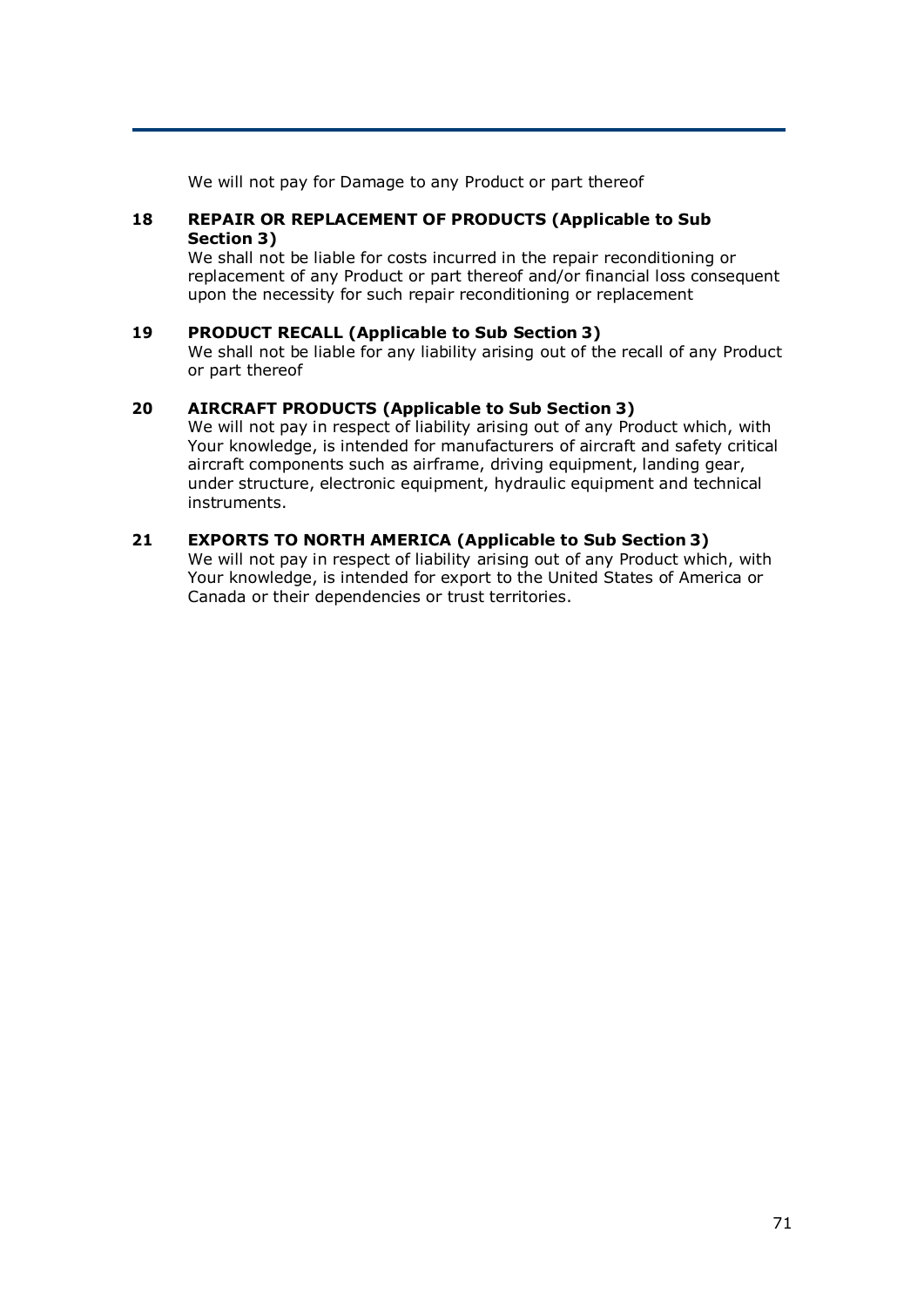We will not pay for Damage to any Product or part thereof

**18 REPAIR OR REPLACEMENT OF PRODUCTS (Applicable to Sub Section 3)**

We shall not be liable for costs incurred in the repair reconditioning or replacement of any Product or part thereof and/or financial loss consequent upon the necessity for such repair reconditioning or replacement

**19 PRODUCT RECALL (Applicable to Sub Section 3)**

We shall not be liable for any liability arising out of the recall of any Product or part thereof

**20 AIRCRAFT PRODUCTS (Applicable to Sub Section 3)**

We will not pay in respect of liability arising out of any Product which, with Your knowledge, is intended for manufacturers of aircraft and safety critical aircraft components such as airframe, driving equipment, landing gear, under structure, electronic equipment, hydraulic equipment and technical instruments.

**21 EXPORTS TO NORTH AMERICA (Applicable to Sub Section 3)**

We will not pay in respect of liability arising out of any Product which, with Your knowledge, is intended for export to the United States of America or Canada or their dependencies or trust territories.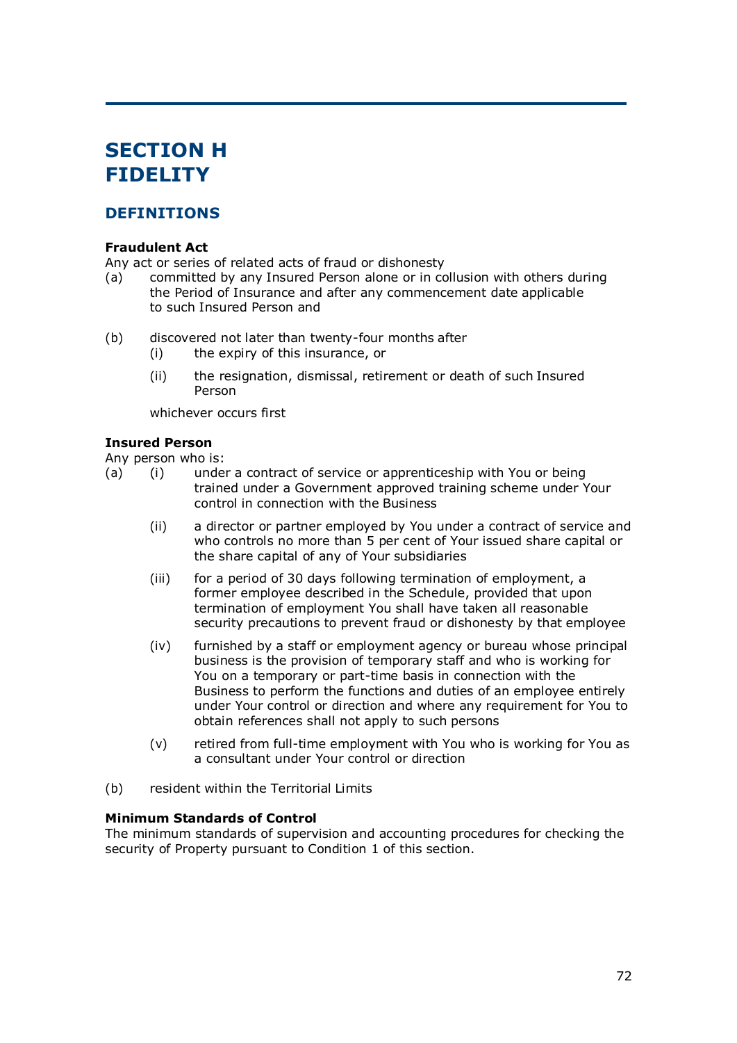# SECTION H FIDELITY

## DEFINITIONS

**Fraudulent Act**

Any act or series of related acts of fraud or dishonesty

(a) committed by any Insured Person alone or in collusion with others during the Period of Insurance and after any commencement date applicable to such Insured Person and

(b) discovered not later than twenty-four months after
  - (i) the expiry of this insurance, or
  - (ii) the resignation, dismissal, retirement or death of such Insured Person

  whichever occurs first

**Insured Person**

Any person who is:

(a)
  - (i) under a contract of service or apprenticeship with You or being trained under a Government approved training scheme under Your control in connection with the Business
  - (ii) a director or partner employed by You under a contract of service and who controls no more than 5 per cent of Your issued share capital or the share capital of any of Your subsidiaries
  - (iii) for a period of 30 days following termination of employment, a former employee described in the Schedule, provided that upon termination of employment You shall have taken all reasonable security precautions to prevent fraud or dishonesty by that employee
  - (iv) furnished by a staff or employment agency or bureau whose principal business is the provision of temporary staff and who is working for You on a temporary or part-time basis in connection with the Business to perform the functions and duties of an employee entirely under Your control or direction and where any requirement for You to obtain references shall not apply to such persons
  - (v) retired from full-time employment with You who is working for You as a consultant under Your control or direction

(b) resident within the Territorial Limits

**Minimum Standards of Control**

The minimum standards of supervision and accounting procedures for checking the security of Property pursuant to Condition 1 of this section.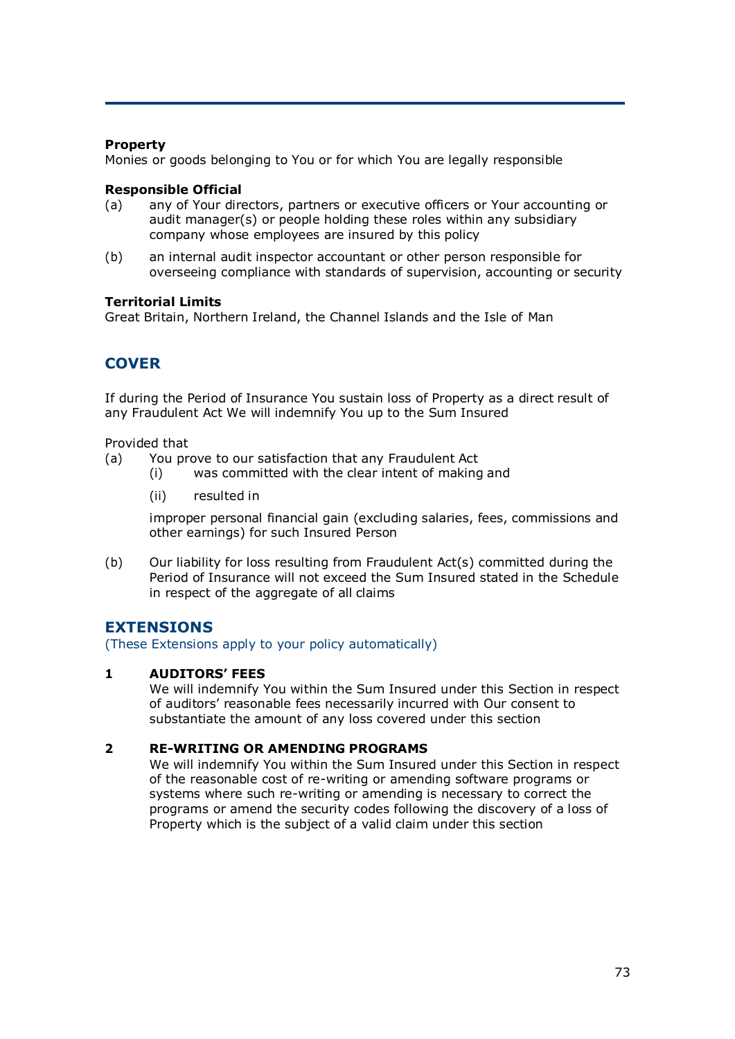**Property**
Monies or goods belonging to You or for which You are legally responsible

**Responsible Official**

(a) any of Your directors, partners or executive officers or Your accounting or audit manager(s) or people holding these roles within any subsidiary company whose employees are insured by this policy

(b) an internal audit inspector accountant or other person responsible for overseeing compliance with standards of supervision, accounting or security

**Territorial Limits**
Great Britain, Northern Ireland, the Channel Islands and the Isle of Man

## COVER

If during the Period of Insurance You sustain loss of Property as a direct result of any Fraudulent Act We will indemnify You up to the Sum Insured

Provided that

(a) You prove to our satisfaction that any Fraudulent Act
  - (i) was committed with the clear intent of making and
  - (ii) resulted in

  improper personal financial gain (excluding salaries, fees, commissions and other earnings) for such Insured Person

(b) Our liability for loss resulting from Fraudulent Act(s) committed during the Period of Insurance will not exceed the Sum Insured stated in the Schedule in respect of the aggregate of all claims

## EXTENSIONS

(These Extensions apply to your policy automatically)

**1 AUDITORS' FEES**
We will indemnify You within the Sum Insured under this Section in respect of auditors' reasonable fees necessarily incurred with Our consent to substantiate the amount of any loss covered under this section

**2 RE-WRITING OR AMENDING PROGRAMS**
We will indemnify You within the Sum Insured under this Section in respect of the reasonable cost of re-writing or amending software programs or systems where such re-writing or amending is necessary to correct the programs or amend the security codes following the discovery of a loss of Property which is the subject of a valid claim under this section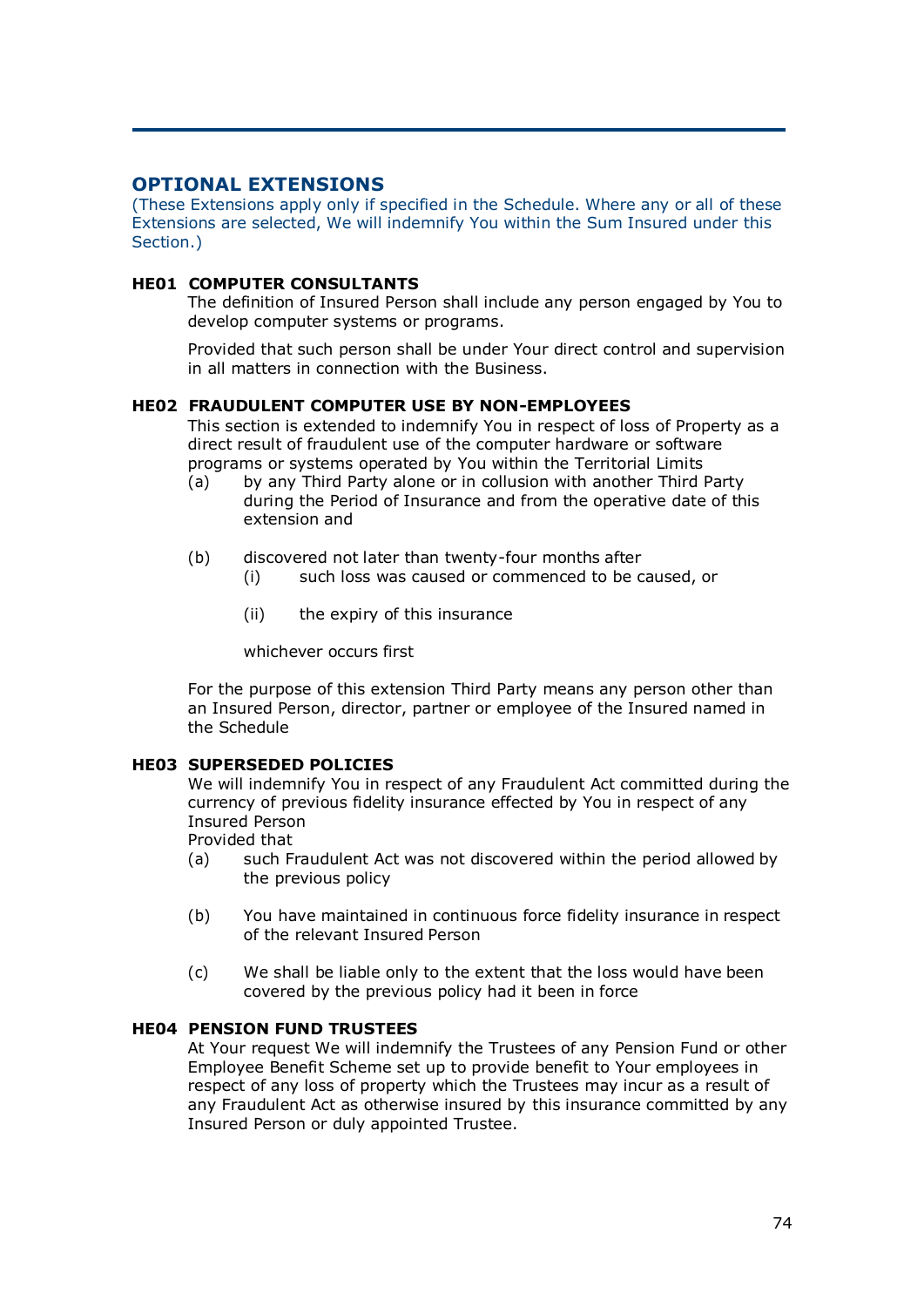## OPTIONAL EXTENSIONS

(These Extensions apply only if specified in the Schedule. Where any or all of these Extensions are selected, We will indemnify You within the Sum Insured under this Section.)

### HE01 COMPUTER CONSULTANTS

The definition of Insured Person shall include any person engaged by You to develop computer systems or programs.

Provided that such person shall be under Your direct control and supervision in all matters in connection with the Business.

### HE02 FRAUDULENT COMPUTER USE BY NON-EMPLOYEES

This section is extended to indemnify You in respect of loss of Property as a direct result of fraudulent use of the computer hardware or software programs or systems operated by You within the Territorial Limits

(a) by any Third Party alone or in collusion with another Third Party during the Period of Insurance and from the operative date of this extension and

(b) discovered not later than twenty-four months after

  (i) such loss was caused or commenced to be caused, or

  (ii) the expiry of this insurance

  whichever occurs first

For the purpose of this extension Third Party means any person other than an Insured Person, director, partner or employee of the Insured named in the Schedule

### HE03 SUPERSEDED POLICIES

We will indemnify You in respect of any Fraudulent Act committed during the currency of previous fidelity insurance effected by You in respect of any Insured Person

Provided that

(a) such Fraudulent Act was not discovered within the period allowed by the previous policy

(b) You have maintained in continuous force fidelity insurance in respect of the relevant Insured Person

(c) We shall be liable only to the extent that the loss would have been covered by the previous policy had it been in force

### HE04 PENSION FUND TRUSTEES

At Your request We will indemnify the Trustees of any Pension Fund or other Employee Benefit Scheme set up to provide benefit to Your employees in respect of any loss of property which the Trustees may incur as a result of any Fraudulent Act as otherwise insured by this insurance committed by any Insured Person or duly appointed Trustee.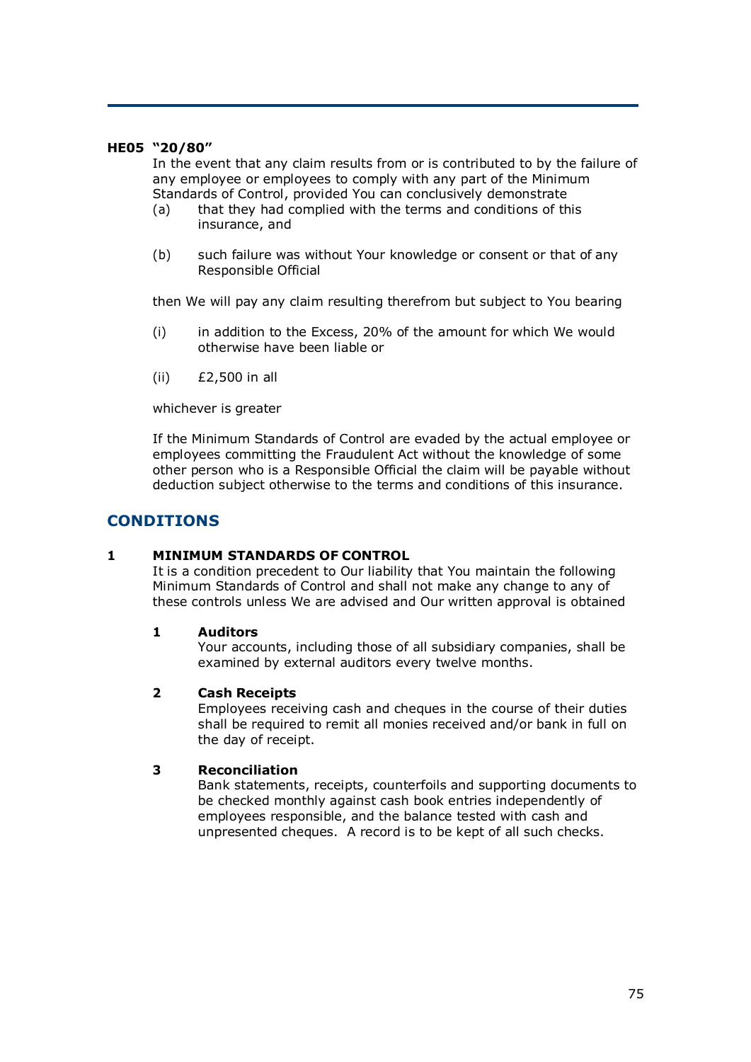**HE05 "20/80"**

In the event that any claim results from or is contributed to by the failure of any employee or employees to comply with any part of the Minimum Standards of Control, provided You can conclusively demonstrate

(a) that they had complied with the terms and conditions of this insurance, and

(b) such failure was without Your knowledge or consent or that of any Responsible Official

then We will pay any claim resulting therefrom but subject to You bearing

(i) in addition to the Excess, 20% of the amount for which We would otherwise have been liable or

(ii) £2,500 in all

whichever is greater

If the Minimum Standards of Control are evaded by the actual employee or employees committing the Fraudulent Act without the knowledge of some other person who is a Responsible Official the claim will be payable without deduction subject otherwise to the terms and conditions of this insurance.

## CONDITIONS

**1 MINIMUM STANDARDS OF CONTROL**

It is a condition precedent to Our liability that You maintain the following Minimum Standards of Control and shall not make any change to any of these controls unless We are advised and Our written approval is obtained

**1 Auditors**

Your accounts, including those of all subsidiary companies, shall be examined by external auditors every twelve months.

**2 Cash Receipts**

Employees receiving cash and cheques in the course of their duties shall be required to remit all monies received and/or bank in full on the day of receipt.

**3 Reconciliation**

Bank statements, receipts, counterfoils and supporting documents to be checked monthly against cash book entries independently of employees responsible, and the balance tested with cash and unpresented cheques. A record is to be kept of all such checks.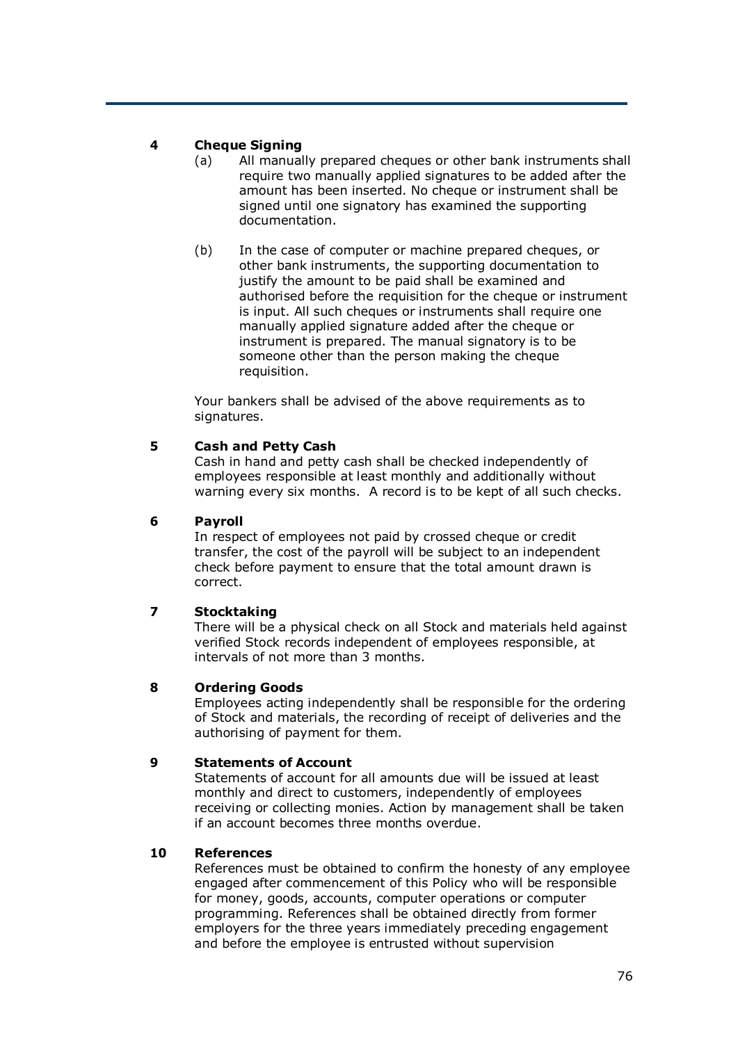**4 Cheque Signing**

(a) All manually prepared cheques or other bank instruments shall require two manually applied signatures to be added after the amount has been inserted. No cheque or instrument shall be signed until one signatory has examined the supporting documentation.

(b) In the case of computer or machine prepared cheques, or other bank instruments, the supporting documentation to justify the amount to be paid shall be examined and authorised before the requisition for the cheque or instrument is input. All such cheques or instruments shall require one manually applied signature added after the cheque or instrument is prepared. The manual signatory is to be someone other than the person making the cheque requisition.

Your bankers shall be advised of the above requirements as to signatures.

**5 Cash and Petty Cash**

Cash in hand and petty cash shall be checked independently of employees responsible at least monthly and additionally without warning every six months. A record is to be kept of all such checks.

**6 Payroll**

In respect of employees not paid by crossed cheque or credit transfer, the cost of the payroll will be subject to an independent check before payment to ensure that the total amount drawn is correct.

**7 Stocktaking**

There will be a physical check on all Stock and materials held against verified Stock records independent of employees responsible, at intervals of not more than 3 months.

**8 Ordering Goods**

Employees acting independently shall be responsible for the ordering of Stock and materials, the recording of receipt of deliveries and the authorising of payment for them.

**9 Statements of Account**

Statements of account for all amounts due will be issued at least monthly and direct to customers, independently of employees receiving or collecting monies. Action by management shall be taken if an account becomes three months overdue.

**10 References**

References must be obtained to confirm the honesty of any employee engaged after commencement of this Policy who will be responsible for money, goods, accounts, computer operations or computer programming. References shall be obtained directly from former employers for the three years immediately preceding engagement and before the employee is entrusted without supervision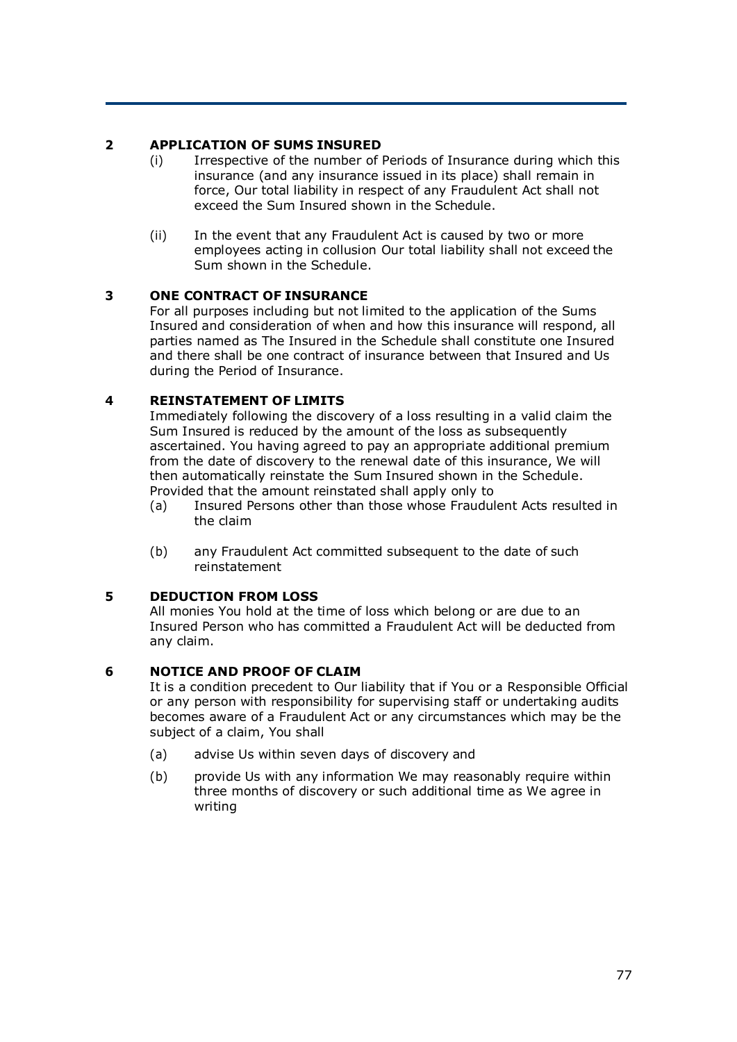## 2 APPLICATION OF SUMS INSURED

(i) Irrespective of the number of Periods of Insurance during which this insurance (and any insurance issued in its place) shall remain in force, Our total liability in respect of any Fraudulent Act shall not exceed the Sum Insured shown in the Schedule.

(ii) In the event that any Fraudulent Act is caused by two or more employees acting in collusion Our total liability shall not exceed the Sum shown in the Schedule.

## 3 ONE CONTRACT OF INSURANCE

For all purposes including but not limited to the application of the Sums Insured and consideration of when and how this insurance will respond, all parties named as The Insured in the Schedule shall constitute one Insured and there shall be one contract of insurance between that Insured and Us during the Period of Insurance.

## 4 REINSTATEMENT OF LIMITS

Immediately following the discovery of a loss resulting in a valid claim the Sum Insured is reduced by the amount of the loss as subsequently ascertained. You having agreed to pay an appropriate additional premium from the date of discovery to the renewal date of this insurance, We will then automatically reinstate the Sum Insured shown in the Schedule. Provided that the amount reinstated shall apply only to

(a) Insured Persons other than those whose Fraudulent Acts resulted in the claim

(b) any Fraudulent Act committed subsequent to the date of such reinstatement

## 5 DEDUCTION FROM LOSS

All monies You hold at the time of loss which belong or are due to an Insured Person who has committed a Fraudulent Act will be deducted from any claim.

## 6 NOTICE AND PROOF OF CLAIM

It is a condition precedent to Our liability that if You or a Responsible Official or any person with responsibility for supervising staff or undertaking audits becomes aware of a Fraudulent Act or any circumstances which may be the subject of a claim, You shall

(a) advise Us within seven days of discovery and

(b) provide Us with any information We may reasonably require within three months of discovery or such additional time as We agree in writing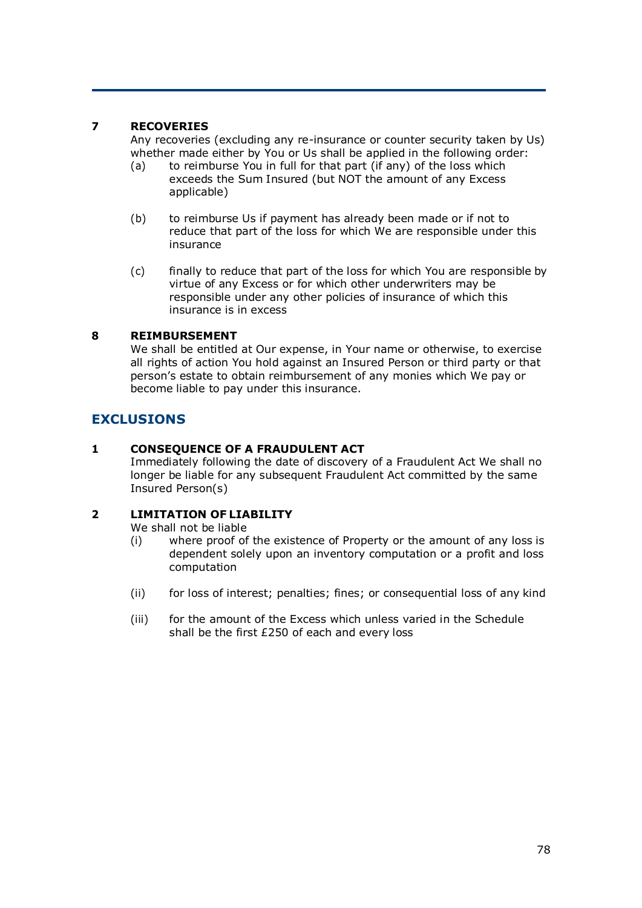### 7 RECOVERIES

Any recoveries (excluding any re-insurance or counter security taken by Us) whether made either by You or Us shall be applied in the following order:

(a) to reimburse You in full for that part (if any) of the loss which exceeds the Sum Insured (but NOT the amount of any Excess applicable)

(b) to reimburse Us if payment has already been made or if not to reduce that part of the loss for which We are responsible under this insurance

(c) finally to reduce that part of the loss for which You are responsible by virtue of any Excess or for which other underwriters may be responsible under any other policies of insurance of which this insurance is in excess

### 8 REIMBURSEMENT

We shall be entitled at Our expense, in Your name or otherwise, to exercise all rights of action You hold against an Insured Person or third party or that person's estate to obtain reimbursement of any monies which We pay or become liable to pay under this insurance.

## EXCLUSIONS

### 1 CONSEQUENCE OF A FRAUDULENT ACT

Immediately following the date of discovery of a Fraudulent Act We shall no longer be liable for any subsequent Fraudulent Act committed by the same Insured Person(s)

### 2 LIMITATION OF LIABILITY

We shall not be liable

(i) where proof of the existence of Property or the amount of any loss is dependent solely upon an inventory computation or a profit and loss computation

(ii) for loss of interest; penalties; fines; or consequential loss of any kind

(iii) for the amount of the Excess which unless varied in the Schedule shall be the first £250 of each and every loss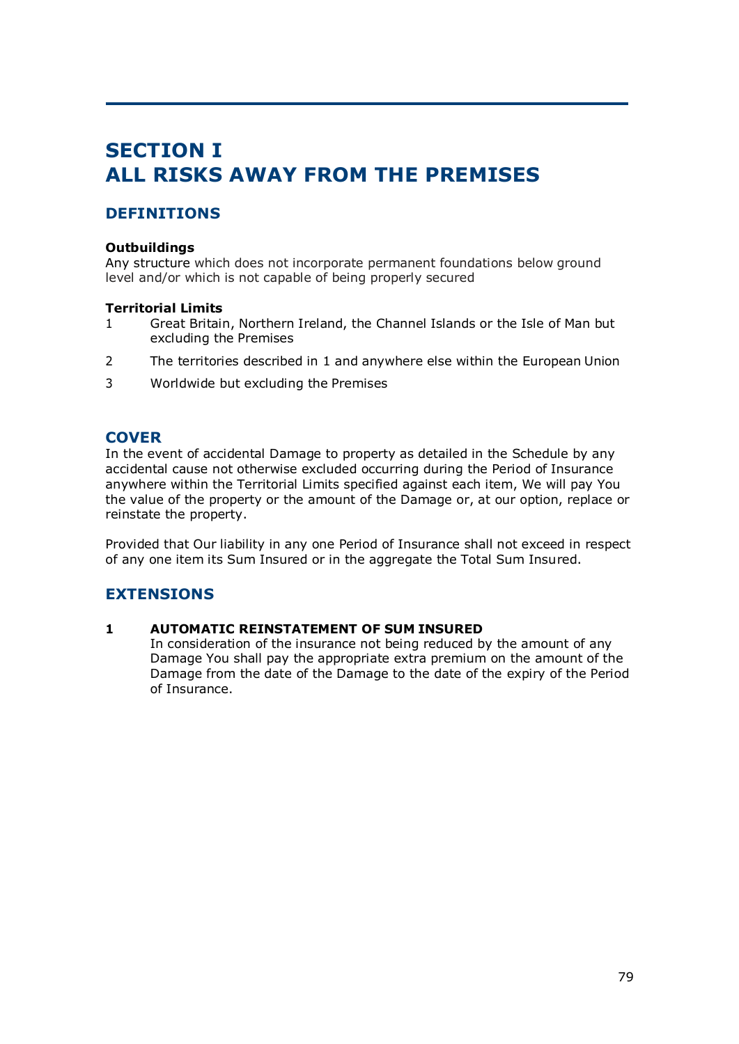# SECTION I
# ALL RISKS AWAY FROM THE PREMISES

## DEFINITIONS

**Outbuildings**
Any structure which does not incorporate permanent foundations below ground level and/or which is not capable of being properly secured

**Territorial Limits**

1. Great Britain, Northern Ireland, the Channel Islands or the Isle of Man but excluding the Premises
2. The territories described in 1 and anywhere else within the European Union
3. Worldwide but excluding the Premises

## COVER

In the event of accidental Damage to property as detailed in the Schedule by any accidental cause not otherwise excluded occurring during the Period of Insurance anywhere within the Territorial Limits specified against each item, We will pay You the value of the property or the amount of the Damage or, at our option, replace or reinstate the property.

Provided that Our liability in any one Period of Insurance shall not exceed in respect of any one item its Sum Insured or in the aggregate the Total Sum Insured.

## EXTENSIONS

**1 AUTOMATIC REINSTATEMENT OF SUM INSURED**

In consideration of the insurance not being reduced by the amount of any Damage You shall pay the appropriate extra premium on the amount of the Damage from the date of the Damage to the date of the expiry of the Period of Insurance.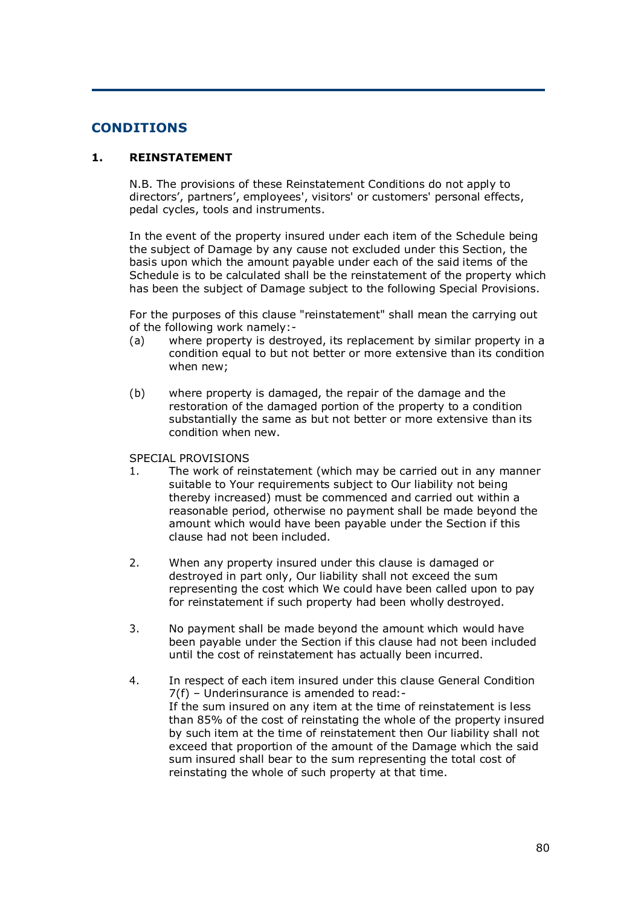## CONDITIONS

### 1. REINSTATEMENT

N.B. The provisions of these Reinstatement Conditions do not apply to directors', partners', employees', visitors' or customers' personal effects, pedal cycles, tools and instruments.

In the event of the property insured under each item of the Schedule being the subject of Damage by any cause not excluded under this Section, the basis upon which the amount payable under each of the said items of the Schedule is to be calculated shall be the reinstatement of the property which has been the subject of Damage subject to the following Special Provisions.

For the purposes of this clause "reinstatement" shall mean the carrying out of the following work namely:-

(a) where property is destroyed, its replacement by similar property in a condition equal to but not better or more extensive than its condition when new;

(b) where property is damaged, the repair of the damage and the restoration of the damaged portion of the property to a condition substantially the same as but not better or more extensive than its condition when new.

SPECIAL PROVISIONS

1. The work of reinstatement (which may be carried out in any manner suitable to Your requirements subject to Our liability not being thereby increased) must be commenced and carried out within a reasonable period, otherwise no payment shall be made beyond the amount which would have been payable under the Section if this clause had not been included.

2. When any property insured under this clause is damaged or destroyed in part only, Our liability shall not exceed the sum representing the cost which We could have been called upon to pay for reinstatement if such property had been wholly destroyed.

3. No payment shall be made beyond the amount which would have been payable under the Section if this clause had not been included until the cost of reinstatement has actually been incurred.

4. In respect of each item insured under this clause General Condition 7(f) – Underinsurance is amended to read:-
   If the sum insured on any item at the time of reinstatement is less than 85% of the cost of reinstating the whole of the property insured by such item at the time of reinstatement then Our liability shall not exceed that proportion of the amount of the Damage which the said sum insured shall bear to the sum representing the total cost of reinstating the whole of such property at that time.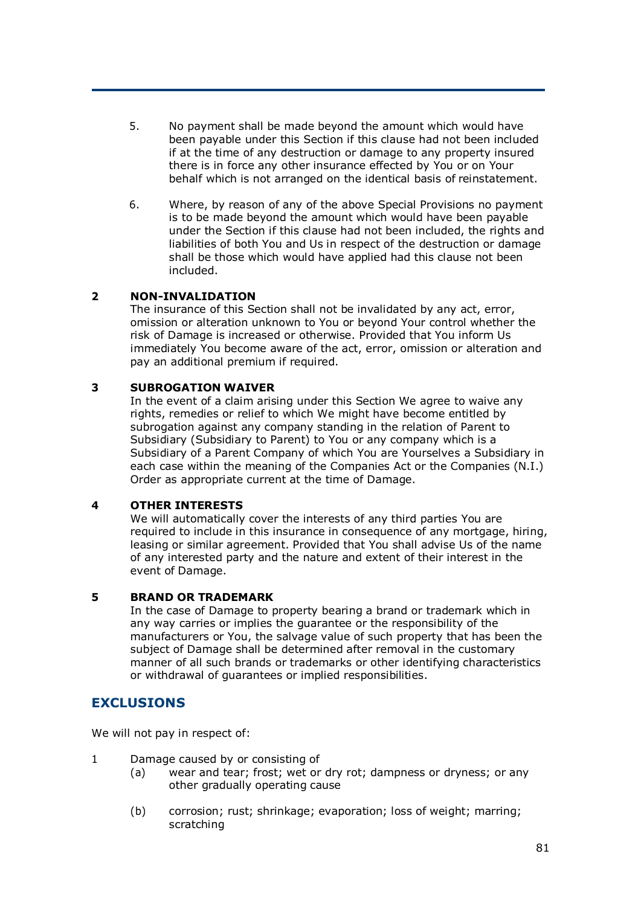5. No payment shall be made beyond the amount which would have been payable under this Section if this clause had not been included if at the time of any destruction or damage to any property insured there is in force any other insurance effected by You or on Your behalf which is not arranged on the identical basis of reinstatement.

6. Where, by reason of any of the above Special Provisions no payment is to be made beyond the amount which would have been payable under the Section if this clause had not been included, the rights and liabilities of both You and Us in respect of the destruction or damage shall be those which would have applied had this clause not been included.

**2 NON-INVALIDATION**

The insurance of this Section shall not be invalidated by any act, error, omission or alteration unknown to You or beyond Your control whether the risk of Damage is increased or otherwise. Provided that You inform Us immediately You become aware of the act, error, omission or alteration and pay an additional premium if required.

**3 SUBROGATION WAIVER**

In the event of a claim arising under this Section We agree to waive any rights, remedies or relief to which We might have become entitled by subrogation against any company standing in the relation of Parent to Subsidiary (Subsidiary to Parent) to You or any company which is a Subsidiary of a Parent Company of which You are Yourselves a Subsidiary in each case within the meaning of the Companies Act or the Companies (N.I.) Order as appropriate current at the time of Damage.

**4 OTHER INTERESTS**

We will automatically cover the interests of any third parties You are required to include in this insurance in consequence of any mortgage, hiring, leasing or similar agreement. Provided that You shall advise Us of the name of any interested party and the nature and extent of their interest in the event of Damage.

**5 BRAND OR TRADEMARK**

In the case of Damage to property bearing a brand or trademark which in any way carries or implies the guarantee or the responsibility of the manufacturers or You, the salvage value of such property that has been the subject of Damage shall be determined after removal in the customary manner of all such brands or trademarks or other identifying characteristics or withdrawal of guarantees or implied responsibilities.

## EXCLUSIONS

We will not pay in respect of:

1 Damage caused by or consisting of

(a) wear and tear; frost; wet or dry rot; dampness or dryness; or any other gradually operating cause

(b) corrosion; rust; shrinkage; evaporation; loss of weight; marring; scratching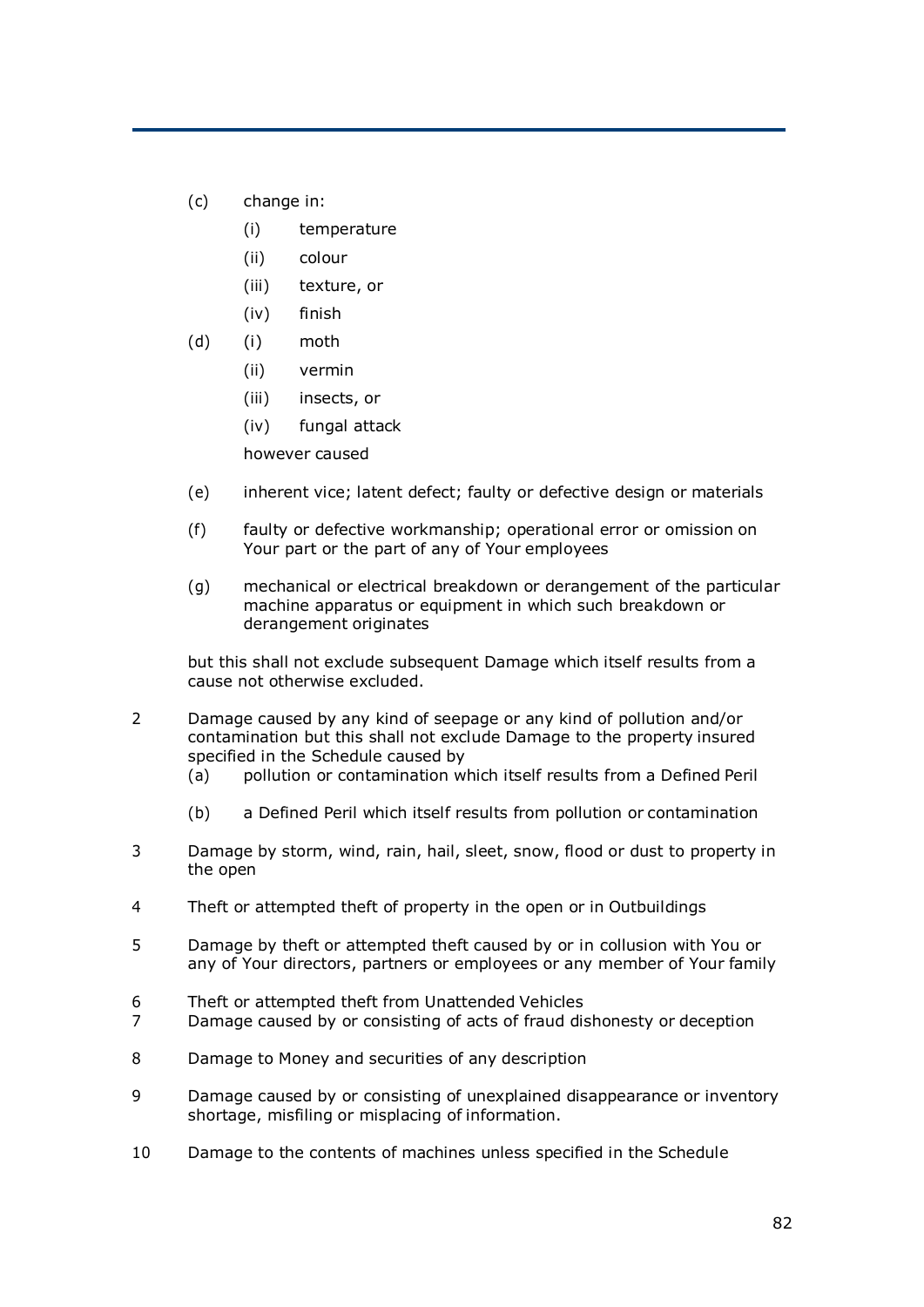(c) change in:

    (i) temperature
    (ii) colour
    (iii) texture, or
    (iv) finish

(d) (i) moth
    (ii) vermin
    (iii) insects, or
    (iv) fungal attack

    however caused

(e) inherent vice; latent defect; faulty or defective design or materials

(f) faulty or defective workmanship; operational error or omission on Your part or the part of any of Your employees

(g) mechanical or electrical breakdown or derangement of the particular machine apparatus or equipment in which such breakdown or derangement originates

but this shall not exclude subsequent Damage which itself results from a cause not otherwise excluded.

2 Damage caused by any kind of seepage or any kind of pollution and/or contamination but this shall not exclude Damage to the property insured specified in the Schedule caused by

   (a) pollution or contamination which itself results from a Defined Peril

   (b) a Defined Peril which itself results from pollution or contamination

3 Damage by storm, wind, rain, hail, sleet, snow, flood or dust to property in the open

4 Theft or attempted theft of property in the open or in Outbuildings

5 Damage by theft or attempted theft caused by or in collusion with You or any of Your directors, partners or employees or any member of Your family

6 Theft or attempted theft from Unattended Vehicles

7 Damage caused by or consisting of acts of fraud dishonesty or deception

8 Damage to Money and securities of any description

9 Damage caused by or consisting of unexplained disappearance or inventory shortage, misfiling or misplacing of information.

10 Damage to the contents of machines unless specified in the Schedule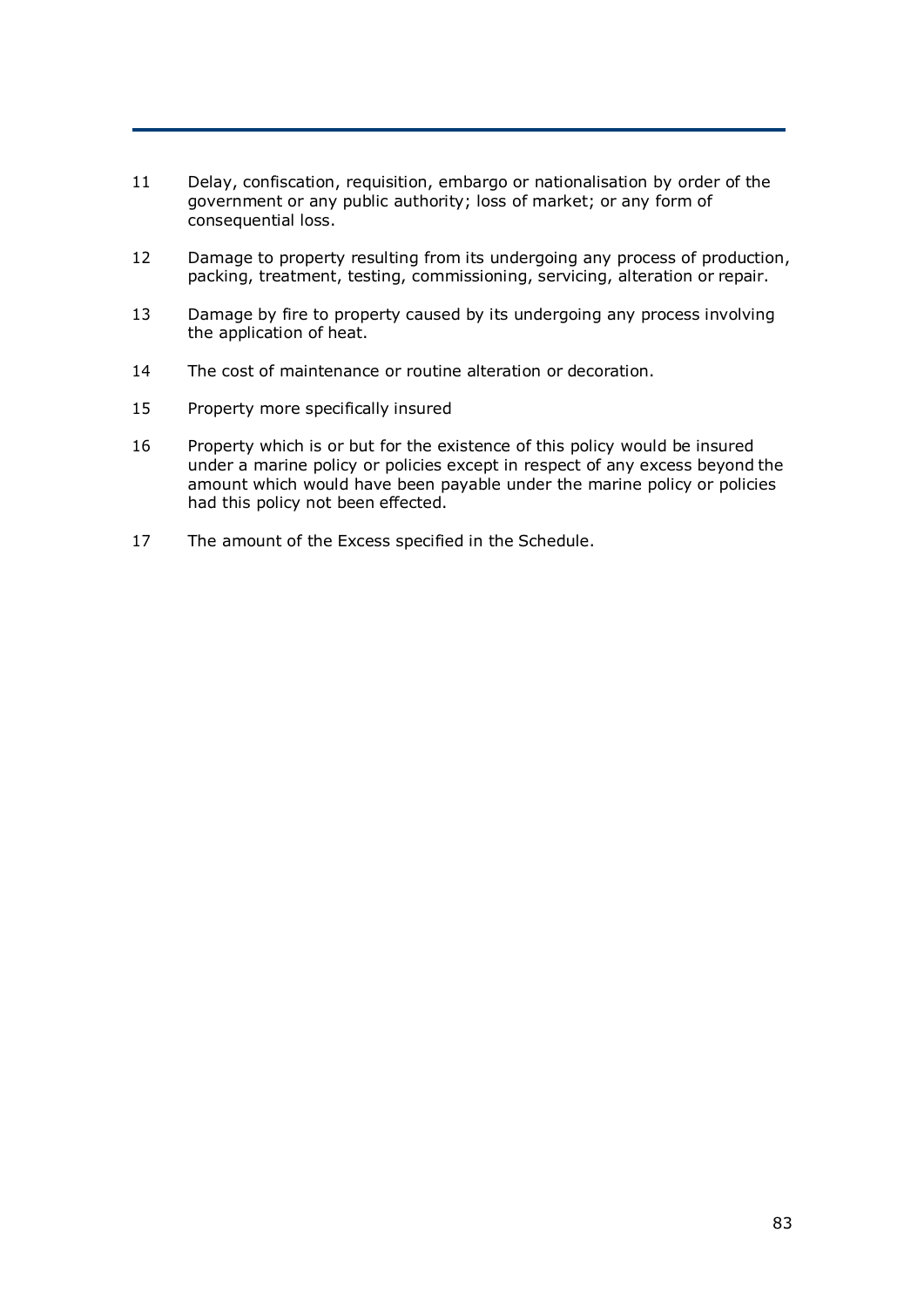11 Delay, confiscation, requisition, embargo or nationalisation by order of the government or any public authority; loss of market; or any form of consequential loss.

12 Damage to property resulting from its undergoing any process of production, packing, treatment, testing, commissioning, servicing, alteration or repair.

13 Damage by fire to property caused by its undergoing any process involving the application of heat.

14 The cost of maintenance or routine alteration or decoration.

15 Property more specifically insured

16 Property which is or but for the existence of this policy would be insured under a marine policy or policies except in respect of any excess beyond the amount which would have been payable under the marine policy or policies had this policy not been effected.

17 The amount of the Excess specified in the Schedule.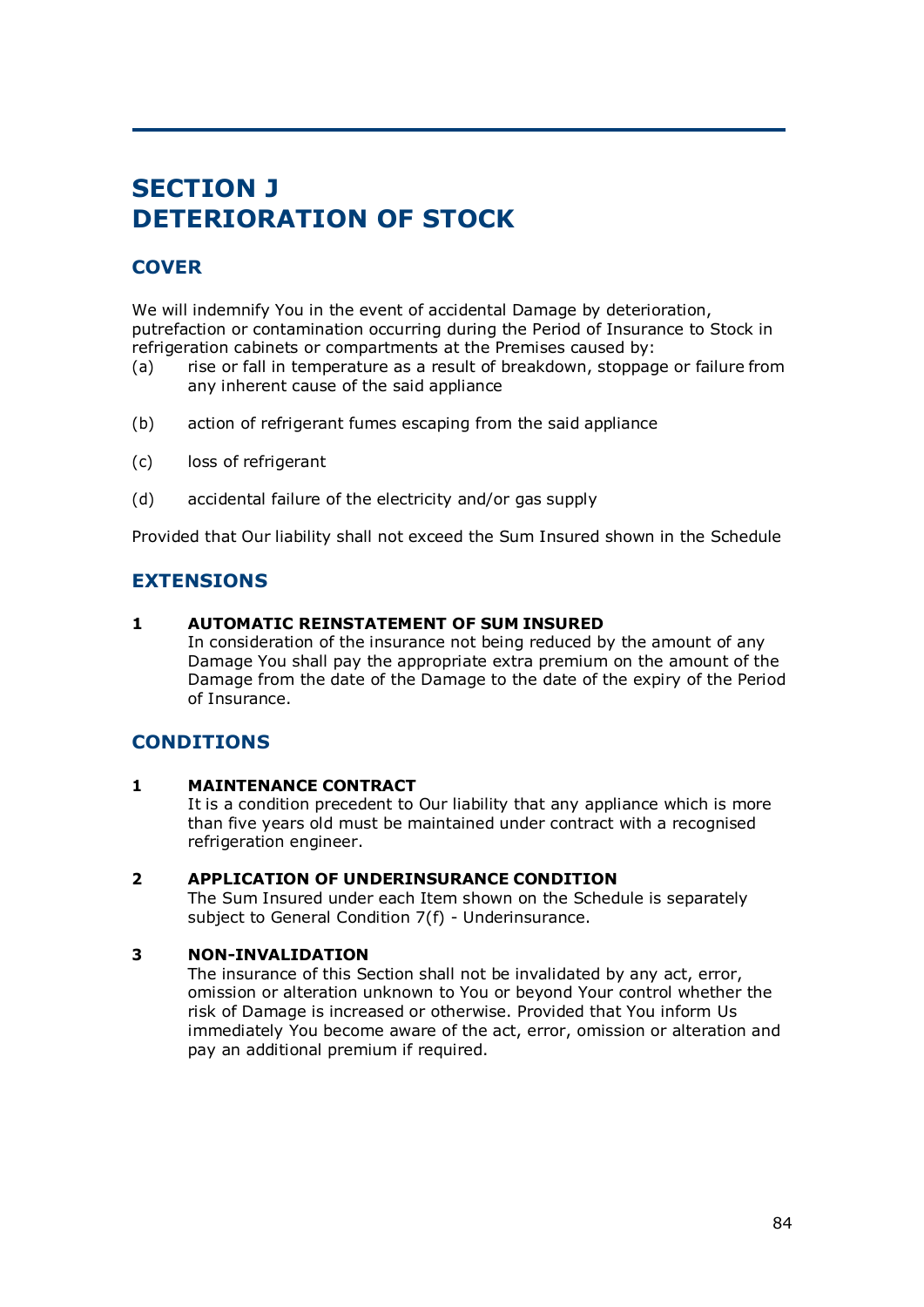# SECTION J
# DETERIORATION OF STOCK

## COVER

We will indemnify You in the event of accidental Damage by deterioration, putrefaction or contamination occurring during the Period of Insurance to Stock in refrigeration cabinets or compartments at the Premises caused by:

(a) rise or fall in temperature as a result of breakdown, stoppage or failure from any inherent cause of the said appliance

(b) action of refrigerant fumes escaping from the said appliance

(c) loss of refrigerant

(d) accidental failure of the electricity and/or gas supply

Provided that Our liability shall not exceed the Sum Insured shown in the Schedule

## EXTENSIONS

**1 AUTOMATIC REINSTATEMENT OF SUM INSURED**
In consideration of the insurance not being reduced by the amount of any Damage You shall pay the appropriate extra premium on the amount of the Damage from the date of the Damage to the date of the expiry of the Period of Insurance.

## CONDITIONS

**1 MAINTENANCE CONTRACT**
It is a condition precedent to Our liability that any appliance which is more than five years old must be maintained under contract with a recognised refrigeration engineer.

**2 APPLICATION OF UNDERINSURANCE CONDITION**
The Sum Insured under each Item shown on the Schedule is separately subject to General Condition 7(f) - Underinsurance.

**3 NON-INVALIDATION**
The insurance of this Section shall not be invalidated by any act, error, omission or alteration unknown to You or beyond Your control whether the risk of Damage is increased or otherwise. Provided that You inform Us immediately You become aware of the act, error, omission or alteration and pay an additional premium if required.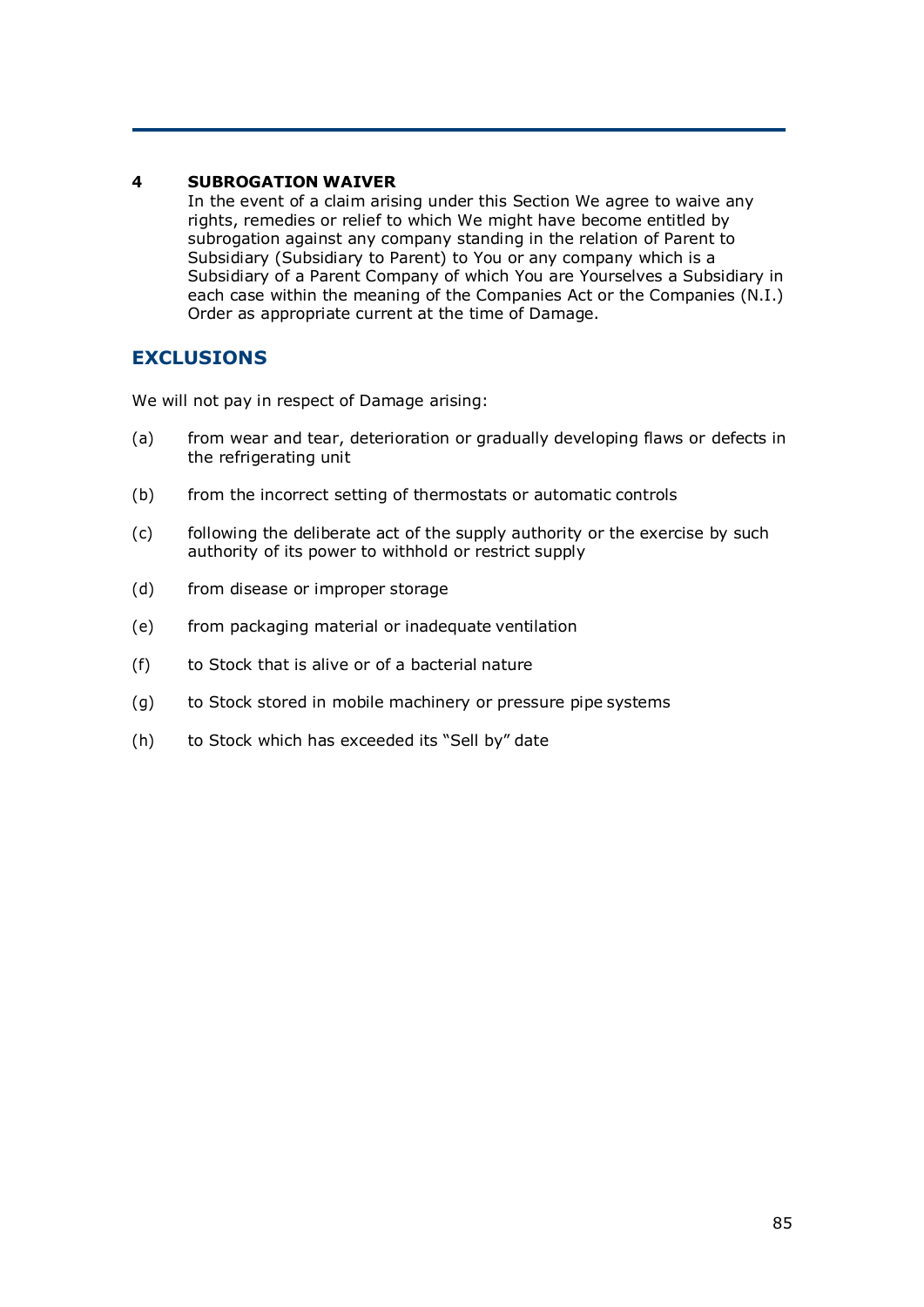**4 SUBROGATION WAIVER**

In the event of a claim arising under this Section We agree to waive any rights, remedies or relief to which We might have become entitled by subrogation against any company standing in the relation of Parent to Subsidiary (Subsidiary to Parent) to You or any company which is a Subsidiary of a Parent Company of which You are Yourselves a Subsidiary in each case within the meaning of the Companies Act or the Companies (N.I.) Order as appropriate current at the time of Damage.

## EXCLUSIONS

We will not pay in respect of Damage arising:

(a) from wear and tear, deterioration or gradually developing flaws or defects in the refrigerating unit

(b) from the incorrect setting of thermostats or automatic controls

(c) following the deliberate act of the supply authority or the exercise by such authority of its power to withhold or restrict supply

(d) from disease or improper storage

(e) from packaging material or inadequate ventilation

(f) to Stock that is alive or of a bacterial nature

(g) to Stock stored in mobile machinery or pressure pipe systems

(h) to Stock which has exceeded its "Sell by" date